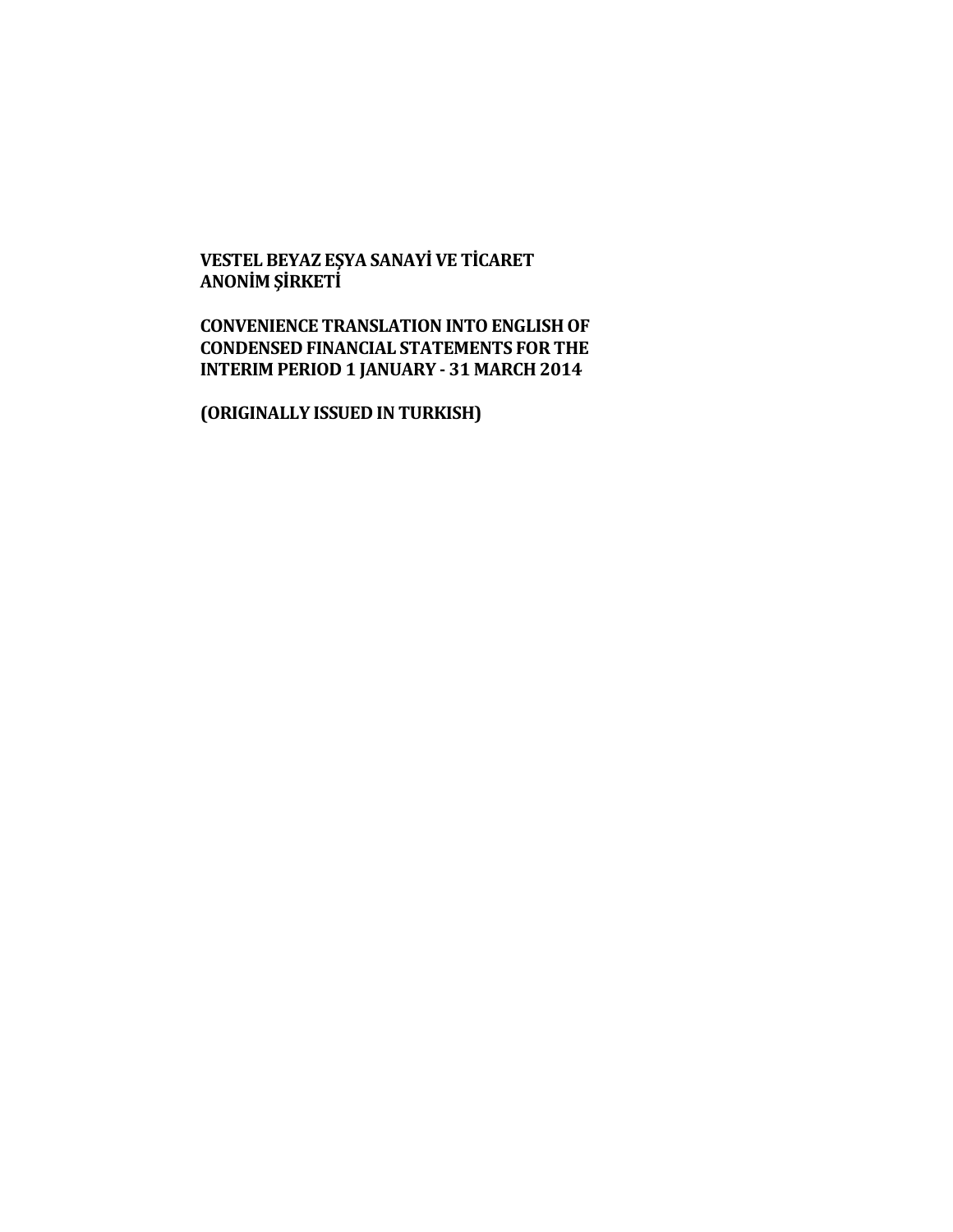**VESTEL BEYAZ EŞYA SANAYİ VE TİCARET ANONİM ŞİRKETİ**

**CONVENIENCE TRANSLATION INTO ENGLISH OF CONDENSED FINANCIAL STATEMENTS FOR THE INTERIM PERIOD 1 JANUARY - 31 MARCH 2014**

**(ORIGINALLY ISSUED IN TURKISH)**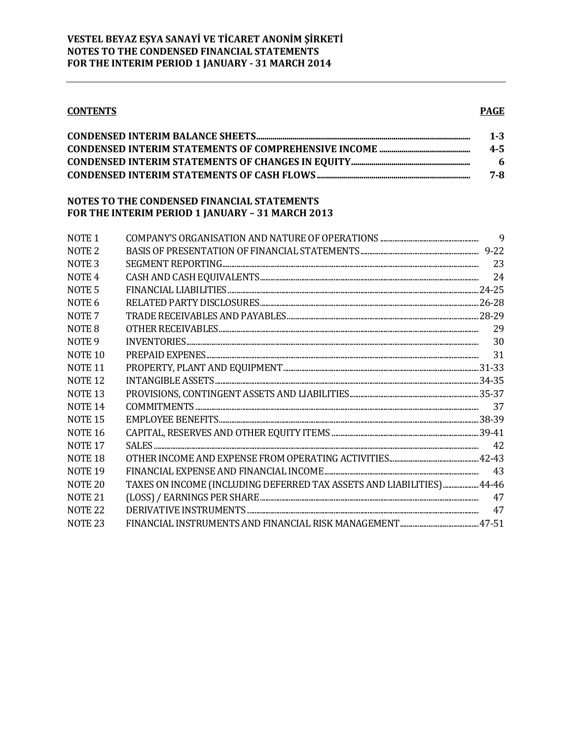**VESTEL BEYAZ EŞYA SANAYİ VE TİCARET ANONİM ŞİRKETİ**
**NOTES TO THE CONDENSED FINANCIAL STATEMENTS**
**FOR THE INTERIM PERIOD 1 JANUARY - 31 MARCH 2014**

| **CONTENTS** | **PAGE** |
|---|---|
| **CONDENSED INTERIM BALANCE SHEETS** | **1-3** |
| **CONDENSED INTERIM STATEMENTS OF COMPREHENSIVE INCOME** | **4-5** |
| **CONDENSED INTERIM STATEMENTS OF CHANGES IN EQUITY** | **6** |
| **CONDENSED INTERIM STATEMENTS OF CASH FLOWS** | **7-8** |

**NOTES TO THE CONDENSED FINANCIAL STATEMENTS**
**FOR THE INTERIM PERIOD 1 JANUARY – 31 MARCH 2013**

| | | |
|---|---|---|
| NOTE 1 | COMPANY'S ORGANISATION AND NATURE OF OPERATIONS | 9 |
| NOTE 2 | BASIS OF PRESENTATION OF FINANCIAL STATEMENTS | 9-22 |
| NOTE 3 | SEGMENT REPORTING | 23 |
| NOTE 4 | CASH AND CASH EQUIVALENTS | 24 |
| NOTE 5 | FINANCIAL LIABILITIES | 24-25 |
| NOTE 6 | RELATED PARTY DISCLOSURES | 26-28 |
| NOTE 7 | TRADE RECEIVABLES AND PAYABLES | 28-29 |
| NOTE 8 | OTHER RECEIVABLES | 29 |
| NOTE 9 | INVENTORIES | 30 |
| NOTE 10 | PREPAID EXPENES | 31 |
| NOTE 11 | PROPERTY, PLANT AND EQUIPMENT | 31-33 |
| NOTE 12 | INTANGIBLE ASSETS | 34-35 |
| NOTE 13 | PROVISIONS, CONTINGENT ASSETS AND LIABILITIES | 35-37 |
| NOTE 14 | COMMITMENTS | 37 |
| NOTE 15 | EMPLOYEE BENEFITS | 38-39 |
| NOTE 16 | CAPITAL, RESERVES AND OTHER EQUITY ITEMS | 39-41 |
| NOTE 17 | SALES | 42 |
| NOTE 18 | OTHER INCOME AND EXPENSE FROM OPERATING ACTIVITIES | 42-43 |
| NOTE 19 | FINANCIAL EXPENSE AND FINANCIAL INCOME | 43 |
| NOTE 20 | TAXES ON INCOME (INCLUDING DEFERRED TAX ASSETS AND LIABILITIES) | 44-46 |
| NOTE 21 | (LOSS) / EARNINGS PER SHARE | 47 |
| NOTE 22 | DERIVATIVE INSTRUMENTS | 47 |
| NOTE 23 | FINANCIAL INSTRUMENTS AND FINANCIAL RISK MANAGEMENT | 47-51 |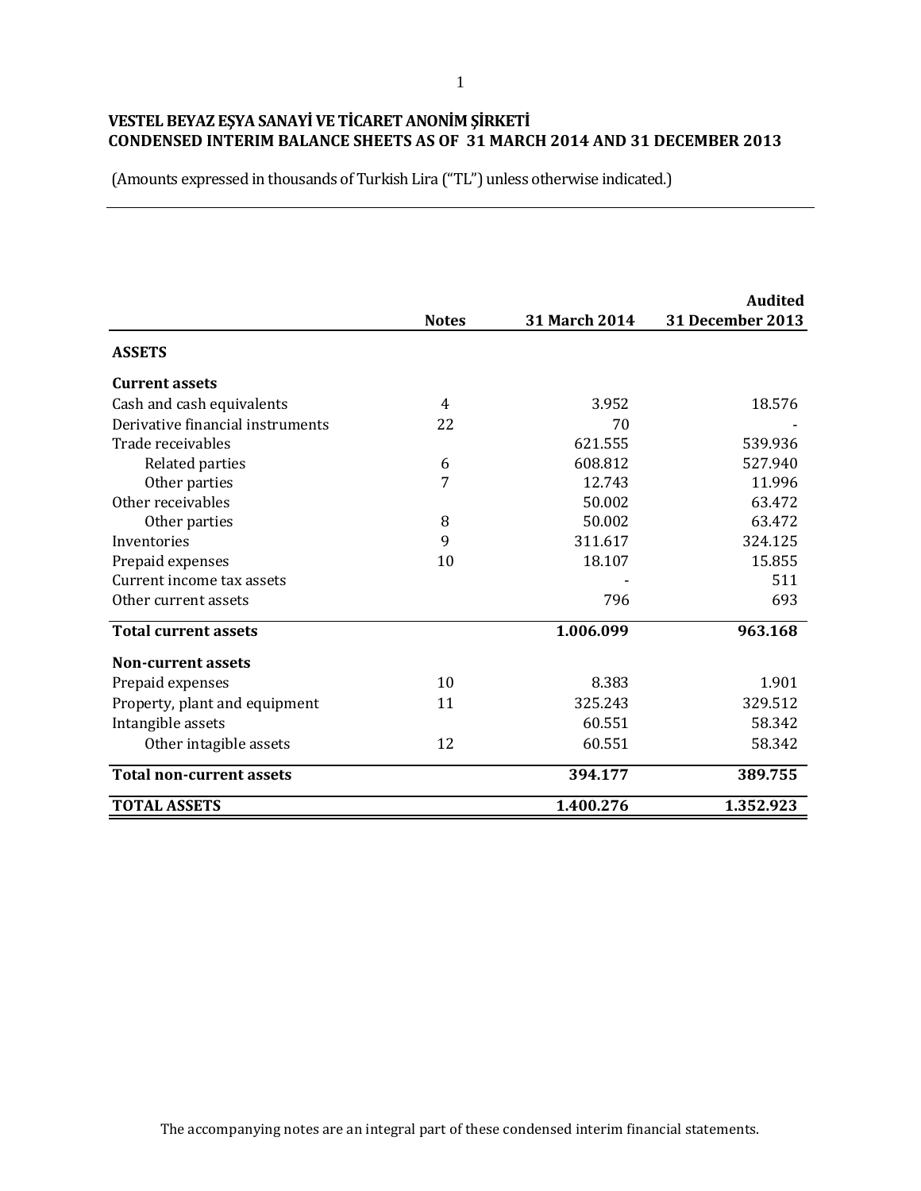**VESTEL BEYAZ EŞYA SANAYİ VE TİCARET ANONİM ŞİRKETİ**
**CONDENSED INTERIM BALANCE SHEETS AS OF 31 MARCH 2014 AND 31 DECEMBER 2013**

(Amounts expressed in thousands of Turkish Lira ("TL") unless otherwise indicated.)

| | Notes | 31 March 2014 | Audited 31 December 2013 |
|---|---|---|---|
| **ASSETS** | | | |
| **Current assets** | | | |
| Cash and cash equivalents | 4 | 3.952 | 18.576 |
| Derivative financial instruments | 22 | 70 | - |
| Trade receivables | | 621.555 | 539.936 |
| Related parties | 6 | 608.812 | 527.940 |
| Other parties | 7 | 12.743 | 11.996 |
| Other receivables | | 50.002 | 63.472 |
| Other parties | 8 | 50.002 | 63.472 |
| Inventories | 9 | 311.617 | 324.125 |
| Prepaid expenses | 10 | 18.107 | 15.855 |
| Current income tax assets | | - | 511 |
| Other current assets | | 796 | 693 |
| **Total current assets** | | **1.006.099** | **963.168** |
| **Non-current assets** | | | |
| Prepaid expenses | 10 | 8.383 | 1.901 |
| Property, plant and equipment | 11 | 325.243 | 329.512 |
| Intangible assets | | 60.551 | 58.342 |
| Other intagible assets | 12 | 60.551 | 58.342 |
| **Total non-current assets** | | **394.177** | **389.755** |
| **TOTAL ASSETS** | | **1.400.276** | **1.352.923** |

The accompanying notes are an integral part of these condensed interim financial statements.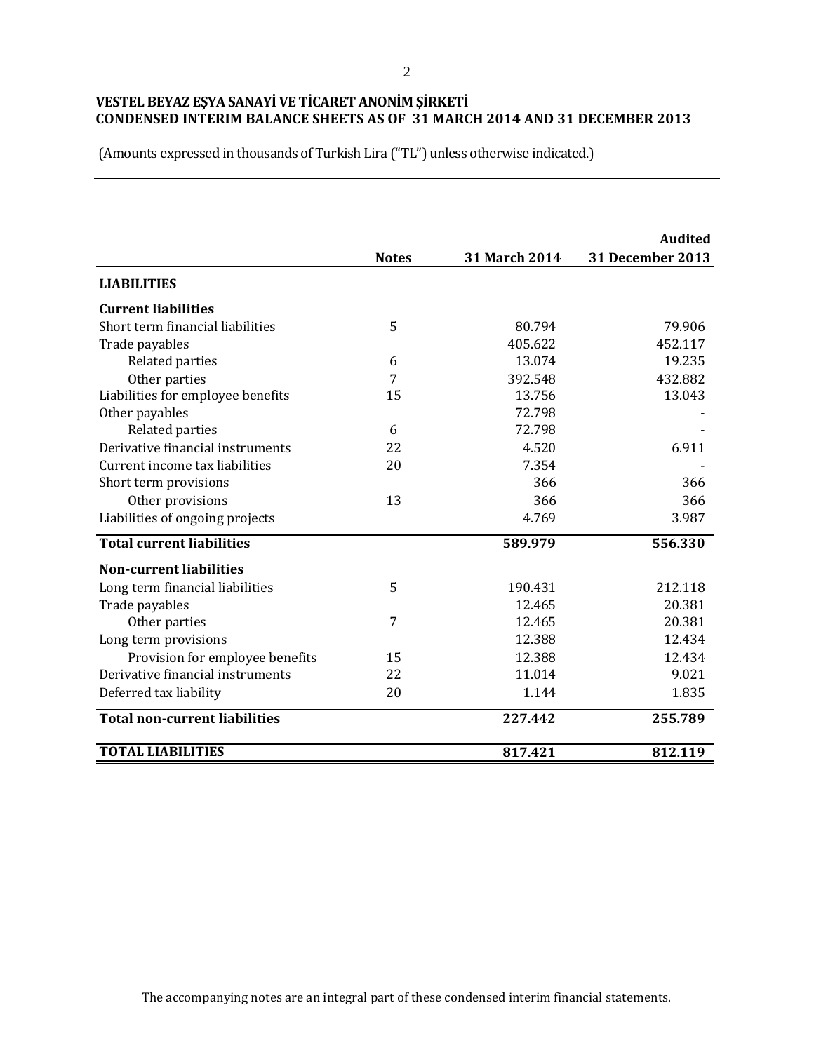**VESTEL BEYAZ EŞYA SANAYİ VE TİCARET ANONİM ŞİRKETİ**
**CONDENSED INTERIM BALANCE SHEETS AS OF 31 MARCH 2014 AND 31 DECEMBER 2013**

(Amounts expressed in thousands of Turkish Lira ("TL") unless otherwise indicated.)

| | Notes | 31 March 2014 | Audited 31 December 2013 |
|---|---|---|---|
| **LIABILITIES** | | | |
| **Current liabilities** | | | |
| Short term financial liabilities | 5 | 80.794 | 79.906 |
| Trade payables | | 405.622 | 452.117 |
| Related parties | 6 | 13.074 | 19.235 |
| Other parties | 7 | 392.548 | 432.882 |
| Liabilities for employee benefits | 15 | 13.756 | 13.043 |
| Other payables | | 72.798 | - |
| Related parties | 6 | 72.798 | - |
| Derivative financial instruments | 22 | 4.520 | 6.911 |
| Current income tax liabilities | 20 | 7.354 | - |
| Short term provisions | | 366 | 366 |
| Other provisions | 13 | 366 | 366 |
| Liabilities of ongoing projects | | 4.769 | 3.987 |
| **Total current liabilities** | | **589.979** | **556.330** |
| **Non-current liabilities** | | | |
| Long term financial liabilities | 5 | 190.431 | 212.118 |
| Trade payables | | 12.465 | 20.381 |
| Other parties | 7 | 12.465 | 20.381 |
| Long term provisions | | 12.388 | 12.434 |
| Provision for employee benefits | 15 | 12.388 | 12.434 |
| Derivative financial instruments | 22 | 11.014 | 9.021 |
| Deferred tax liability | 20 | 1.144 | 1.835 |
| **Total non-current liabilities** | | **227.442** | **255.789** |
| **TOTAL LIABILITIES** | | **817.421** | **812.119** |

The accompanying notes are an integral part of these condensed interim financial statements.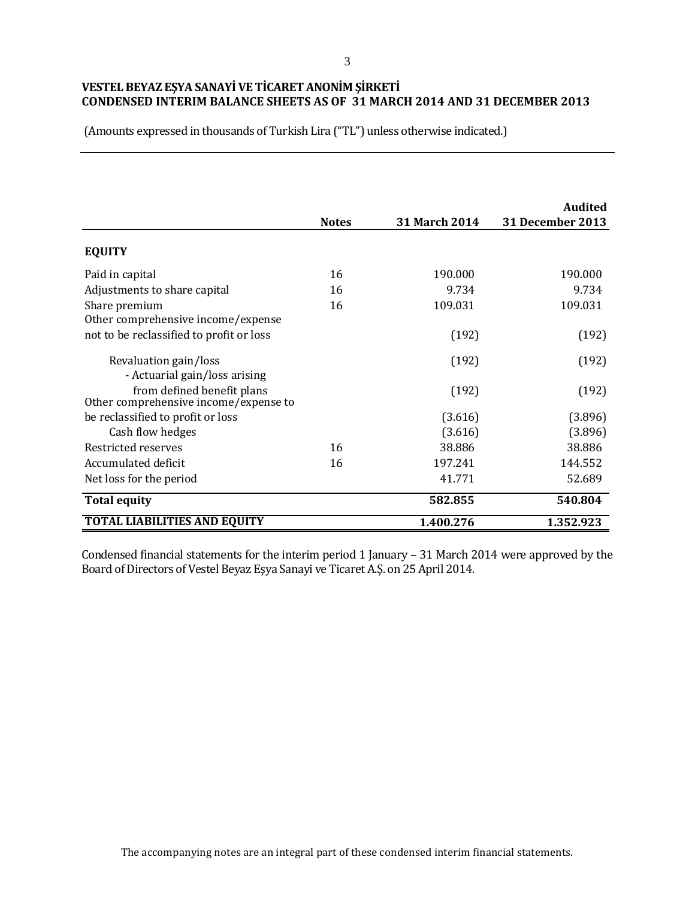**VESTEL BEYAZ EŞYA SANAYİ VE TİCARET ANONİM ŞİRKETİ**
**CONDENSED INTERIM BALANCE SHEETS AS OF 31 MARCH 2014 AND 31 DECEMBER 2013**

(Amounts expressed in thousands of Turkish Lira ("TL") unless otherwise indicated.)

| | Notes | 31 March 2014 | Audited 31 December 2013 |
|---|---|---|---|
| **EQUITY** | | | |
| Paid in capital | 16 | 190.000 | 190.000 |
| Adjustments to share capital | 16 | 9.734 | 9.734 |
| Share premium | 16 | 109.031 | 109.031 |
| Other comprehensive income/expense not to be reclassified to profit or loss | | (192) | (192) |
| Revaluation gain/loss | | (192) | (192) |
| - Actuarial gain/loss arising from defined benefit plans | | (192) | (192) |
| Other comprehensive income/expense to be reclassified to profit or loss | | (3.616) | (3.896) |
| Cash flow hedges | | (3.616) | (3.896) |
| Restricted reserves | 16 | 38.886 | 38.886 |
| Accumulated deficit | 16 | 197.241 | 144.552 |
| Net loss for the period | | 41.771 | 52.689 |
| **Total equity** | | **582.855** | **540.804** |
| **TOTAL LIABILITIES AND EQUITY** | | **1.400.276** | **1.352.923** |

Condensed financial statements for the interim period 1 January – 31 March 2014 were approved by the Board of Directors of Vestel Beyaz Eşya Sanayi ve Ticaret A.Ş. on 25 April 2014.

The accompanying notes are an integral part of these condensed interim financial statements.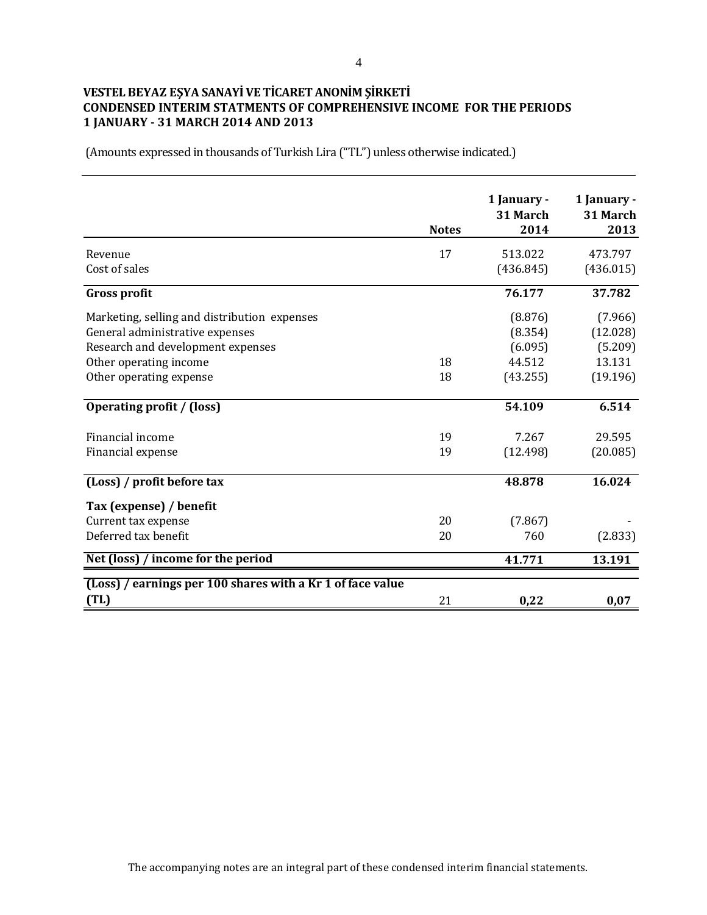**VESTEL BEYAZ EŞYA SANAYİ VE TİCARET ANONİM ŞİRKETİ**
**CONDENSED INTERIM STATMENTS OF COMPREHENSIVE INCOME FOR THE PERIODS**
**1 JANUARY - 31 MARCH 2014 AND 2013**

(Amounts expressed in thousands of Turkish Lira ("TL") unless otherwise indicated.)

| | Notes | 1 January - 31 March 2014 | 1 January - 31 March 2013 |
|---|---|---|---|
| Revenue | 17 | 513.022 | 473.797 |
| Cost of sales | | (436.845) | (436.015) |
| **Gross profit** | | **76.177** | **37.782** |
| Marketing, selling and distribution expenses | | (8.876) | (7.966) |
| General administrative expenses | | (8.354) | (12.028) |
| Research and development expenses | | (6.095) | (5.209) |
| Other operating income | 18 | 44.512 | 13.131 |
| Other operating expense | 18 | (43.255) | (19.196) |
| **Operating profit / (loss)** | | **54.109** | **6.514** |
| Financial income | 19 | 7.267 | 29.595 |
| Financial expense | 19 | (12.498) | (20.085) |
| **(Loss) / profit before tax** | | **48.878** | **16.024** |
| **Tax (expense) / benefit** | | | |
| Current tax expense | 20 | (7.867) | - |
| Deferred tax benefit | 20 | 760 | (2.833) |
| **Net (loss) / income for the period** | | **41.771** | **13.191** |
| **(Loss) / earnings per 100 shares with a Kr 1 of face value (TL)** | 21 | **0,22** | **0,07** |

The accompanying notes are an integral part of these condensed interim financial statements.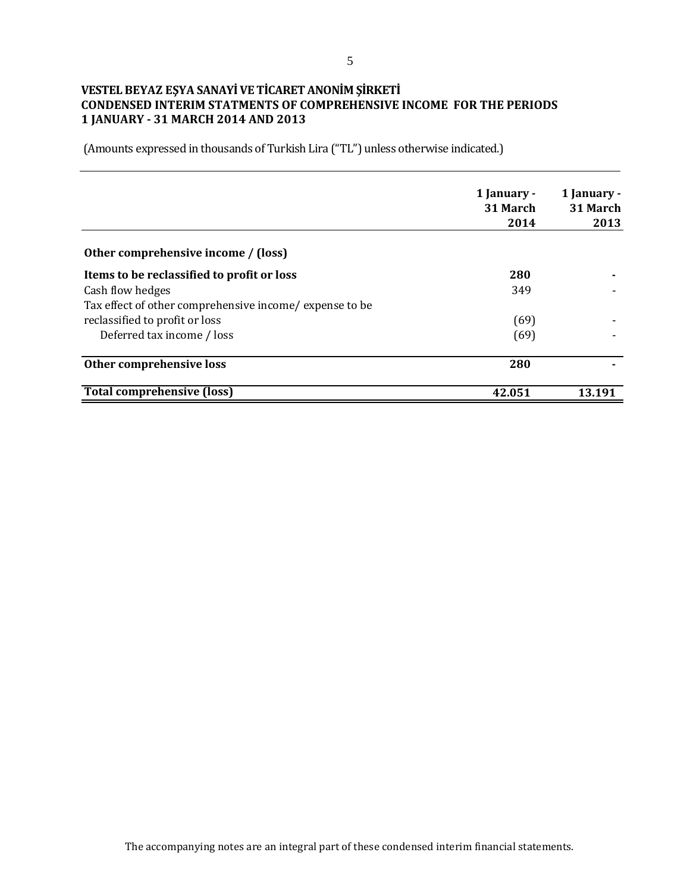**VESTEL BEYAZ EŞYA SANAYİ VE TİCARET ANONİM ŞİRKETİ**
**CONDENSED INTERIM STATMENTS OF COMPREHENSIVE INCOME FOR THE PERIODS**
**1 JANUARY - 31 MARCH 2014 AND 2013**

(Amounts expressed in thousands of Turkish Lira ("TL") unless otherwise indicated.)

| | 1 January - 31 March 2014 | 1 January - 31 March 2013 |
|---|---|---|
| **Other comprehensive income / (loss)** | | |
| **Items to be reclassified to profit or loss** | **280** | **-** |
| Cash flow hedges | 349 | - |
| Tax effect of other comprehensive income/ expense to be reclassified to profit or loss | (69) | - |
| Deferred tax income / loss | (69) | - |
| **Other comprehensive loss** | **280** | **-** |
| **Total comprehensive (loss)** | **42.051** | **13.191** |

The accompanying notes are an integral part of these condensed interim financial statements.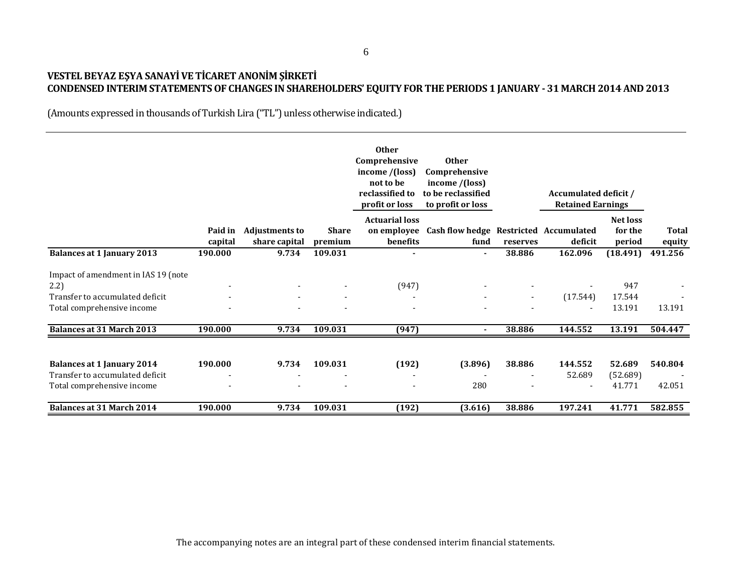**VESTEL BEYAZ EŞYA SANAYİ VE TİCARET ANONİM ŞİRKETİ**
**CONDENSED INTERIM STATEMENTS OF CHANGES IN SHAREHOLDERS' EQUITY FOR THE PERIODS 1 JANUARY - 31 MARCH 2014 AND 2013**

(Amounts expressed in thousands of Turkish Lira ("TL") unless otherwise indicated.)

| | | | | Other Comprehensive income /(loss) not to be reclassified to profit or loss | Other Comprehensive income /(loss) to be reclassified to profit or loss | | Accumulated deficit / Retained Earnings | | |
|---|---|---|---|---|---|---|---|---|---|
| | Paid in capital | Adjustments to share capital | Share premium | Actuarial loss on employee benefits | Cash flow hedge fund | Restricted reserves | Accumulated deficit | Net loss for the period | Total equity |
| **Balances at 1 January 2013** | **190.000** | **9.734** | **109.031** | **-** | **-** | **38.886** | **162.096** | **(18.491)** | **491.256** |
| Impact of amendment in IAS 19 (note 2.2) | - | - | - | (947) | - | - | - | 947 | - |
| Transfer to accumulated deficit | - | - | - | - | - | - | (17.544) | 17.544 | - |
| Total comprehensive income | - | - | - | - | - | - | - | 13.191 | 13.191 |
| **Balances at 31 March 2013** | **190.000** | **9.734** | **109.031** | **(947)** | **-** | **38.886** | **144.552** | **13.191** | **504.447** |
| | | | | | | | | | |
| **Balances at 1 January 2014** | **190.000** | **9.734** | **109.031** | **(192)** | **(3.896)** | **38.886** | **144.552** | **52.689** | **540.804** |
| Transfer to accumulated deficit | - | - | - | - | - | - | 52.689 | (52.689) | - |
| Total comprehensive income | - | - | - | - | 280 | - | - | 41.771 | 42.051 |
| **Balances at 31 March 2014** | **190.000** | **9.734** | **109.031** | **(192)** | **(3.616)** | **38.886** | **197.241** | **41.771** | **582.855** |

The accompanying notes are an integral part of these condensed interim financial statements.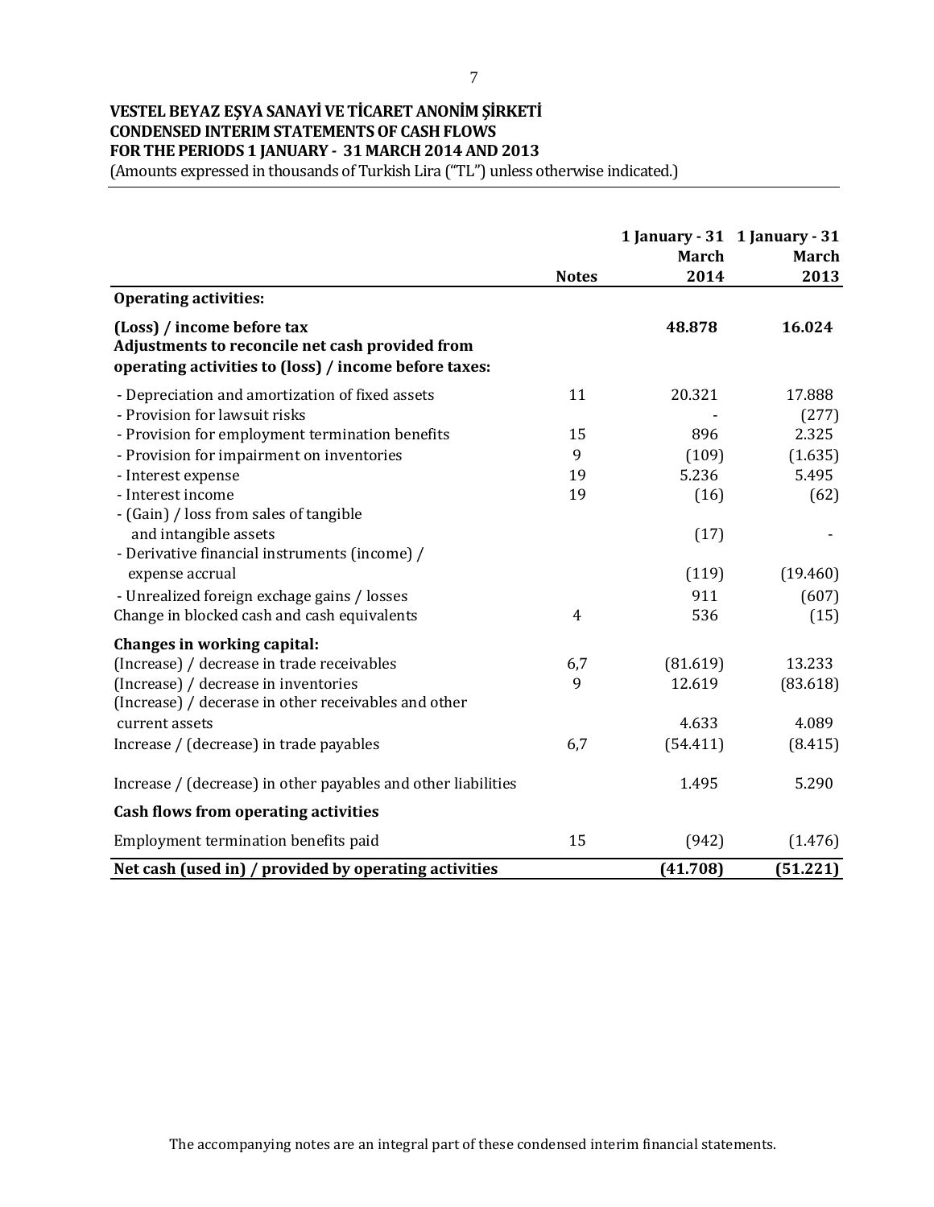# VESTEL BEYAZ EŞYA SANAYİ VE TİCARET ANONİM ŞİRKETİ
## CONDENSED INTERIM STATEMENTS OF CASH FLOWS
## FOR THE PERIODS 1 JANUARY - 31 MARCH 2014 AND 2013

(Amounts expressed in thousands of Turkish Lira ("TL") unless otherwise indicated.)

| | Notes | 1 January - 31 March 2014 | 1 January - 31 March 2013 |
|---|---|---|---|
| **Operating activities:** | | | |
| **(Loss) / income before tax** | | **48.878** | **16.024** |
| **Adjustments to reconcile net cash provided from operating activities to (loss) / income before taxes:** | | | |
| - Depreciation and amortization of fixed assets | 11 | 20.321 | 17.888 |
| - Provision for lawsuit risks | | - | (277) |
| - Provision for employment termination benefits | 15 | 896 | 2.325 |
| - Provision for impairment on inventories | 9 | (109) | (1.635) |
| - Interest expense | 19 | 5.236 | 5.495 |
| - Interest income | 19 | (16) | (62) |
| - (Gain) / loss from sales of tangible and intangible assets | | (17) | - |
| - Derivative financial instruments (income) / expense accrual | | (119) | (19.460) |
| - Unrealized foreign exchage gains / losses | | 911 | (607) |
| Change in blocked cash and cash equivalents | 4 | 536 | (15) |
| **Changes in working capital:** | | | |
| (Increase) / decrease in trade receivables | 6,7 | (81.619) | 13.233 |
| (Increase) / decrease in inventories | 9 | 12.619 | (83.618) |
| (Increase) / decerase in other receivables and other current assets | | 4.633 | 4.089 |
| Increase / (decrease) in trade payables | 6,7 | (54.411) | (8.415) |
| Increase / (decrease) in other payables and other liabilities | | 1.495 | 5.290 |
| **Cash flows from operating activities** | | | |
| Employment termination benefits paid | 15 | (942) | (1.476) |
| **Net cash (used in) / provided by operating activities** | | **(41.708)** | **(51.221)** |

The accompanying notes are an integral part of these condensed interim financial statements.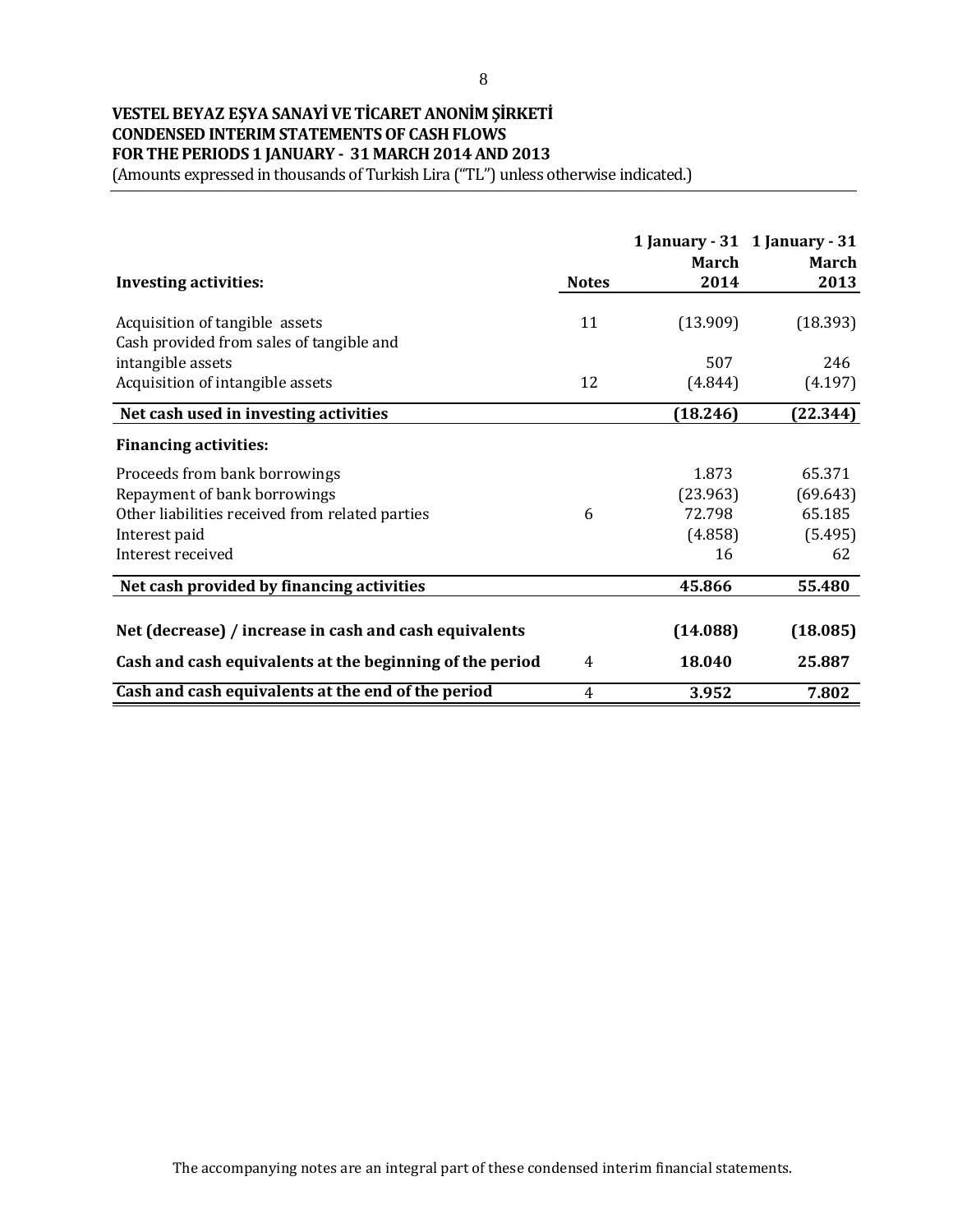**VESTEL BEYAZ EŞYA SANAYİ VE TİCARET ANONİM ŞİRKETİ**
**CONDENSED INTERIM STATEMENTS OF CASH FLOWS**
**FOR THE PERIODS 1 JANUARY - 31 MARCH 2014 AND 2013**
(Amounts expressed in thousands of Turkish Lira ("TL") unless otherwise indicated.)

| **Investing activities:** | **Notes** | **1 January - 31 March 2014** | **1 January - 31 March 2013** |
|---|---|---|---|
| Acquisition of tangible assets | 11 | (13.909) | (18.393) |
| Cash provided from sales of tangible and intangible assets | | 507 | 246 |
| Acquisition of intangible assets | 12 | (4.844) | (4.197) |
| **Net cash used in investing activities** | | **(18.246)** | **(22.344)** |
| **Financing activities:** | | | |
| Proceeds from bank borrowings | | 1.873 | 65.371 |
| Repayment of bank borrowings | | (23.963) | (69.643) |
| Other liabilities received from related parties | 6 | 72.798 | 65.185 |
| Interest paid | | (4.858) | (5.495) |
| Interest received | | 16 | 62 |
| **Net cash provided by financing activities** | | **45.866** | **55.480** |
| **Net (decrease) / increase in cash and cash equivalents** | | **(14.088)** | **(18.085)** |
| **Cash and cash equivalents at the beginning of the period** | 4 | **18.040** | **25.887** |
| **Cash and cash equivalents at the end of the period** | 4 | **3.952** | **7.802** |

The accompanying notes are an integral part of these condensed interim financial statements.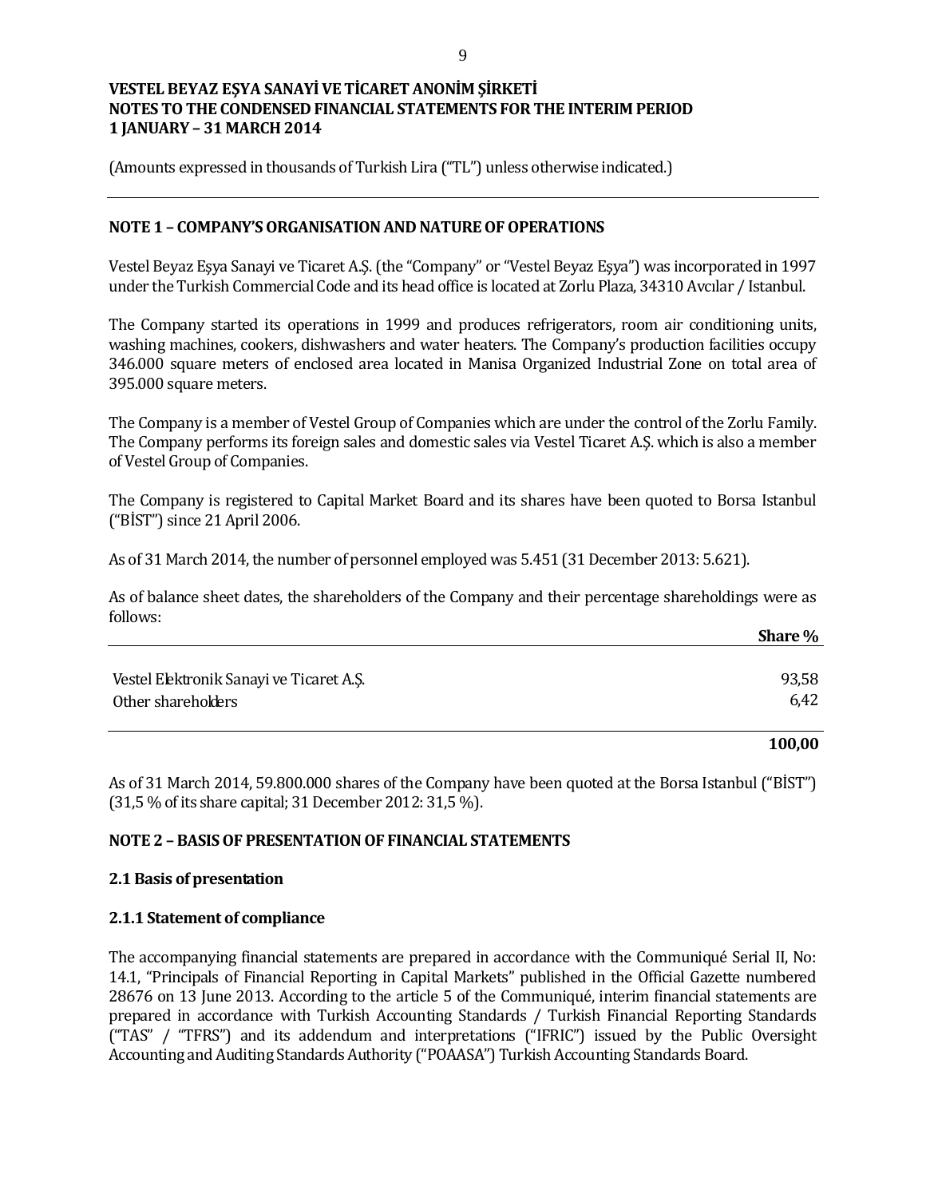**VESTEL BEYAZ EŞYA SANAYİ VE TİCARET ANONİM ŞİRKETİ**
**NOTES TO THE CONDENSED FINANCIAL STATEMENTS FOR THE INTERIM PERIOD**
**1 JANUARY – 31 MARCH 2014**

(Amounts expressed in thousands of Turkish Lira ("TL") unless otherwise indicated.)

## NOTE 1 – COMPANY'S ORGANISATION AND NATURE OF OPERATIONS

Vestel Beyaz Eşya Sanayi ve Ticaret A.Ş. (the "Company" or "Vestel Beyaz Eşya") was incorporated in 1997 under the Turkish Commercial Code and its head office is located at Zorlu Plaza, 34310 Avcılar / Istanbul.

The Company started its operations in 1999 and produces refrigerators, room air conditioning units, washing machines, cookers, dishwashers and water heaters. The Company's production facilities occupy 346.000 square meters of enclosed area located in Manisa Organized Industrial Zone on total area of 395.000 square meters.

The Company is a member of Vestel Group of Companies which are under the control of the Zorlu Family. The Company performs its foreign sales and domestic sales via Vestel Ticaret A.Ş. which is also a member of Vestel Group of Companies.

The Company is registered to Capital Market Board and its shares have been quoted to Borsa Istanbul ("BİST") since 21 April 2006.

As of 31 March 2014, the number of personnel employed was 5.451 (31 December 2013: 5.621).

As of balance sheet dates, the shareholders of the Company and their percentage shareholdings were as follows:

| | Share % |
|---|---|
| Vestel Elektronik Sanayi ve Ticaret A.Ş. | 93,58 |
| Other shareholders | 6,42 |
| | **100,00** |

As of 31 March 2014, 59.800.000 shares of the Company have been quoted at the Borsa Istanbul ("BİST") (31,5 % of its share capital; 31 December 2012: 31,5 %).

## NOTE 2 – BASIS OF PRESENTATION OF FINANCIAL STATEMENTS

### 2.1 Basis of presentation

### 2.1.1 Statement of compliance

The accompanying financial statements are prepared in accordance with the Communiqué Serial II, No: 14.1, "Principals of Financial Reporting in Capital Markets" published in the Official Gazette numbered 28676 on 13 June 2013. According to the article 5 of the Communiqué, interim financial statements are prepared in accordance with Turkish Accounting Standards / Turkish Financial Reporting Standards ("TAS" / "TFRS") and its addendum and interpretations ("IFRIC") issued by the Public Oversight Accounting and Auditing Standards Authority ("POAASA") Turkish Accounting Standards Board.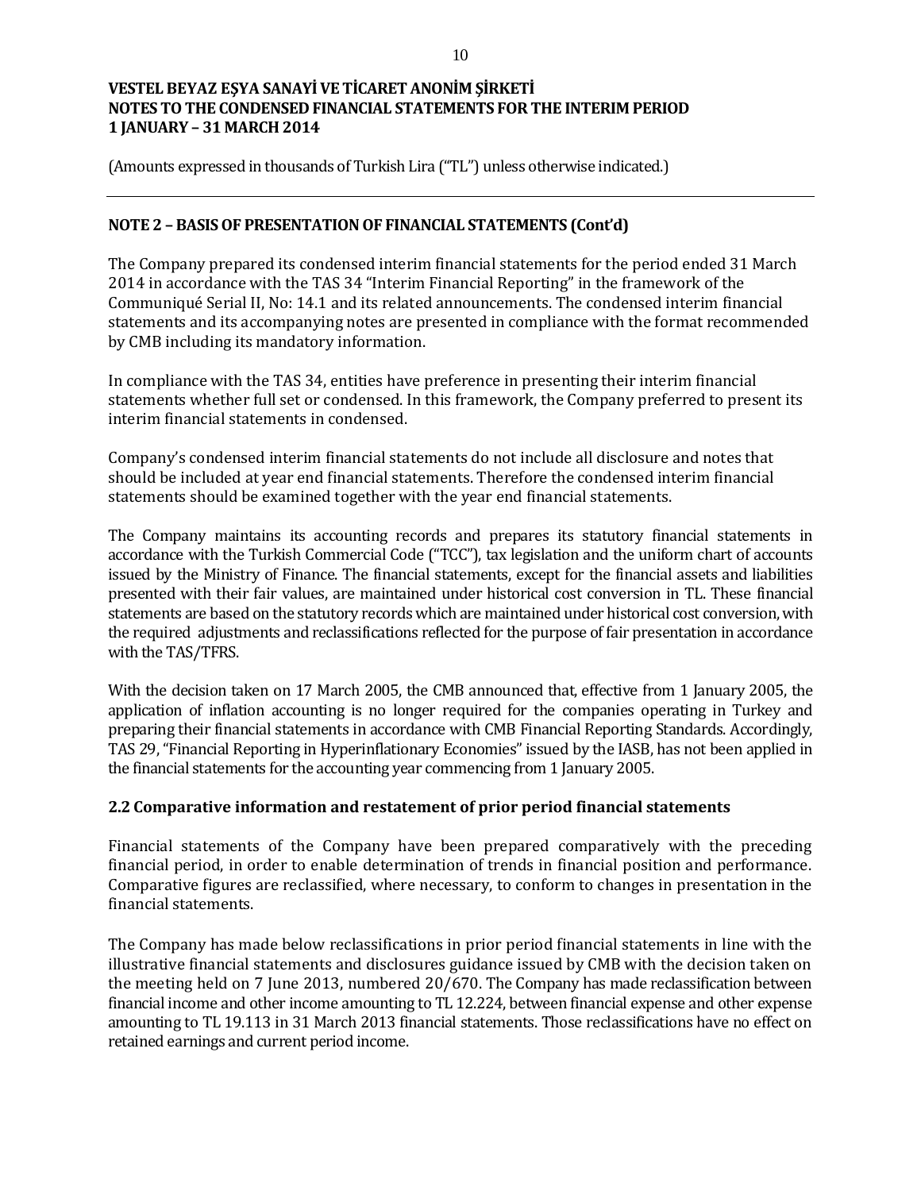(Amounts expressed in thousands of Turkish Lira ("TL") unless otherwise indicated.)

## NOTE 2 – BASIS OF PRESENTATION OF FINANCIAL STATEMENTS (Cont'd)

The Company prepared its condensed interim financial statements for the period ended 31 March 2014 in accordance with the TAS 34 "Interim Financial Reporting" in the framework of the Communiqué Serial II, No: 14.1 and its related announcements. The condensed interim financial statements and its accompanying notes are presented in compliance with the format recommended by CMB including its mandatory information.

In compliance with the TAS 34, entities have preference in presenting their interim financial statements whether full set or condensed. In this framework, the Company preferred to present its interim financial statements in condensed.

Company's condensed interim financial statements do not include all disclosure and notes that should be included at year end financial statements. Therefore the condensed interim financial statements should be examined together with the year end financial statements.

The Company maintains its accounting records and prepares its statutory financial statements in accordance with the Turkish Commercial Code ("TCC"), tax legislation and the uniform chart of accounts issued by the Ministry of Finance. The financial statements, except for the financial assets and liabilities presented with their fair values, are maintained under historical cost conversion in TL. These financial statements are based on the statutory records which are maintained under historical cost conversion, with the required adjustments and reclassifications reflected for the purpose of fair presentation in accordance with the TAS/TFRS.

With the decision taken on 17 March 2005, the CMB announced that, effective from 1 January 2005, the application of inflation accounting is no longer required for the companies operating in Turkey and preparing their financial statements in accordance with CMB Financial Reporting Standards. Accordingly, TAS 29, "Financial Reporting in Hyperinflationary Economies" issued by the IASB, has not been applied in the financial statements for the accounting year commencing from 1 January 2005.

### 2.2 Comparative information and restatement of prior period financial statements

Financial statements of the Company have been prepared comparatively with the preceding financial period, in order to enable determination of trends in financial position and performance. Comparative figures are reclassified, where necessary, to conform to changes in presentation in the financial statements.

The Company has made below reclassifications in prior period financial statements in line with the illustrative financial statements and disclosures guidance issued by CMB with the decision taken on the meeting held on 7 June 2013, numbered 20/670. The Company has made reclassification between financial income and other income amounting to TL 12.224, between financial expense and other expense amounting to TL 19.113 in 31 March 2013 financial statements. Those reclassifications have no effect on retained earnings and current period income.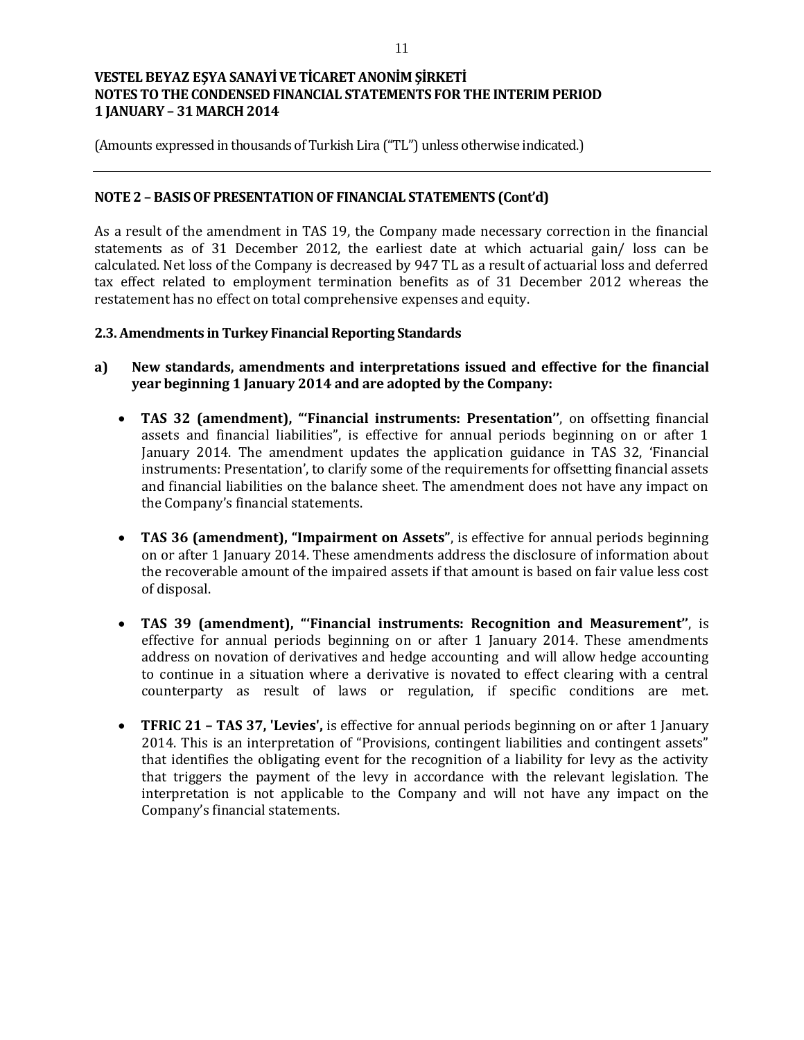## NOTE 2 – BASIS OF PRESENTATION OF FINANCIAL STATEMENTS (Cont'd)

As a result of the amendment in TAS 19, the Company made necessary correction in the financial statements as of 31 December 2012, the earliest date at which actuarial gain/ loss can be calculated. Net loss of the Company is decreased by 947 TL as a result of actuarial loss and deferred tax effect related to employment termination benefits as of 31 December 2012 whereas the restatement has no effect on total comprehensive expenses and equity.

### 2.3. Amendments in Turkey Financial Reporting Standards

**a) New standards, amendments and interpretations issued and effective for the financial year beginning 1 January 2014 and are adopted by the Company:**

- **TAS 32 (amendment), "'Financial instruments: Presentation''**, on offsetting financial assets and financial liabilities", is effective for annual periods beginning on or after 1 January 2014. The amendment updates the application guidance in TAS 32, 'Financial instruments: Presentation', to clarify some of the requirements for offsetting financial assets and financial liabilities on the balance sheet. The amendment does not have any impact on the Company's financial statements.

- **TAS 36 (amendment), "Impairment on Assets"**, is effective for annual periods beginning on or after 1 January 2014. These amendments address the disclosure of information about the recoverable amount of the impaired assets if that amount is based on fair value less cost of disposal.

- **TAS 39 (amendment), "'Financial instruments: Recognition and Measurement''**, is effective for annual periods beginning on or after 1 January 2014. These amendments address on novation of derivatives and hedge accounting and will allow hedge accounting to continue in a situation where a derivative is novated to effect clearing with a central counterparty as result of laws or regulation, if specific conditions are met.

- **TFRIC 21 – TAS 37, 'Levies',** is effective for annual periods beginning on or after 1 January 2014. This is an interpretation of "Provisions, contingent liabilities and contingent assets" that identifies the obligating event for the recognition of a liability for levy as the activity that triggers the payment of the levy in accordance with the relevant legislation. The interpretation is not applicable to the Company and will not have any impact on the Company's financial statements.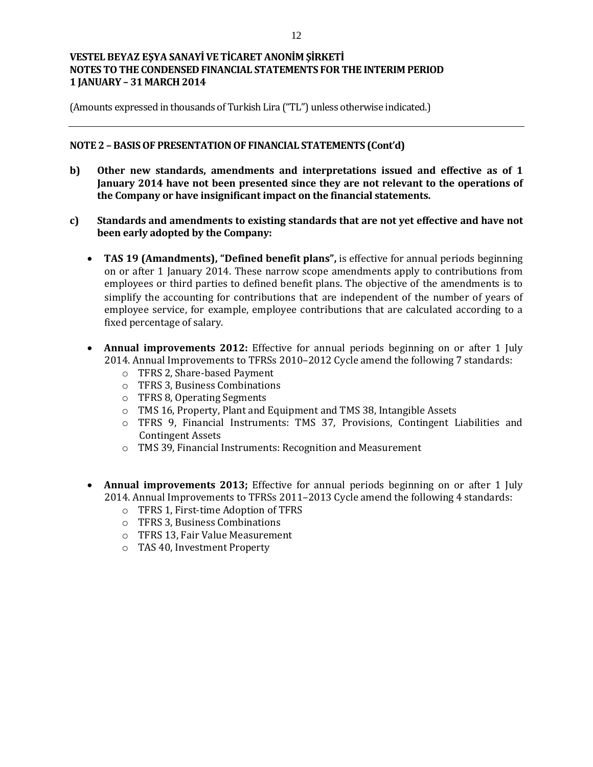(Amounts expressed in thousands of Turkish Lira ("TL") unless otherwise indicated.)

## NOTE 2 – BASIS OF PRESENTATION OF FINANCIAL STATEMENTS (Cont'd)

**b) Other new standards, amendments and interpretations issued and effective as of 1 January 2014 have not been presented since they are not relevant to the operations of the Company or have insignificant impact on the financial statements.**

**c) Standards and amendments to existing standards that are not yet effective and have not been early adopted by the Company:**

- **TAS 19 (Amandments), "Defined benefit plans",** is effective for annual periods beginning on or after 1 January 2014. These narrow scope amendments apply to contributions from employees or third parties to defined benefit plans. The objective of the amendments is to simplify the accounting for contributions that are independent of the number of years of employee service, for example, employee contributions that are calculated according to a fixed percentage of salary.

- **Annual improvements 2012:** Effective for annual periods beginning on or after 1 July 2014. Annual Improvements to TFRSs 2010–2012 Cycle amend the following 7 standards:
  - TFRS 2, Share-based Payment
  - TFRS 3, Business Combinations
  - TFRS 8, Operating Segments
  - TMS 16, Property, Plant and Equipment and TMS 38, Intangible Assets
  - TFRS 9, Financial Instruments: TMS 37, Provisions, Contingent Liabilities and Contingent Assets
  - TMS 39, Financial Instruments: Recognition and Measurement

- **Annual improvements 2013;** Effective for annual periods beginning on or after 1 July 2014. Annual Improvements to TFRSs 2011–2013 Cycle amend the following 4 standards:
  - TFRS 1, First-time Adoption of TFRS
  - TFRS 3, Business Combinations
  - TFRS 13, Fair Value Measurement
  - TAS 40, Investment Property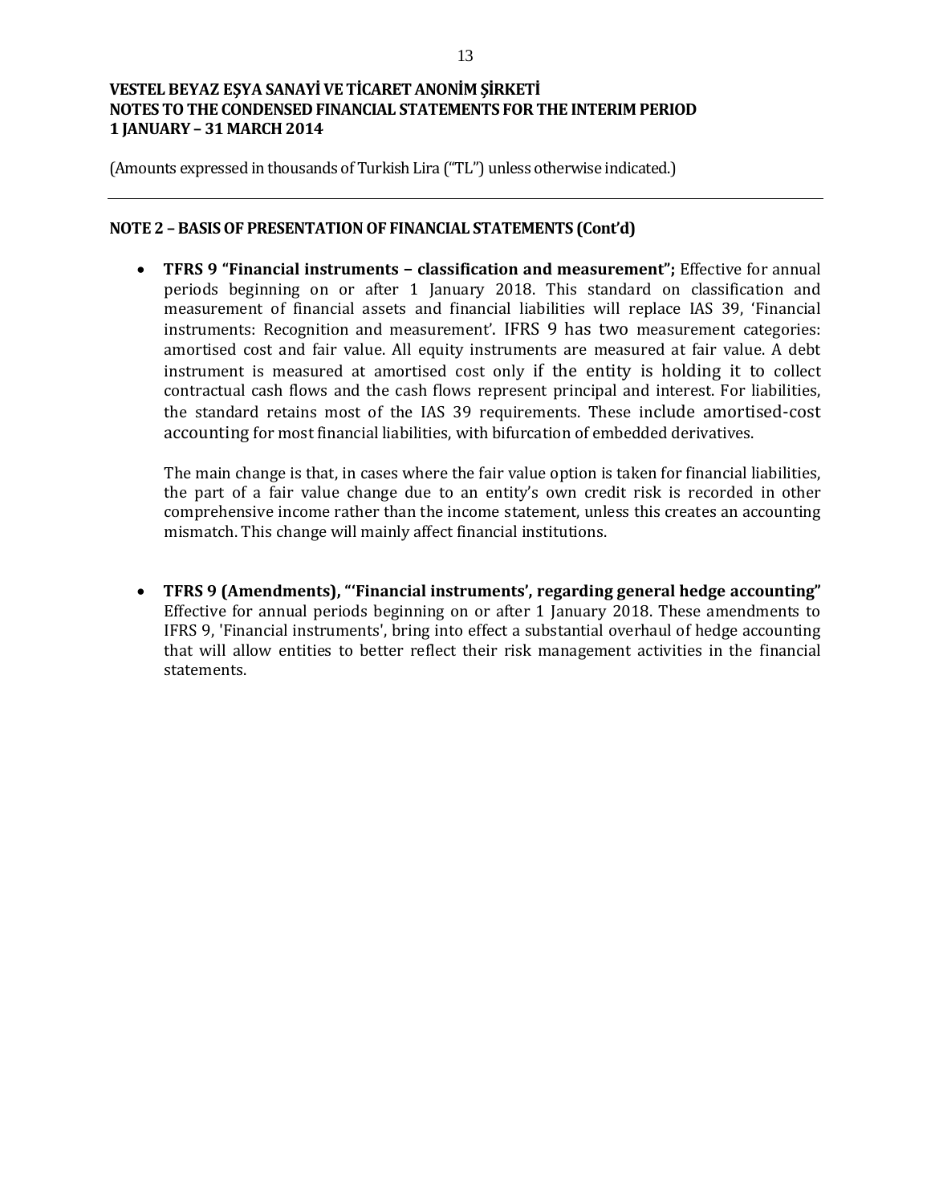## NOTE 2 – BASIS OF PRESENTATION OF FINANCIAL STATEMENTS (Cont'd)

- **TFRS 9 "Financial instruments – classification and measurement";** Effective for annual periods beginning on or after 1 January 2018. This standard on classification and measurement of financial assets and financial liabilities will replace IAS 39, 'Financial instruments: Recognition and measurement'. IFRS 9 has two measurement categories: amortised cost and fair value. All equity instruments are measured at fair value. A debt instrument is measured at amortised cost only if the entity is holding it to collect contractual cash flows and the cash flows represent principal and interest. For liabilities, the standard retains most of the IAS 39 requirements. These include amortised-cost accounting for most financial liabilities, with bifurcation of embedded derivatives.

  The main change is that, in cases where the fair value option is taken for financial liabilities, the part of a fair value change due to an entity's own credit risk is recorded in other comprehensive income rather than the income statement, unless this creates an accounting mismatch. This change will mainly affect financial institutions.

- **TFRS 9 (Amendments), "'Financial instruments', regarding general hedge accounting"** Effective for annual periods beginning on or after 1 January 2018. These amendments to IFRS 9, 'Financial instruments', bring into effect a substantial overhaul of hedge accounting that will allow entities to better reflect their risk management activities in the financial statements.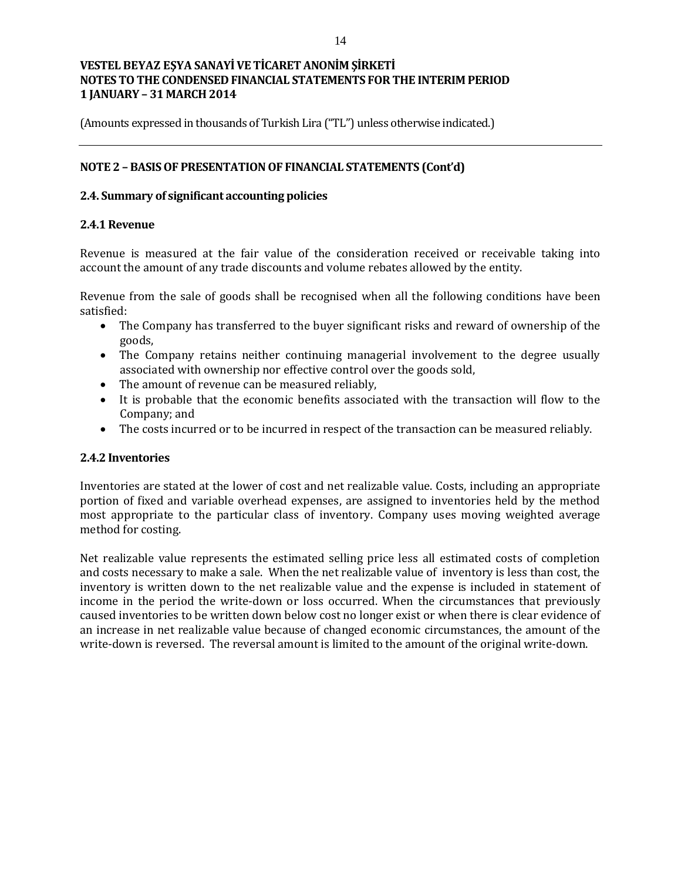(Amounts expressed in thousands of Turkish Lira ("TL") unless otherwise indicated.)

## NOTE 2 – BASIS OF PRESENTATION OF FINANCIAL STATEMENTS (Cont'd)

### 2.4. Summary of significant accounting policies

#### 2.4.1 Revenue

Revenue is measured at the fair value of the consideration received or receivable taking into account the amount of any trade discounts and volume rebates allowed by the entity.

Revenue from the sale of goods shall be recognised when all the following conditions have been satisfied:

- The Company has transferred to the buyer significant risks and reward of ownership of the goods,
- The Company retains neither continuing managerial involvement to the degree usually associated with ownership nor effective control over the goods sold,
- The amount of revenue can be measured reliably,
- It is probable that the economic benefits associated with the transaction will flow to the Company; and
- The costs incurred or to be incurred in respect of the transaction can be measured reliably.

#### 2.4.2 Inventories

Inventories are stated at the lower of cost and net realizable value. Costs, including an appropriate portion of fixed and variable overhead expenses, are assigned to inventories held by the method most appropriate to the particular class of inventory. Company uses moving weighted average method for costing.

Net realizable value represents the estimated selling price less all estimated costs of completion and costs necessary to make a sale. When the net realizable value of inventory is less than cost, the inventory is written down to the net realizable value and the expense is included in statement of income in the period the write-down or loss occurred. When the circumstances that previously caused inventories to be written down below cost no longer exist or when there is clear evidence of an increase in net realizable value because of changed economic circumstances, the amount of the write-down is reversed. The reversal amount is limited to the amount of the original write-down.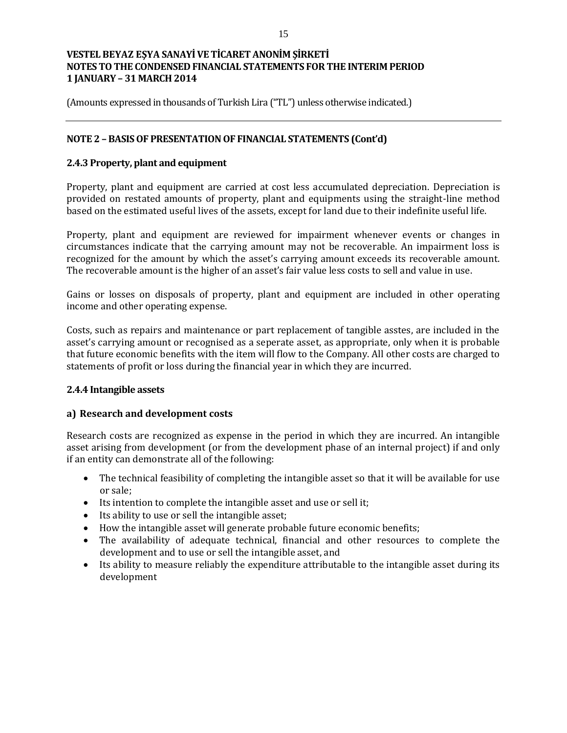(Amounts expressed in thousands of Turkish Lira ("TL") unless otherwise indicated.)

## NOTE 2 – BASIS OF PRESENTATION OF FINANCIAL STATEMENTS (Cont'd)

### 2.4.3 Property, plant and equipment

Property, plant and equipment are carried at cost less accumulated depreciation. Depreciation is provided on restated amounts of property, plant and equipments using the straight-line method based on the estimated useful lives of the assets, except for land due to their indefinite useful life.

Property, plant and equipment are reviewed for impairment whenever events or changes in circumstances indicate that the carrying amount may not be recoverable. An impairment loss is recognized for the amount by which the asset's carrying amount exceeds its recoverable amount. The recoverable amount is the higher of an asset's fair value less costs to sell and value in use.

Gains or losses on disposals of property, plant and equipment are included in other operating income and other operating expense.

Costs, such as repairs and maintenance or part replacement of tangible asstes, are included in the asset's carrying amount or recognised as a seperate asset, as appropriate, only when it is probable that future economic benefits with the item will flow to the Company. All other costs are charged to statements of profit or loss during the financial year in which they are incurred.

### 2.4.4 Intangible assets

#### a) Research and development costs

Research costs are recognized as expense in the period in which they are incurred. An intangible asset arising from development (or from the development phase of an internal project) if and only if an entity can demonstrate all of the following:

- The technical feasibility of completing the intangible asset so that it will be available for use or sale;
- Its intention to complete the intangible asset and use or sell it;
- Its ability to use or sell the intangible asset;
- How the intangible asset will generate probable future economic benefits;
- The availability of adequate technical, financial and other resources to complete the development and to use or sell the intangible asset, and
- Its ability to measure reliably the expenditure attributable to the intangible asset during its development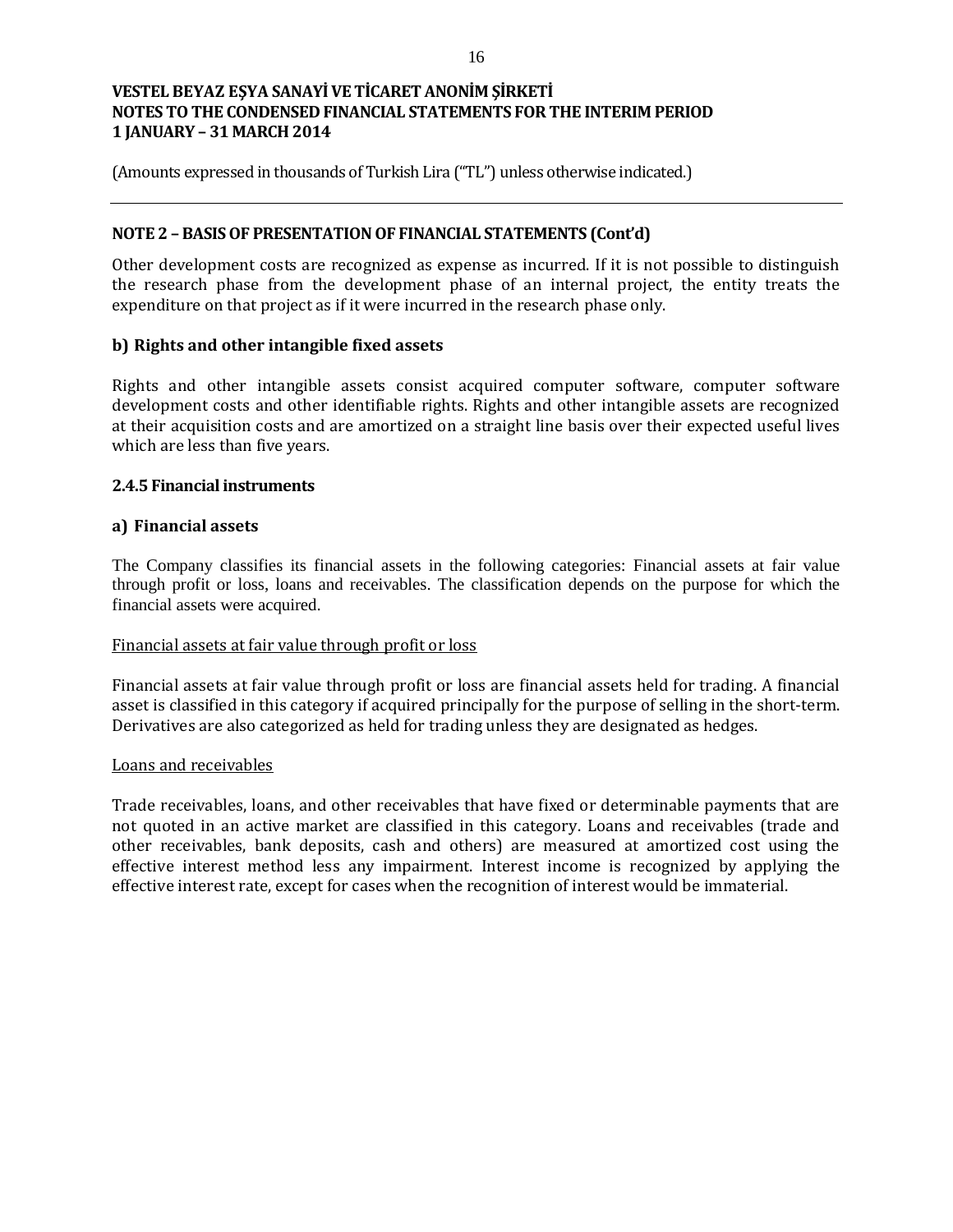(Amounts expressed in thousands of Turkish Lira ("TL") unless otherwise indicated.)

## NOTE 2 – BASIS OF PRESENTATION OF FINANCIAL STATEMENTS (Cont'd)

Other development costs are recognized as expense as incurred. If it is not possible to distinguish the research phase from the development phase of an internal project, the entity treats the expenditure on that project as if it were incurred in the research phase only.

### b) Rights and other intangible fixed assets

Rights and other intangible assets consist acquired computer software, computer software development costs and other identifiable rights. Rights and other intangible assets are recognized at their acquisition costs and are amortized on a straight line basis over their expected useful lives which are less than five years.

### 2.4.5 Financial instruments

### a) Financial assets

The Company classifies its financial assets in the following categories: Financial assets at fair value through profit or loss, loans and receivables. The classification depends on the purpose for which the financial assets were acquired.

Financial assets at fair value through profit or loss

Financial assets at fair value through profit or loss are financial assets held for trading. A financial asset is classified in this category if acquired principally for the purpose of selling in the short-term. Derivatives are also categorized as held for trading unless they are designated as hedges.

Loans and receivables

Trade receivables, loans, and other receivables that have fixed or determinable payments that are not quoted in an active market are classified in this category. Loans and receivables (trade and other receivables, bank deposits, cash and others) are measured at amortized cost using the effective interest method less any impairment. Interest income is recognized by applying the effective interest rate, except for cases when the recognition of interest would be immaterial.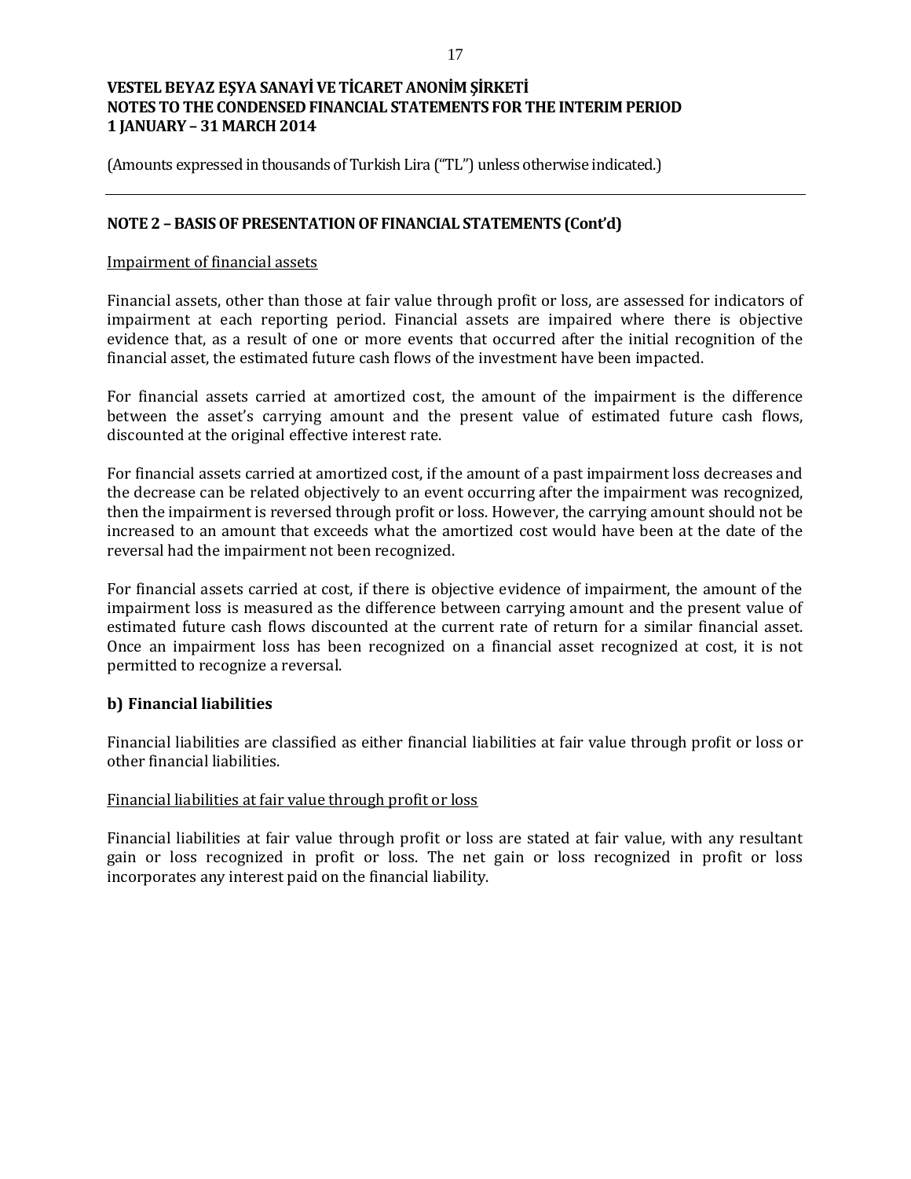## NOTE 2 – BASIS OF PRESENTATION OF FINANCIAL STATEMENTS (Cont'd)

Impairment of financial assets

Financial assets, other than those at fair value through profit or loss, are assessed for indicators of impairment at each reporting period. Financial assets are impaired where there is objective evidence that, as a result of one or more events that occurred after the initial recognition of the financial asset, the estimated future cash flows of the investment have been impacted.

For financial assets carried at amortized cost, the amount of the impairment is the difference between the asset's carrying amount and the present value of estimated future cash flows, discounted at the original effective interest rate.

For financial assets carried at amortized cost, if the amount of a past impairment loss decreases and the decrease can be related objectively to an event occurring after the impairment was recognized, then the impairment is reversed through profit or loss. However, the carrying amount should not be increased to an amount that exceeds what the amortized cost would have been at the date of the reversal had the impairment not been recognized.

For financial assets carried at cost, if there is objective evidence of impairment, the amount of the impairment loss is measured as the difference between carrying amount and the present value of estimated future cash flows discounted at the current rate of return for a similar financial asset. Once an impairment loss has been recognized on a financial asset recognized at cost, it is not permitted to recognize a reversal.

### b) Financial liabilities

Financial liabilities are classified as either financial liabilities at fair value through profit or loss or other financial liabilities.

Financial liabilities at fair value through profit or loss

Financial liabilities at fair value through profit or loss are stated at fair value, with any resultant gain or loss recognized in profit or loss. The net gain or loss recognized in profit or loss incorporates any interest paid on the financial liability.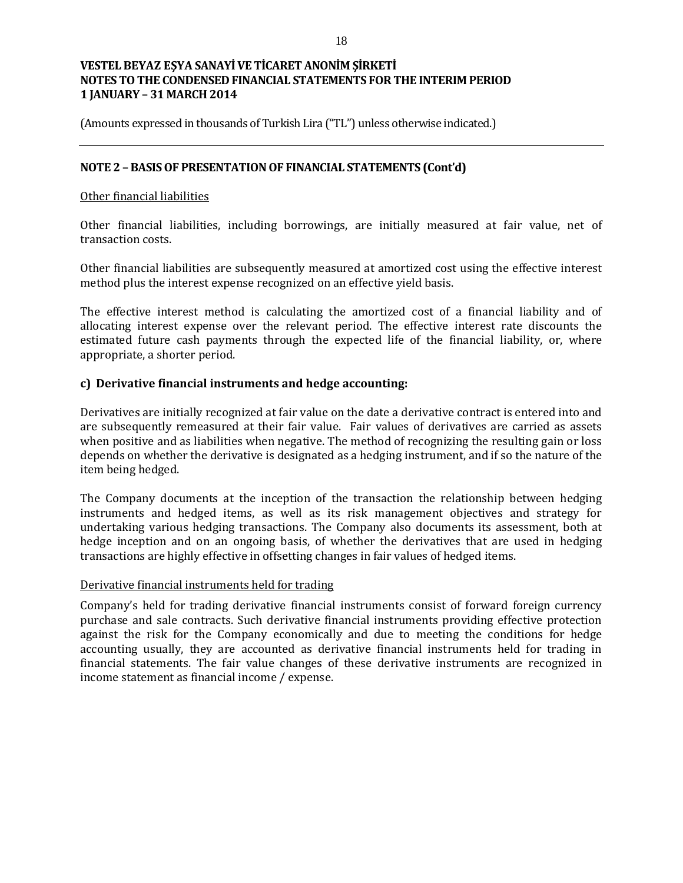## NOTE 2 – BASIS OF PRESENTATION OF FINANCIAL STATEMENTS (Cont'd)

Other financial liabilities

Other financial liabilities, including borrowings, are initially measured at fair value, net of transaction costs.

Other financial liabilities are subsequently measured at amortized cost using the effective interest method plus the interest expense recognized on an effective yield basis.

The effective interest method is calculating the amortized cost of a financial liability and of allocating interest expense over the relevant period. The effective interest rate discounts the estimated future cash payments through the expected life of the financial liability, or, where appropriate, a shorter period.

### c) Derivative financial instruments and hedge accounting:

Derivatives are initially recognized at fair value on the date a derivative contract is entered into and are subsequently remeasured at their fair value. Fair values of derivatives are carried as assets when positive and as liabilities when negative. The method of recognizing the resulting gain or loss depends on whether the derivative is designated as a hedging instrument, and if so the nature of the item being hedged.

The Company documents at the inception of the transaction the relationship between hedging instruments and hedged items, as well as its risk management objectives and strategy for undertaking various hedging transactions. The Company also documents its assessment, both at hedge inception and on an ongoing basis, of whether the derivatives that are used in hedging transactions are highly effective in offsetting changes in fair values of hedged items.

Derivative financial instruments held for trading

Company's held for trading derivative financial instruments consist of forward foreign currency purchase and sale contracts. Such derivative financial instruments providing effective protection against the risk for the Company economically and due to meeting the conditions for hedge accounting usually, they are accounted as derivative financial instruments held for trading in financial statements. The fair value changes of these derivative instruments are recognized in income statement as financial income / expense.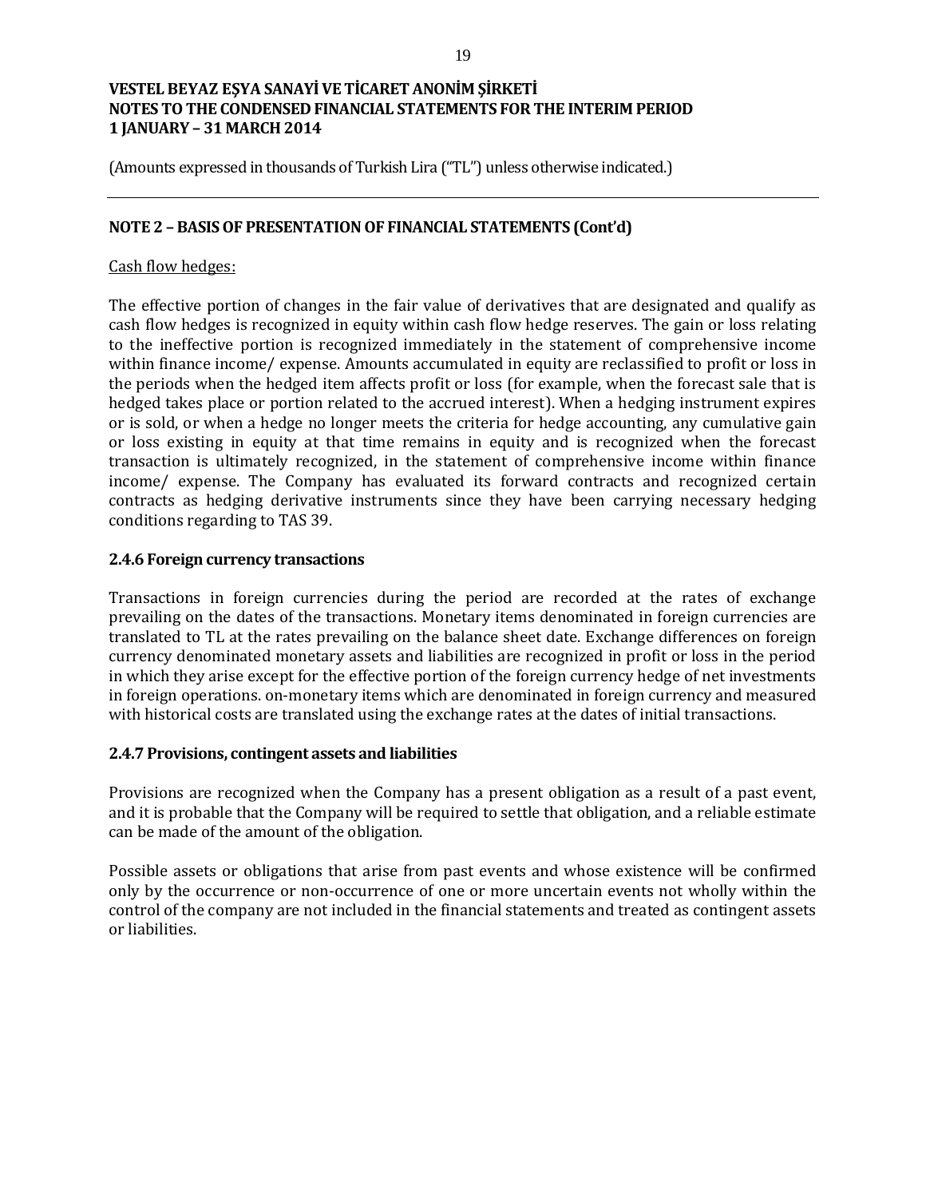(Amounts expressed in thousands of Turkish Lira ("TL") unless otherwise indicated.)

## NOTE 2 – BASIS OF PRESENTATION OF FINANCIAL STATEMENTS (Cont'd)

Cash flow hedges:

The effective portion of changes in the fair value of derivatives that are designated and qualify as cash flow hedges is recognized in equity within cash flow hedge reserves. The gain or loss relating to the ineffective portion is recognized immediately in the statement of comprehensive income within finance income/ expense. Amounts accumulated in equity are reclassified to profit or loss in the periods when the hedged item affects profit or loss (for example, when the forecast sale that is hedged takes place or portion related to the accrued interest). When a hedging instrument expires or is sold, or when a hedge no longer meets the criteria for hedge accounting, any cumulative gain or loss existing in equity at that time remains in equity and is recognized when the forecast transaction is ultimately recognized, in the statement of comprehensive income within finance income/ expense. The Company has evaluated its forward contracts and recognized certain contracts as hedging derivative instruments since they have been carrying necessary hedging conditions regarding to TAS 39.

### 2.4.6 Foreign currency transactions

Transactions in foreign currencies during the period are recorded at the rates of exchange prevailing on the dates of the transactions. Monetary items denominated in foreign currencies are translated to TL at the rates prevailing on the balance sheet date. Exchange differences on foreign currency denominated monetary assets and liabilities are recognized in profit or loss in the period in which they arise except for the effective portion of the foreign currency hedge of net investments in foreign operations. on-monetary items which are denominated in foreign currency and measured with historical costs are translated using the exchange rates at the dates of initial transactions.

### 2.4.7 Provisions, contingent assets and liabilities

Provisions are recognized when the Company has a present obligation as a result of a past event, and it is probable that the Company will be required to settle that obligation, and a reliable estimate can be made of the amount of the obligation.

Possible assets or obligations that arise from past events and whose existence will be confirmed only by the occurrence or non-occurrence of one or more uncertain events not wholly within the control of the company are not included in the financial statements and treated as contingent assets or liabilities.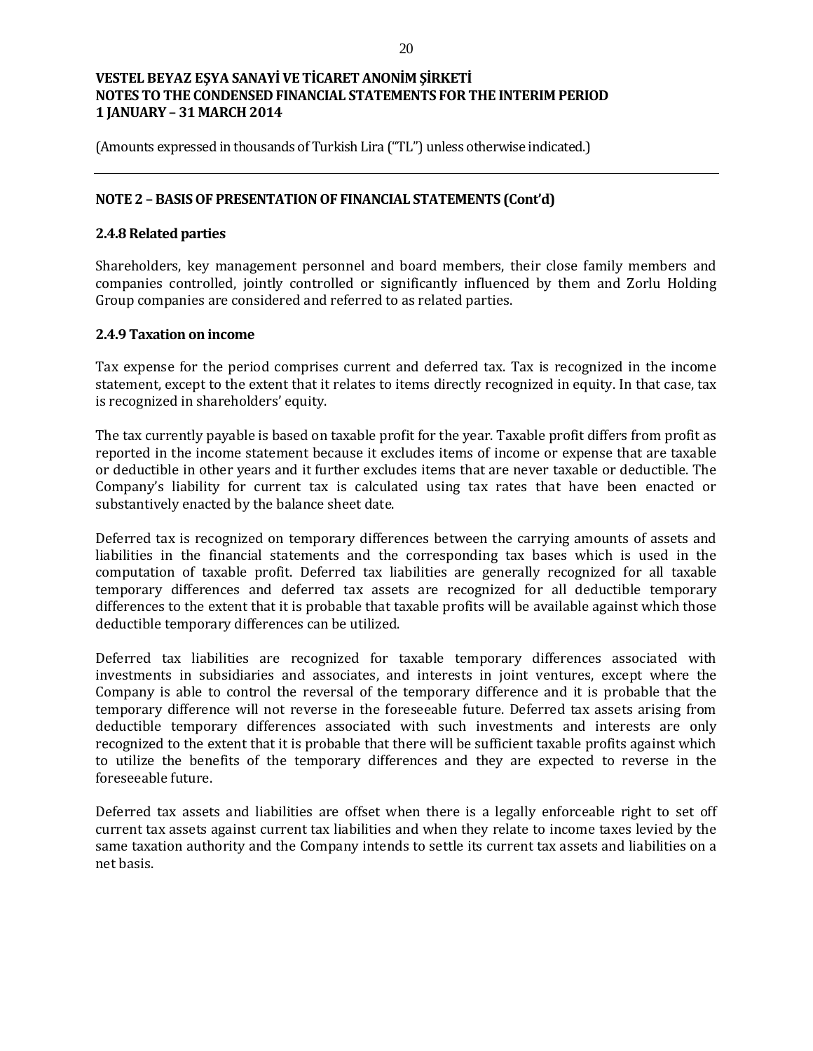## NOTE 2 – BASIS OF PRESENTATION OF FINANCIAL STATEMENTS (Cont'd)

### 2.4.8 Related parties

Shareholders, key management personnel and board members, their close family members and companies controlled, jointly controlled or significantly influenced by them and Zorlu Holding Group companies are considered and referred to as related parties.

### 2.4.9 Taxation on income

Tax expense for the period comprises current and deferred tax. Tax is recognized in the income statement, except to the extent that it relates to items directly recognized in equity. In that case, tax is recognized in shareholders' equity.

The tax currently payable is based on taxable profit for the year. Taxable profit differs from profit as reported in the income statement because it excludes items of income or expense that are taxable or deductible in other years and it further excludes items that are never taxable or deductible. The Company's liability for current tax is calculated using tax rates that have been enacted or substantively enacted by the balance sheet date.

Deferred tax is recognized on temporary differences between the carrying amounts of assets and liabilities in the financial statements and the corresponding tax bases which is used in the computation of taxable profit. Deferred tax liabilities are generally recognized for all taxable temporary differences and deferred tax assets are recognized for all deductible temporary differences to the extent that it is probable that taxable profits will be available against which those deductible temporary differences can be utilized.

Deferred tax liabilities are recognized for taxable temporary differences associated with investments in subsidiaries and associates, and interests in joint ventures, except where the Company is able to control the reversal of the temporary difference and it is probable that the temporary difference will not reverse in the foreseeable future. Deferred tax assets arising from deductible temporary differences associated with such investments and interests are only recognized to the extent that it is probable that there will be sufficient taxable profits against which to utilize the benefits of the temporary differences and they are expected to reverse in the foreseeable future.

Deferred tax assets and liabilities are offset when there is a legally enforceable right to set off current tax assets against current tax liabilities and when they relate to income taxes levied by the same taxation authority and the Company intends to settle its current tax assets and liabilities on a net basis.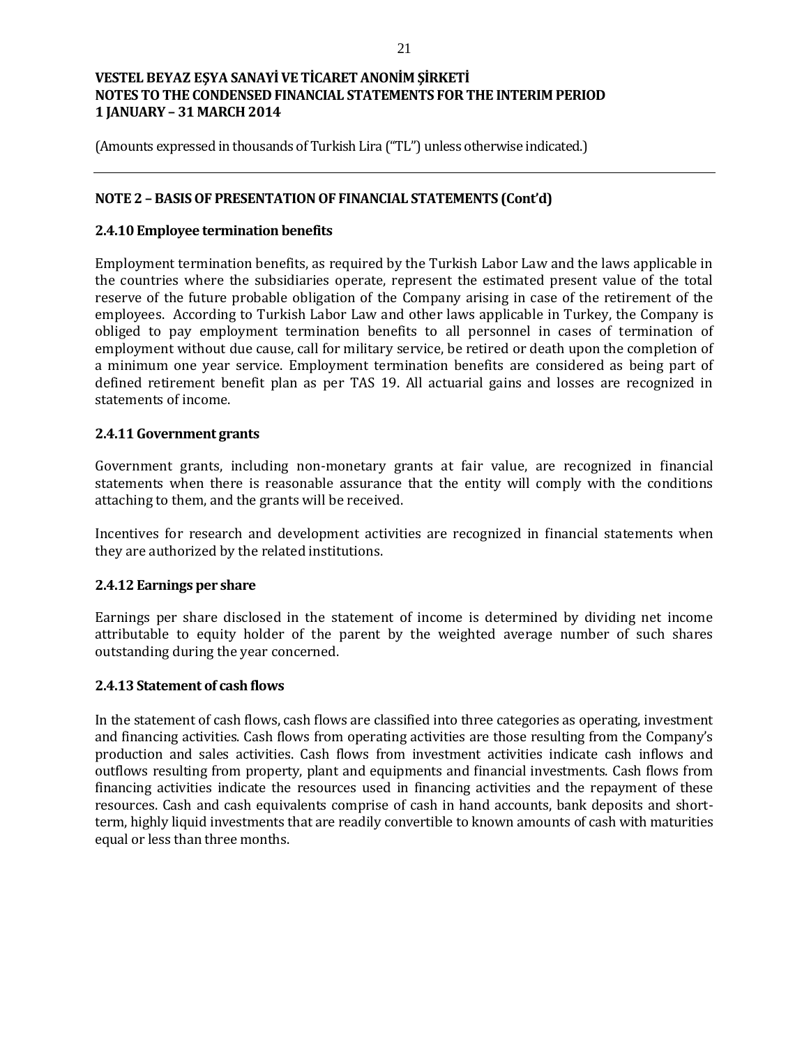(Amounts expressed in thousands of Turkish Lira ("TL") unless otherwise indicated.)

## NOTE 2 – BASIS OF PRESENTATION OF FINANCIAL STATEMENTS (Cont'd)

### 2.4.10 Employee termination benefits

Employment termination benefits, as required by the Turkish Labor Law and the laws applicable in the countries where the subsidiaries operate, represent the estimated present value of the total reserve of the future probable obligation of the Company arising in case of the retirement of the employees. According to Turkish Labor Law and other laws applicable in Turkey, the Company is obliged to pay employment termination benefits to all personnel in cases of termination of employment without due cause, call for military service, be retired or death upon the completion of a minimum one year service. Employment termination benefits are considered as being part of defined retirement benefit plan as per TAS 19. All actuarial gains and losses are recognized in statements of income.

### 2.4.11 Government grants

Government grants, including non-monetary grants at fair value, are recognized in financial statements when there is reasonable assurance that the entity will comply with the conditions attaching to them, and the grants will be received.

Incentives for research and development activities are recognized in financial statements when they are authorized by the related institutions.

### 2.4.12 Earnings per share

Earnings per share disclosed in the statement of income is determined by dividing net income attributable to equity holder of the parent by the weighted average number of such shares outstanding during the year concerned.

### 2.4.13 Statement of cash flows

In the statement of cash flows, cash flows are classified into three categories as operating, investment and financing activities. Cash flows from operating activities are those resulting from the Company's production and sales activities. Cash flows from investment activities indicate cash inflows and outflows resulting from property, plant and equipments and financial investments. Cash flows from financing activities indicate the resources used in financing activities and the repayment of these resources. Cash and cash equivalents comprise of cash in hand accounts, bank deposits and short-term, highly liquid investments that are readily convertible to known amounts of cash with maturities equal or less than three months.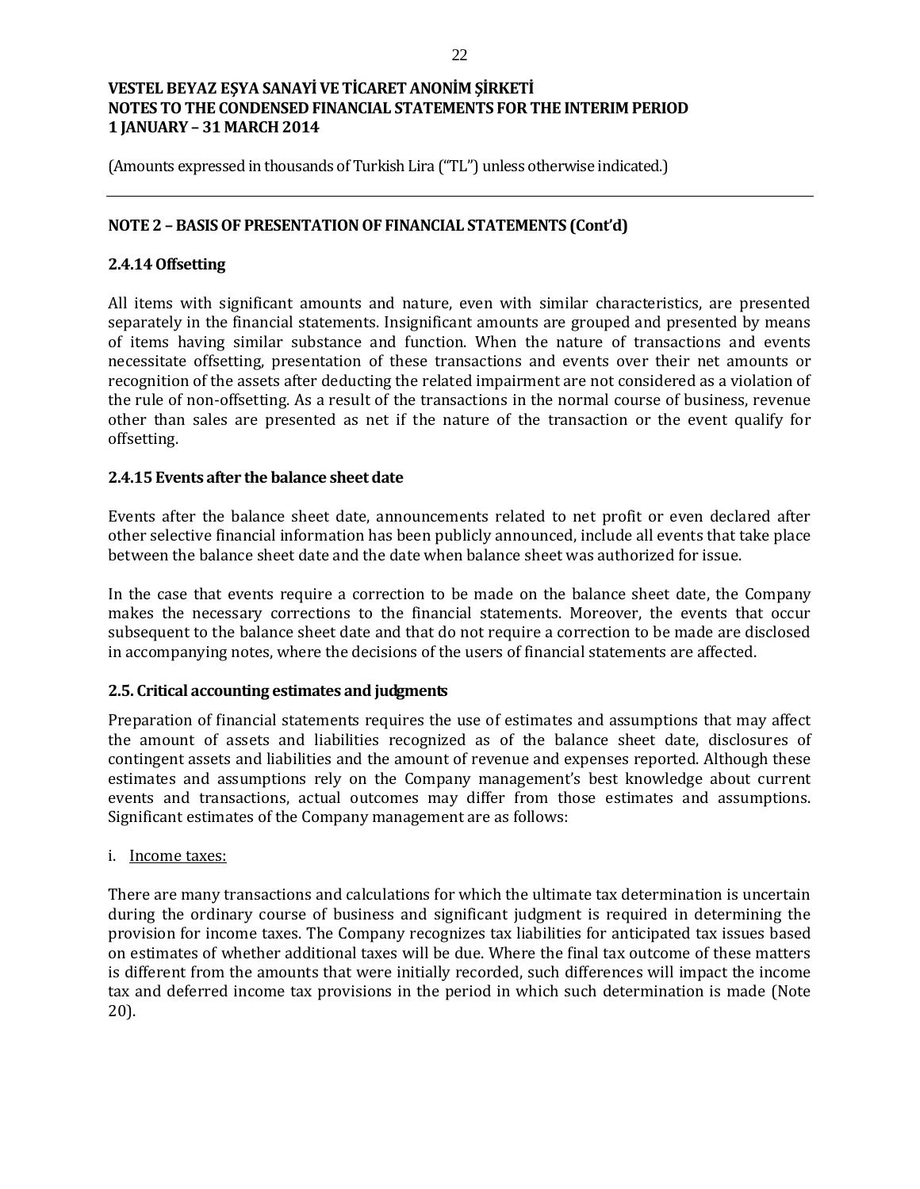## NOTE 2 – BASIS OF PRESENTATION OF FINANCIAL STATEMENTS (Cont'd)

### 2.4.14 Offsetting

All items with significant amounts and nature, even with similar characteristics, are presented separately in the financial statements. Insignificant amounts are grouped and presented by means of items having similar substance and function. When the nature of transactions and events necessitate offsetting, presentation of these transactions and events over their net amounts or recognition of the assets after deducting the related impairment are not considered as a violation of the rule of non-offsetting. As a result of the transactions in the normal course of business, revenue other than sales are presented as net if the nature of the transaction or the event qualify for offsetting.

### 2.4.15 Events after the balance sheet date

Events after the balance sheet date, announcements related to net profit or even declared after other selective financial information has been publicly announced, include all events that take place between the balance sheet date and the date when balance sheet was authorized for issue.

In the case that events require a correction to be made on the balance sheet date, the Company makes the necessary corrections to the financial statements. Moreover, the events that occur subsequent to the balance sheet date and that do not require a correction to be made are disclosed in accompanying notes, where the decisions of the users of financial statements are affected.

### 2.5. Critical accounting estimates and judgments

Preparation of financial statements requires the use of estimates and assumptions that may affect the amount of assets and liabilities recognized as of the balance sheet date, disclosures of contingent assets and liabilities and the amount of revenue and expenses reported. Although these estimates and assumptions rely on the Company management's best knowledge about current events and transactions, actual outcomes may differ from those estimates and assumptions. Significant estimates of the Company management are as follows:

i. Income taxes:

There are many transactions and calculations for which the ultimate tax determination is uncertain during the ordinary course of business and significant judgment is required in determining the provision for income taxes. The Company recognizes tax liabilities for anticipated tax issues based on estimates of whether additional taxes will be due. Where the final tax outcome of these matters is different from the amounts that were initially recorded, such differences will impact the income tax and deferred income tax provisions in the period in which such determination is made (Note 20).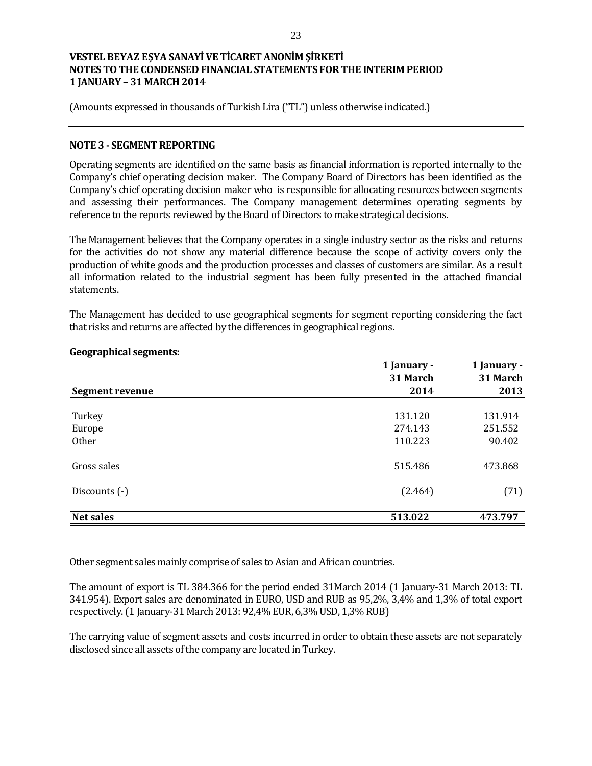VESTEL BEYAZ EŞYA SANAYİ VE TİCARET ANONİM ŞİRKETİ
NOTES TO THE CONDENSED FINANCIAL STATEMENTS FOR THE INTERIM PERIOD
1 JANUARY – 31 MARCH 2014

(Amounts expressed in thousands of Turkish Lira ("TL") unless otherwise indicated.)

## NOTE 3 - SEGMENT REPORTING

Operating segments are identified on the same basis as financial information is reported internally to the Company's chief operating decision maker. The Company Board of Directors has been identified as the Company's chief operating decision maker who is responsible for allocating resources between segments and assessing their performances. The Company management determines operating segments by reference to the reports reviewed by the Board of Directors to make strategical decisions.

The Management believes that the Company operates in a single industry sector as the risks and returns for the activities do not show any material difference because the scope of activity covers only the production of white goods and the production processes and classes of customers are similar. As a result all information related to the industrial segment has been fully presented in the attached financial statements.

The Management has decided to use geographical segments for segment reporting considering the fact that risks and returns are affected by the differences in geographical regions.

**Geographical segments:**

| Segment revenue | 1 January - 31 March 2014 | 1 January - 31 March 2013 |
|---|---|---|
| Turkey | 131.120 | 131.914 |
| Europe | 274.143 | 251.552 |
| Other | 110.223 | 90.402 |
| Gross sales | 515.486 | 473.868 |
| Discounts (-) | (2.464) | (71) |
| **Net sales** | **513.022** | **473.797** |

Other segment sales mainly comprise of sales to Asian and African countries.

The amount of export is TL 384.366 for the period ended 31March 2014 (1 January-31 March 2013: TL 341.954). Export sales are denominated in EURO, USD and RUB as 95,2%, 3,4% and 1,3% of total export respectively. (1 January-31 March 2013: 92,4% EUR, 6,3% USD, 1,3% RUB)

The carrying value of segment assets and costs incurred in order to obtain these assets are not separately disclosed since all assets of the company are located in Turkey.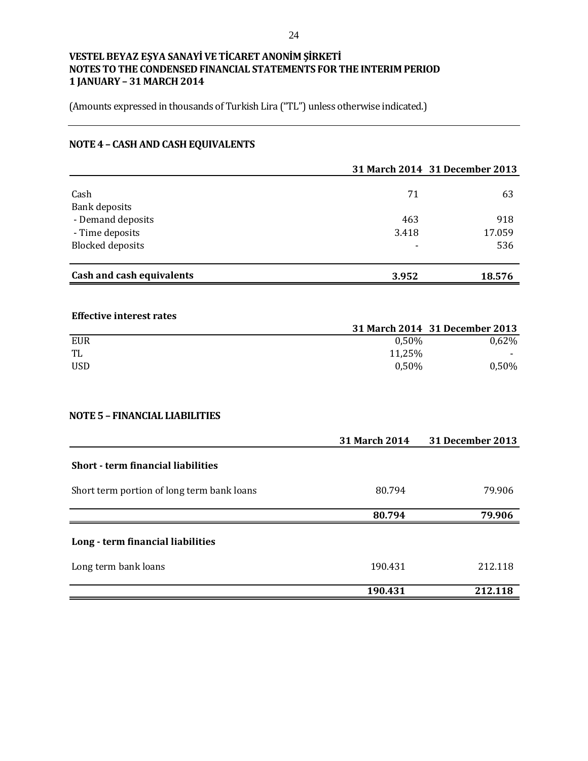**VESTEL BEYAZ EŞYA SANAYİ VE TİCARET ANONİM ŞİRKETİ**
**NOTES TO THE CONDENSED FINANCIAL STATEMENTS FOR THE INTERIM PERIOD**
**1 JANUARY – 31 MARCH 2014**

(Amounts expressed in thousands of Turkish Lira ("TL") unless otherwise indicated.)

## NOTE 4 – CASH AND CASH EQUIVALENTS

| | 31 March 2014 | 31 December 2013 |
|---|---|---|
| Cash | 71 | 63 |
| Bank deposits | | |
| - Demand deposits | 463 | 918 |
| - Time deposits | 3.418 | 17.059 |
| Blocked deposits | - | 536 |
| **Cash and cash equivalents** | **3.952** | **18.576** |

**Effective interest rates**

| | 31 March 2014 | 31 December 2013 |
|---|---|---|
| EUR | 0,50% | 0,62% |
| TL | 11,25% | - |
| USD | 0,50% | 0,50% |

## NOTE 5 – FINANCIAL LIABILITIES

| | 31 March 2014 | 31 December 2013 |
|---|---|---|
| **Short - term financial liabilities** | | |
| Short term portion of long term bank loans | 80.794 | 79.906 |
| | **80.794** | **79.906** |
| **Long - term financial liabilities** | | |
| Long term bank loans | 190.431 | 212.118 |
| | **190.431** | **212.118** |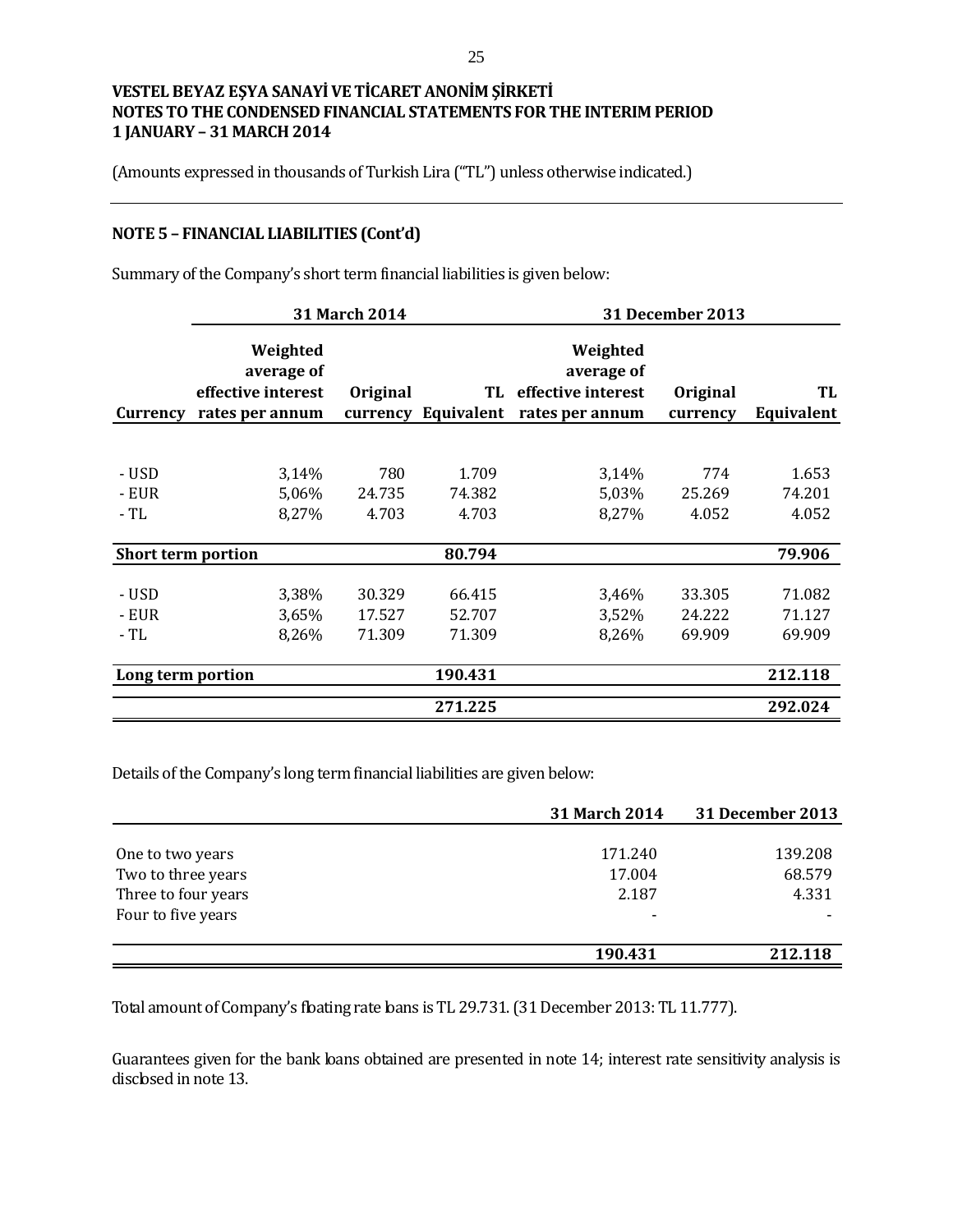VESTEL BEYAZ EŞYA SANAYİ VE TİCARET ANONİM ŞİRKETİ
NOTES TO THE CONDENSED FINANCIAL STATEMENTS FOR THE INTERIM PERIOD
1 JANUARY – 31 MARCH 2014

(Amounts expressed in thousands of Turkish Lira ("TL") unless otherwise indicated.)

## NOTE 5 – FINANCIAL LIABILITIES (Cont'd)

Summary of the Company's short term financial liabilities is given below:

| | 31 March 2014 | | | 31 December 2013 | | |
|---|---|---|---|---|---|---|
| **Currency** | **Weighted average of effective interest rates per annum** | **Original currency** | **TL Equivalent** | **Weighted average of effective interest rates per annum** | **Original currency** | **TL Equivalent** |
| - USD | 3,14% | 780 | 1.709 | 3,14% | 774 | 1.653 |
| - EUR | 5,06% | 24.735 | 74.382 | 5,03% | 25.269 | 74.201 |
| - TL | 8,27% | 4.703 | 4.703 | 8,27% | 4.052 | 4.052 |
| **Short term portion** | | | **80.794** | | | **79.906** |
| - USD | 3,38% | 30.329 | 66.415 | 3,46% | 33.305 | 71.082 |
| - EUR | 3,65% | 17.527 | 52.707 | 3,52% | 24.222 | 71.127 |
| - TL | 8,26% | 71.309 | 71.309 | 8,26% | 69.909 | 69.909 |
| **Long term portion** | | | **190.431** | | | **212.118** |
| | | | **271.225** | | | **292.024** |

Details of the Company's long term financial liabilities are given below:

| | 31 March 2014 | 31 December 2013 |
|---|---|---|
| One to two years | 171.240 | 139.208 |
| Two to three years | 17.004 | 68.579 |
| Three to four years | 2.187 | 4.331 |
| Four to five years | - | - |
| | **190.431** | **212.118** |

Total amount of Company's floating rate loans is TL 29.731. (31 December 2013: TL 11.777).

Guarantees given for the bank loans obtained are presented in note 14; interest rate sensitivity analysis is disclosed in note 13.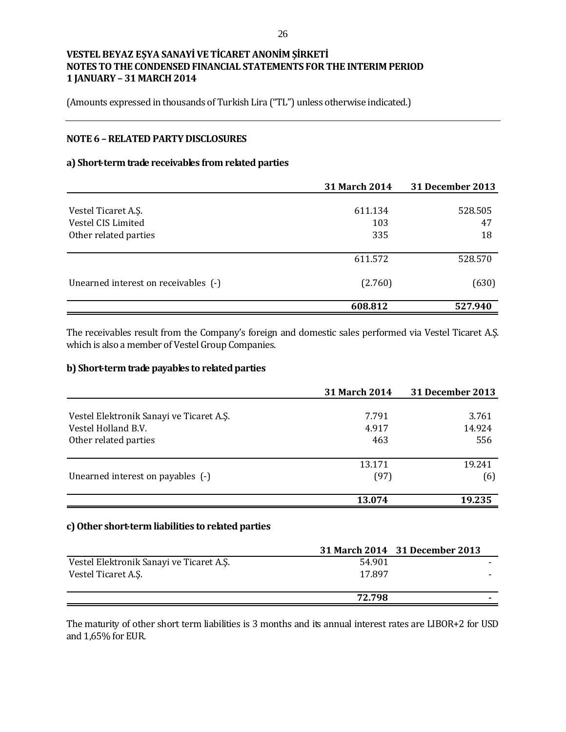**VESTEL BEYAZ EŞYA SANAYİ VE TİCARET ANONİM ŞİRKETİ**
**NOTES TO THE CONDENSED FINANCIAL STATEMENTS FOR THE INTERIM PERIOD**
**1 JANUARY – 31 MARCH 2014**

(Amounts expressed in thousands of Turkish Lira ("TL") unless otherwise indicated.)

## NOTE 6 – RELATED PARTY DISCLOSURES

### a) Short-term trade receivables from related parties

| | 31 March 2014 | 31 December 2013 |
|---|---|---|
| Vestel Ticaret A.Ş. | 611.134 | 528.505 |
| Vestel CIS Limited | 103 | 47 |
| Other related parties | 335 | 18 |
| | 611.572 | 528.570 |
| Unearned interest on receivables (-) | (2.760) | (630) |
| | **608.812** | **527.940** |

The receivables result from the Company's foreign and domestic sales performed via Vestel Ticaret A.Ş. which is also a member of Vestel Group Companies.

### b) Short-term trade payables to related parties

| | 31 March 2014 | 31 December 2013 |
|---|---|---|
| Vestel Elektronik Sanayi ve Ticaret A.Ş. | 7.791 | 3.761 |
| Vestel Holland B.V. | 4.917 | 14.924 |
| Other related parties | 463 | 556 |
| | 13.171 | 19.241 |
| Unearned interest on payables (-) | (97) | (6) |
| | **13.074** | **19.235** |

### c) Other short-term liabilities to related parties

| | 31 March 2014 | 31 December 2013 |
|---|---|---|
| Vestel Elektronik Sanayi ve Ticaret A.Ş. | 54.901 | - |
| Vestel Ticaret A.Ş. | 17.897 | - |
| | **72.798** | **-** |

The maturity of other short term liabilities is 3 months and its annual interest rates are LIBOR+2 for USD and 1,65% for EUR.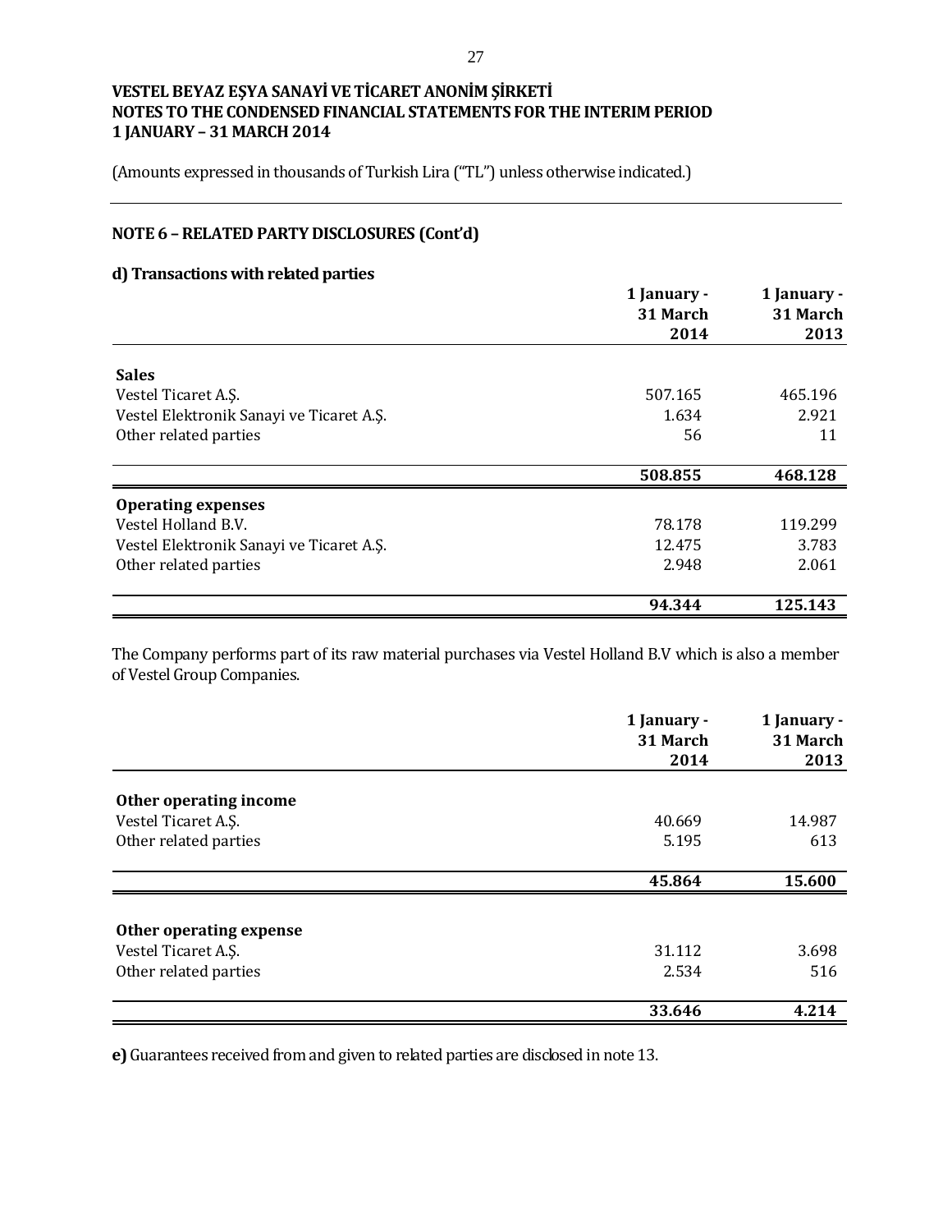VESTEL BEYAZ EŞYA SANAYİ VE TİCARET ANONİM ŞİRKETİ
NOTES TO THE CONDENSED FINANCIAL STATEMENTS FOR THE INTERIM PERIOD
1 JANUARY – 31 MARCH 2014

(Amounts expressed in thousands of Turkish Lira ("TL") unless otherwise indicated.)

## NOTE 6 – RELATED PARTY DISCLOSURES (Cont'd)

### d) Transactions with related parties

| | 1 January - 31 March 2014 | 1 January - 31 March 2013 |
|---|---|---|
| **Sales** | | |
| Vestel Ticaret A.Ş. | 507.165 | 465.196 |
| Vestel Elektronik Sanayi ve Ticaret A.Ş. | 1.634 | 2.921 |
| Other related parties | 56 | 11 |
| | **508.855** | **468.128** |
| **Operating expenses** | | |
| Vestel Holland B.V. | 78.178 | 119.299 |
| Vestel Elektronik Sanayi ve Ticaret A.Ş. | 12.475 | 3.783 |
| Other related parties | 2.948 | 2.061 |
| | **94.344** | **125.143** |

The Company performs part of its raw material purchases via Vestel Holland B.V which is also a member of Vestel Group Companies.

| | 1 January - 31 March 2014 | 1 January - 31 March 2013 |
|---|---|---|
| **Other operating income** | | |
| Vestel Ticaret A.Ş. | 40.669 | 14.987 |
| Other related parties | 5.195 | 613 |
| | **45.864** | **15.600** |
| **Other operating expense** | | |
| Vestel Ticaret A.Ş. | 31.112 | 3.698 |
| Other related parties | 2.534 | 516 |
| | **33.646** | **4.214** |

**e)** Guarantees received from and given to related parties are disclosed in note 13.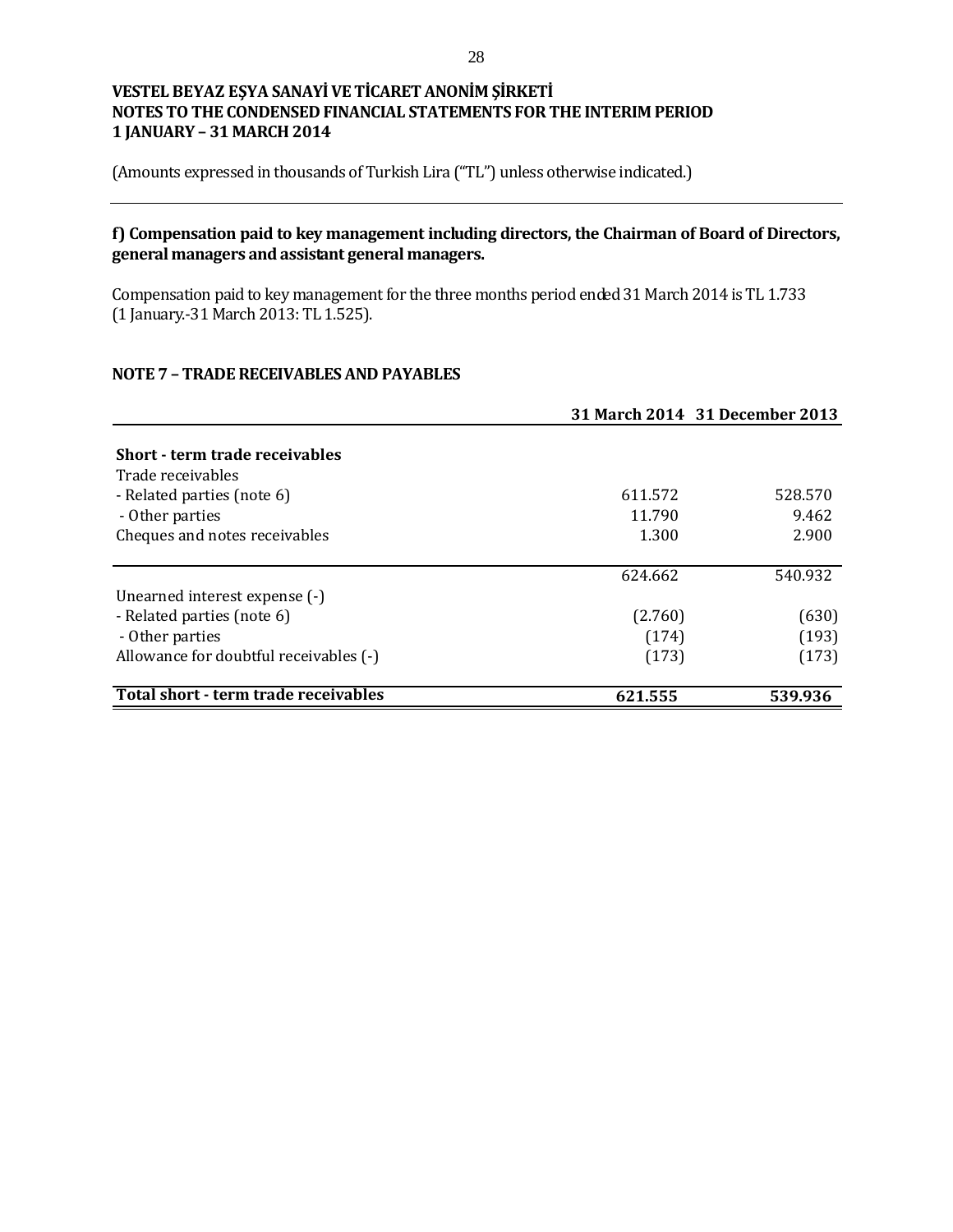**VESTEL BEYAZ EŞYA SANAYİ VE TİCARET ANONİM ŞİRKETİ**
**NOTES TO THE CONDENSED FINANCIAL STATEMENTS FOR THE INTERIM PERIOD**
**1 JANUARY – 31 MARCH 2014**

(Amounts expressed in thousands of Turkish Lira ("TL") unless otherwise indicated.)

**f) Compensation paid to key management including directors, the Chairman of Board of Directors, general managers and assistant general managers.**

Compensation paid to key management for the three months period ended 31 March 2014 is TL 1.733 (1 January.-31 March 2013: TL 1.525).

## NOTE 7 – TRADE RECEIVABLES AND PAYABLES

| | 31 March 2014 | 31 December 2013 |
|---|---|---|
| **Short - term trade receivables** | | |
| Trade receivables | | |
| - Related parties (note 6) | 611.572 | 528.570 |
| - Other parties | 11.790 | 9.462 |
| Cheques and notes receivables | 1.300 | 2.900 |
| | 624.662 | 540.932 |
| Unearned interest expense (-) | | |
| - Related parties (note 6) | (2.760) | (630) |
| - Other parties | (174) | (193) |
| Allowance for doubtful receivables (-) | (173) | (173) |
| **Total short - term trade receivables** | **621.555** | **539.936** |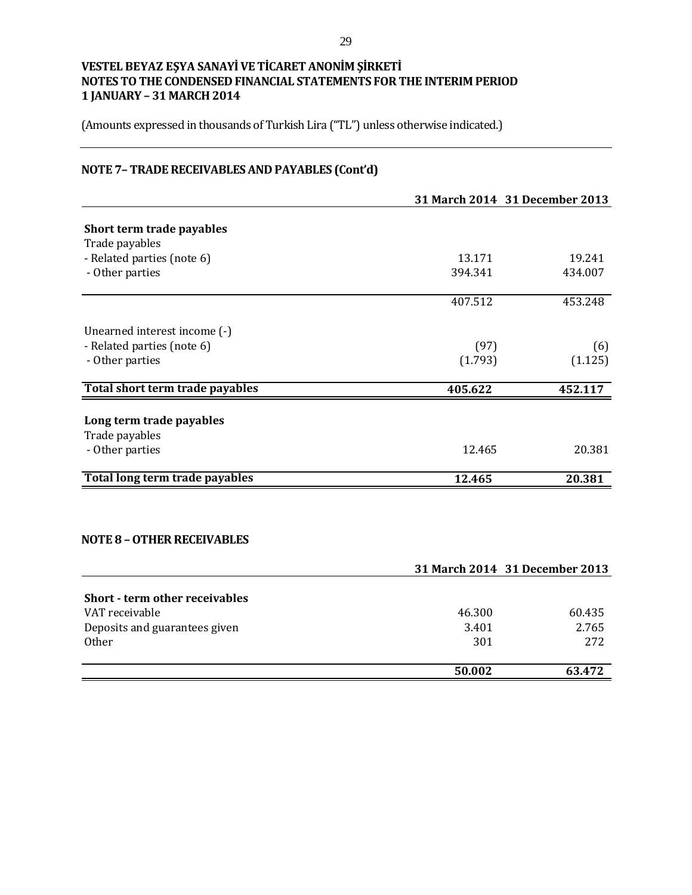**VESTEL BEYAZ EŞYA SANAYİ VE TİCARET ANONİM ŞİRKETİ**
**NOTES TO THE CONDENSED FINANCIAL STATEMENTS FOR THE INTERIM PERIOD**
**1 JANUARY – 31 MARCH 2014**

(Amounts expressed in thousands of Turkish Lira ("TL") unless otherwise indicated.)

## NOTE 7– TRADE RECEIVABLES AND PAYABLES (Cont'd)

| | 31 March 2014 | 31 December 2013 |
|---|---|---|
| **Short term trade payables** | | |
| Trade payables | | |
| - Related parties (note 6) | 13.171 | 19.241 |
| - Other parties | 394.341 | 434.007 |
| | 407.512 | 453.248 |
| Unearned interest income (-) | | |
| - Related parties (note 6) | (97) | (6) |
| - Other parties | (1.793) | (1.125) |
| **Total short term trade payables** | **405.622** | **452.117** |
| **Long term trade payables** | | |
| Trade payables | | |
| - Other parties | 12.465 | 20.381 |
| **Total long term trade payables** | **12.465** | **20.381** |

## NOTE 8 – OTHER RECEIVABLES

| | 31 March 2014 | 31 December 2013 |
|---|---|---|
| **Short - term other receivables** | | |
| VAT receivable | 46.300 | 60.435 |
| Deposits and guarantees given | 3.401 | 2.765 |
| Other | 301 | 272 |
| | **50.002** | **63.472** |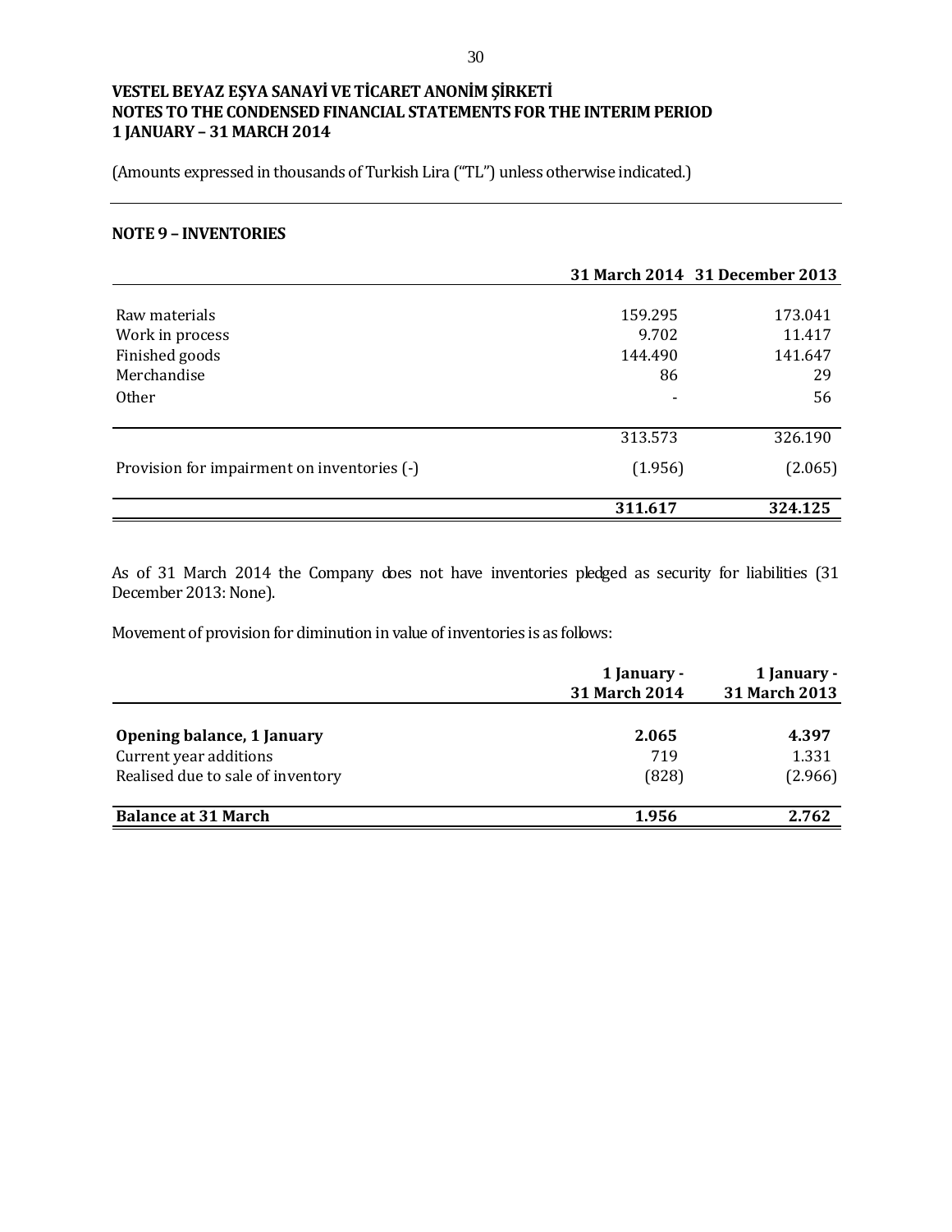**VESTEL BEYAZ EŞYA SANAYİ VE TİCARET ANONİM ŞİRKETİ**
**NOTES TO THE CONDENSED FINANCIAL STATEMENTS FOR THE INTERIM PERIOD**
**1 JANUARY – 31 MARCH 2014**

(Amounts expressed in thousands of Turkish Lira ("TL") unless otherwise indicated.)

## NOTE 9 – INVENTORIES

| | 31 March 2014 | 31 December 2013 |
|---|---|---|
| Raw materials | 159.295 | 173.041 |
| Work in process | 9.702 | 11.417 |
| Finished goods | 144.490 | 141.647 |
| Merchandise | 86 | 29 |
| Other | - | 56 |
| | 313.573 | 326.190 |
| Provision for impairment on inventories (-) | (1.956) | (2.065) |
| | **311.617** | **324.125** |

As of 31 March 2014 the Company does not have inventories pledged as security for liabilities (31 December 2013: None).

Movement of provision for diminution in value of inventories is as follows:

| | 1 January - 31 March 2014 | 1 January - 31 March 2013 |
|---|---|---|
| **Opening balance, 1 January** | **2.065** | **4.397** |
| Current year additions | 719 | 1.331 |
| Realised due to sale of inventory | (828) | (2.966) |
| **Balance at 31 March** | **1.956** | **2.762** |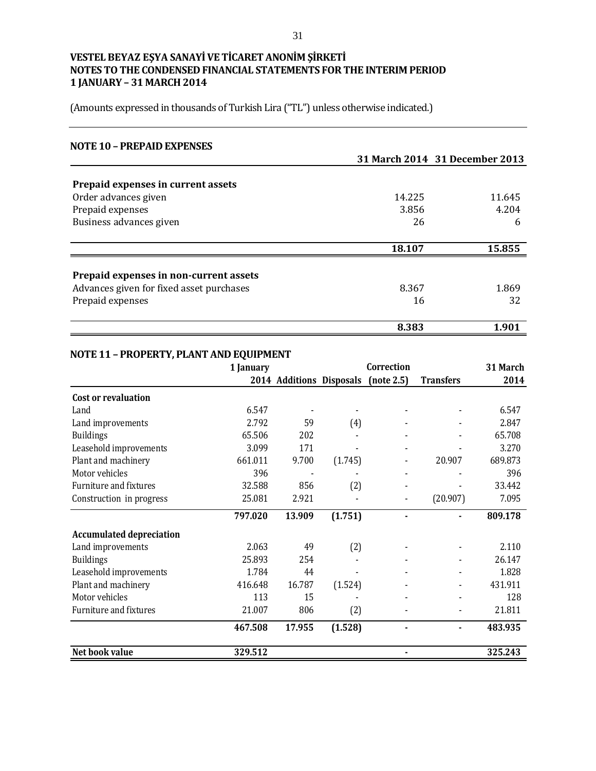**VESTEL BEYAZ EŞYA SANAYİ VE TİCARET ANONİM ŞİRKETİ**
**NOTES TO THE CONDENSED FINANCIAL STATEMENTS FOR THE INTERIM PERIOD**
**1 JANUARY – 31 MARCH 2014**

(Amounts expressed in thousands of Turkish Lira ("TL") unless otherwise indicated.)

## NOTE 10 – PREPAID EXPENSES

| | 31 March 2014 | 31 December 2013 |
|---|---|---|
| **Prepaid expenses in current assets** | | |
| Order advances given | 14.225 | 11.645 |
| Prepaid expenses | 3.856 | 4.204 |
| Business advances given | 26 | 6 |
| | **18.107** | **15.855** |
| **Prepaid expenses in non-current assets** | | |
| Advances given for fixed asset purchases | 8.367 | 1.869 |
| Prepaid expenses | 16 | 32 |
| | **8.383** | **1.901** |

## NOTE 11 – PROPERTY, PLANT AND EQUIPMENT

| | 1 January 2014 | Additions | Disposals | Correction (note 2.5) | Transfers | 31 March 2014 |
|---|---|---|---|---|---|---|
| **Cost or revaluation** | | | | | | |
| Land | 6.547 | - | - | - | - | 6.547 |
| Land improvements | 2.792 | 59 | (4) | - | - | 2.847 |
| Buildings | 65.506 | 202 | - | - | - | 65.708 |
| Leasehold improvements | 3.099 | 171 | - | - | - | 3.270 |
| Plant and machinery | 661.011 | 9.700 | (1.745) | - | 20.907 | 689.873 |
| Motor vehicles | 396 | - | - | - | - | 396 |
| Furniture and fixtures | 32.588 | 856 | (2) | - | - | 33.442 |
| Construction in progress | 25.081 | 2.921 | - | - | (20.907) | 7.095 |
| | **797.020** | **13.909** | **(1.751)** | **-** | **-** | **809.178** |
| **Accumulated depreciation** | | | | | | |
| Land improvements | 2.063 | 49 | (2) | - | - | 2.110 |
| Buildings | 25.893 | 254 | - | - | - | 26.147 |
| Leasehold improvements | 1.784 | 44 | - | - | - | 1.828 |
| Plant and machinery | 416.648 | 16.787 | (1.524) | - | - | 431.911 |
| Motor vehicles | 113 | 15 | - | - | - | 128 |
| Furniture and fixtures | 21.007 | 806 | (2) | - | - | 21.811 |
| | **467.508** | **17.955** | **(1.528)** | **-** | **-** | **483.935** |
| **Net book value** | **329.512** | | | **-** | | **325.243** |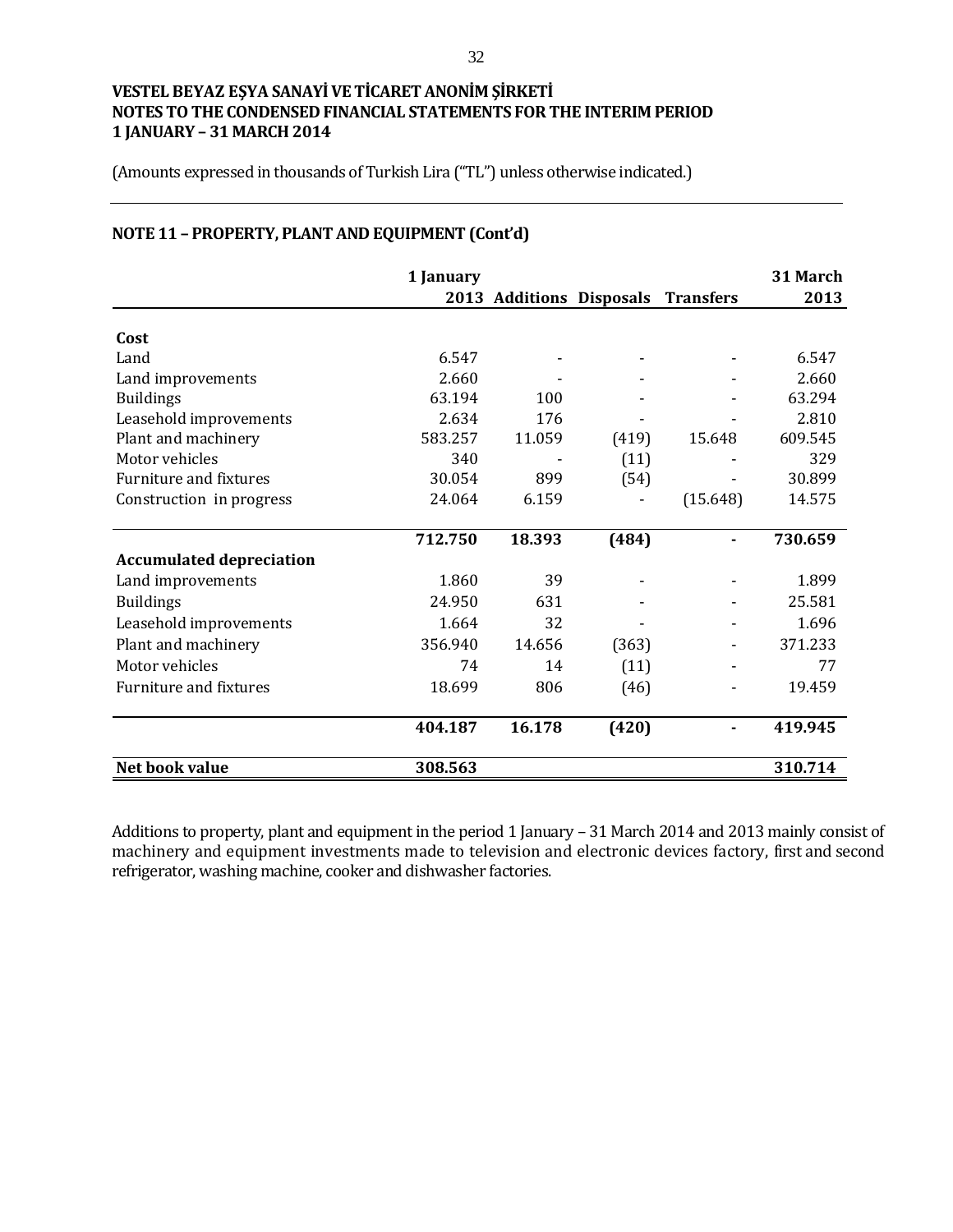**VESTEL BEYAZ EŞYA SANAYİ VE TİCARET ANONİM ŞİRKETİ**
**NOTES TO THE CONDENSED FINANCIAL STATEMENTS FOR THE INTERIM PERIOD**
**1 JANUARY – 31 MARCH 2014**

(Amounts expressed in thousands of Turkish Lira ("TL") unless otherwise indicated.)

## NOTE 11 – PROPERTY, PLANT AND EQUIPMENT (Cont'd)

| | 1 January 2013 | Additions | Disposals | Transfers | 31 March 2013 |
|---|---|---|---|---|---|
| **Cost** | | | | | |
| Land | 6.547 | - | - | - | 6.547 |
| Land improvements | 2.660 | - | - | - | 2.660 |
| Buildings | 63.194 | 100 | - | - | 63.294 |
| Leasehold improvements | 2.634 | 176 | - | - | 2.810 |
| Plant and machinery | 583.257 | 11.059 | (419) | 15.648 | 609.545 |
| Motor vehicles | 340 | - | (11) | - | 329 |
| Furniture and fixtures | 30.054 | 899 | (54) | - | 30.899 |
| Construction in progress | 24.064 | 6.159 | - | (15.648) | 14.575 |
| | **712.750** | **18.393** | **(484)** | **-** | **730.659** |
| **Accumulated depreciation** | | | | | |
| Land improvements | 1.860 | 39 | - | - | 1.899 |
| Buildings | 24.950 | 631 | - | - | 25.581 |
| Leasehold improvements | 1.664 | 32 | - | - | 1.696 |
| Plant and machinery | 356.940 | 14.656 | (363) | - | 371.233 |
| Motor vehicles | 74 | 14 | (11) | - | 77 |
| Furniture and fixtures | 18.699 | 806 | (46) | - | 19.459 |
| | **404.187** | **16.178** | **(420)** | **-** | **419.945** |
| **Net book value** | **308.563** | | | | **310.714** |

Additions to property, plant and equipment in the period 1 January – 31 March 2014 and 2013 mainly consist of machinery and equipment investments made to television and electronic devices factory, first and second refrigerator, washing machine, cooker and dishwasher factories.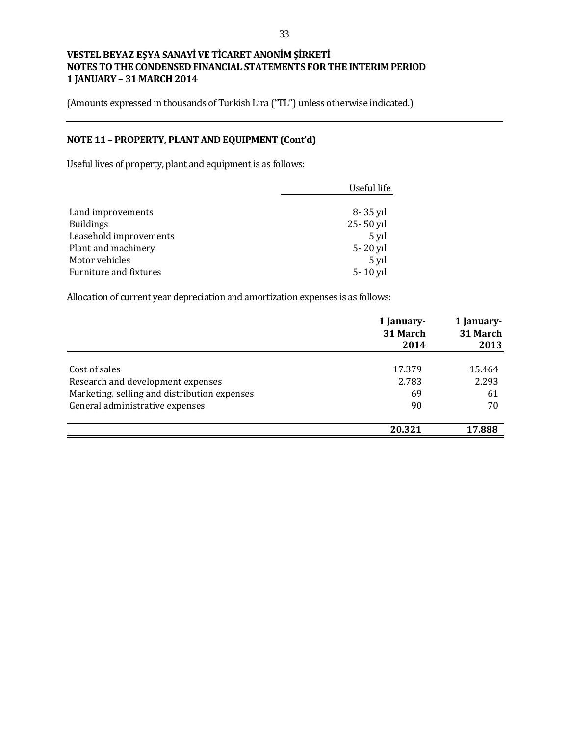**VESTEL BEYAZ EŞYA SANAYİ VE TİCARET ANONİM ŞİRKETİ**
**NOTES TO THE CONDENSED FINANCIAL STATEMENTS FOR THE INTERIM PERIOD**
**1 JANUARY – 31 MARCH 2014**

(Amounts expressed in thousands of Turkish Lira ("TL") unless otherwise indicated.)

## NOTE 11 – PROPERTY, PLANT AND EQUIPMENT (Cont'd)

Useful lives of property, plant and equipment is as follows:

| | Useful life |
|---|---|
| Land improvements | 8- 35 yıl |
| Buildings | 25- 50 yıl |
| Leasehold improvements | 5 yıl |
| Plant and machinery | 5- 20 yıl |
| Motor vehicles | 5 yıl |
| Furniture and fixtures | 5- 10 yıl |

Allocation of current year depreciation and amortization expenses is as follows:

| | **1 January- 31 March 2014** | **1 January- 31 March 2013** |
|---|---|---|
| Cost of sales | 17.379 | 15.464 |
| Research and development expenses | 2.783 | 2.293 |
| Marketing, selling and distribution expenses | 69 | 61 |
| General administrative expenses | 90 | 70 |
| | **20.321** | **17.888** |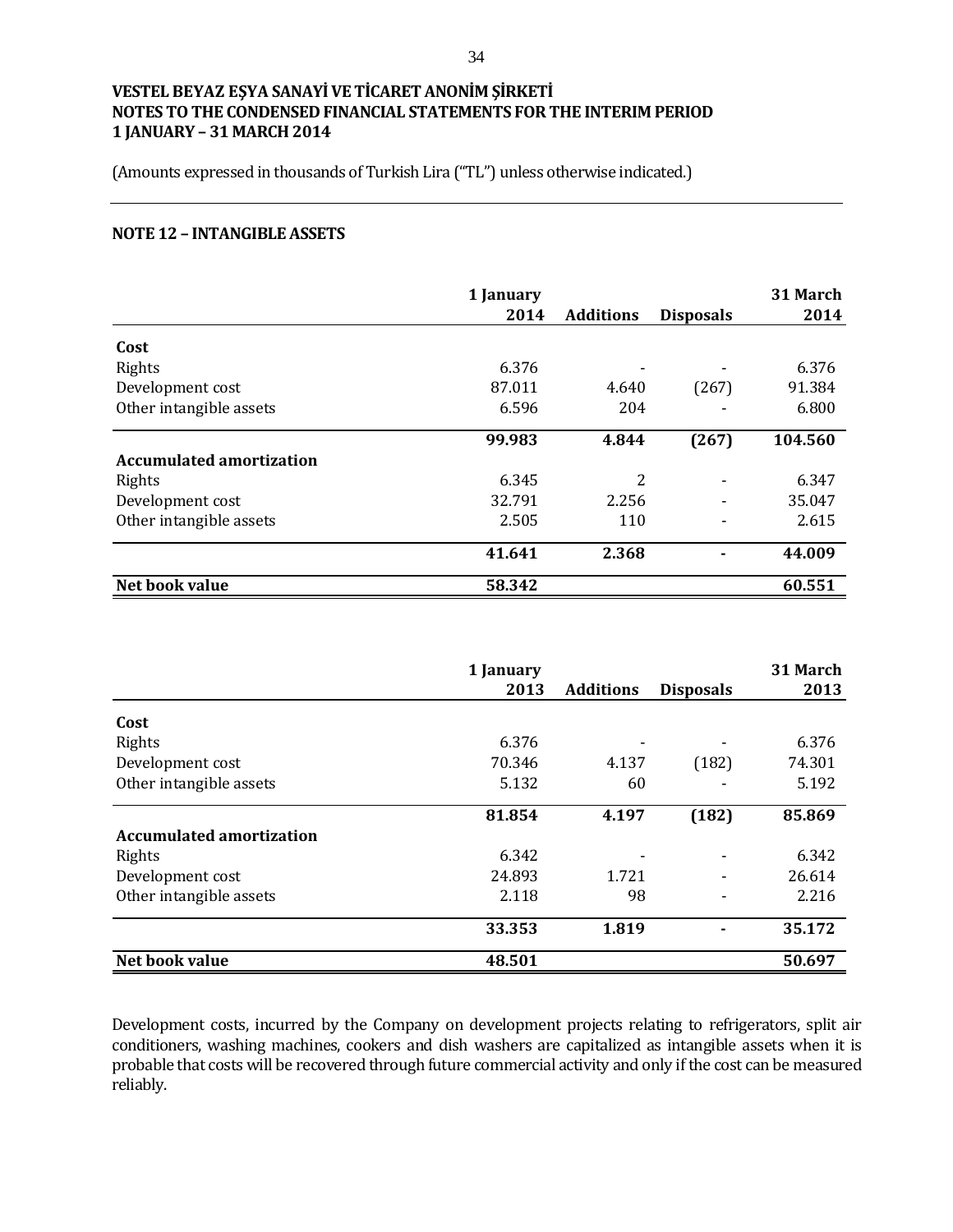VESTEL BEYAZ EŞYA SANAYİ VE TİCARET ANONİM ŞİRKETİ
NOTES TO THE CONDENSED FINANCIAL STATEMENTS FOR THE INTERIM PERIOD
1 JANUARY – 31 MARCH 2014

(Amounts expressed in thousands of Turkish Lira ("TL") unless otherwise indicated.)

## NOTE 12 – INTANGIBLE ASSETS

| | 1 January 2014 | Additions | Disposals | 31 March 2014 |
|---|---|---|---|---|
| **Cost** | | | | |
| Rights | 6.376 | - | - | 6.376 |
| Development cost | 87.011 | 4.640 | (267) | 91.384 |
| Other intangible assets | 6.596 | 204 | - | 6.800 |
| | **99.983** | **4.844** | **(267)** | **104.560** |
| **Accumulated amortization** | | | | |
| Rights | 6.345 | 2 | - | 6.347 |
| Development cost | 32.791 | 2.256 | - | 35.047 |
| Other intangible assets | 2.505 | 110 | - | 2.615 |
| | **41.641** | **2.368** | **-** | **44.009** |
| **Net book value** | **58.342** | | | **60.551** |

| | 1 January 2013 | Additions | Disposals | 31 March 2013 |
|---|---|---|---|---|
| **Cost** | | | | |
| Rights | 6.376 | - | - | 6.376 |
| Development cost | 70.346 | 4.137 | (182) | 74.301 |
| Other intangible assets | 5.132 | 60 | - | 5.192 |
| | **81.854** | **4.197** | **(182)** | **85.869** |
| **Accumulated amortization** | | | | |
| Rights | 6.342 | - | - | 6.342 |
| Development cost | 24.893 | 1.721 | - | 26.614 |
| Other intangible assets | 2.118 | 98 | - | 2.216 |
| | **33.353** | **1.819** | **-** | **35.172** |
| **Net book value** | **48.501** | | | **50.697** |

Development costs, incurred by the Company on development projects relating to refrigerators, split air conditioners, washing machines, cookers and dish washers are capitalized as intangible assets when it is probable that costs will be recovered through future commercial activity and only if the cost can be measured reliably.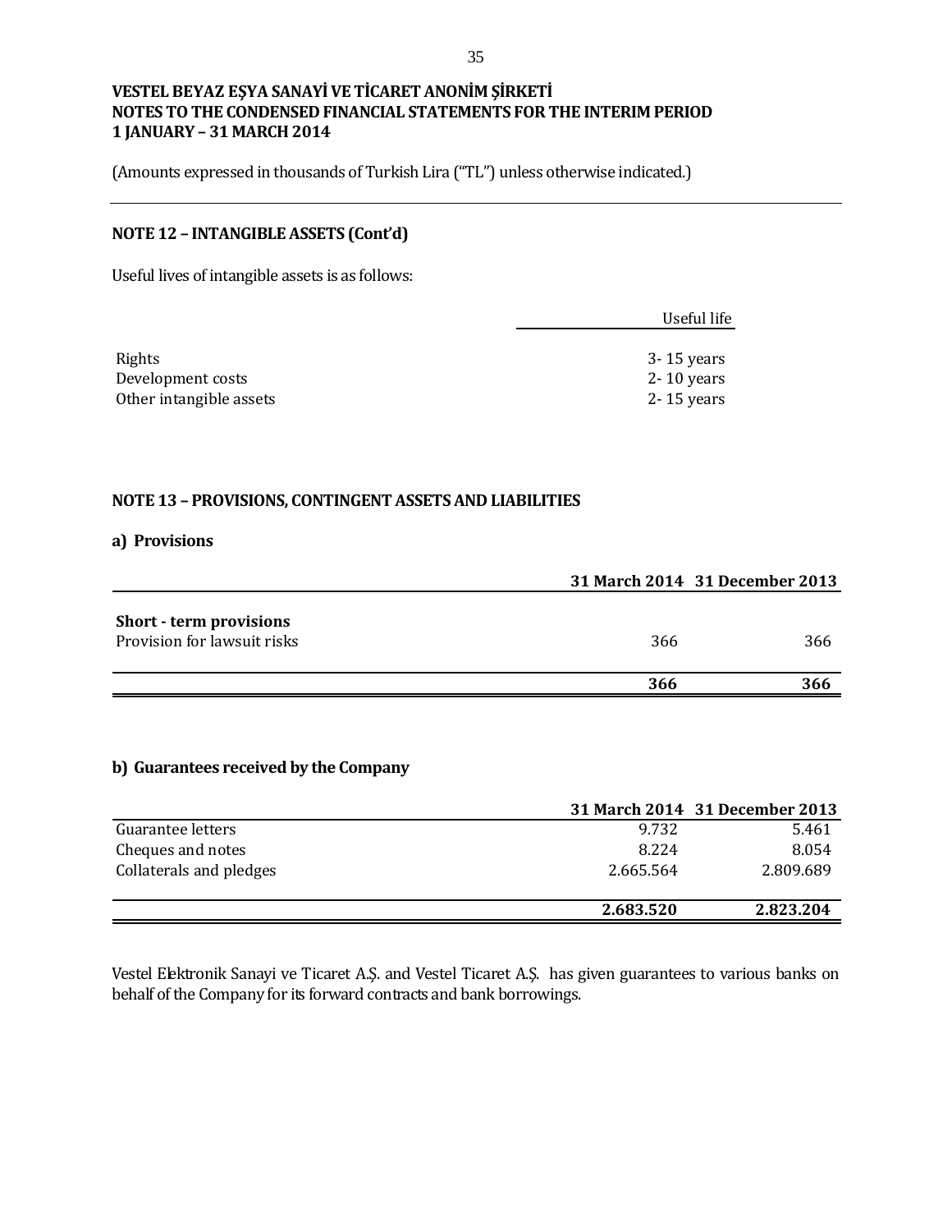**VESTEL BEYAZ EŞYA SANAYİ VE TİCARET ANONİM ŞİRKETİ**
**NOTES TO THE CONDENSED FINANCIAL STATEMENTS FOR THE INTERIM PERIOD**
**1 JANUARY – 31 MARCH 2014**

(Amounts expressed in thousands of Turkish Lira ("TL") unless otherwise indicated.)

## NOTE 12 – INTANGIBLE ASSETS (Cont'd)

Useful lives of intangible assets is as follows:

| | Useful life |
|---|---|
| Rights | 3- 15 years |
| Development costs | 2- 10 years |
| Other intangible assets | 2- 15 years |

## NOTE 13 – PROVISIONS, CONTINGENT ASSETS AND LIABILITIES

### a) Provisions

| | 31 March 2014 | 31 December 2013 |
|---|---|---|
| **Short - term provisions** | | |
| Provision for lawsuit risks | 366 | 366 |
| | **366** | **366** |

### b) Guarantees received by the Company

| | 31 March 2014 | 31 December 2013 |
|---|---|---|
| Guarantee letters | 9.732 | 5.461 |
| Cheques and notes | 8.224 | 8.054 |
| Collaterals and pledges | 2.665.564 | 2.809.689 |
| | **2.683.520** | **2.823.204** |

Vestel Elektronik Sanayi ve Ticaret A.Ş. and Vestel Ticaret A.Ş. has given guarantees to various banks on behalf of the Company for its forward contracts and bank borrowings.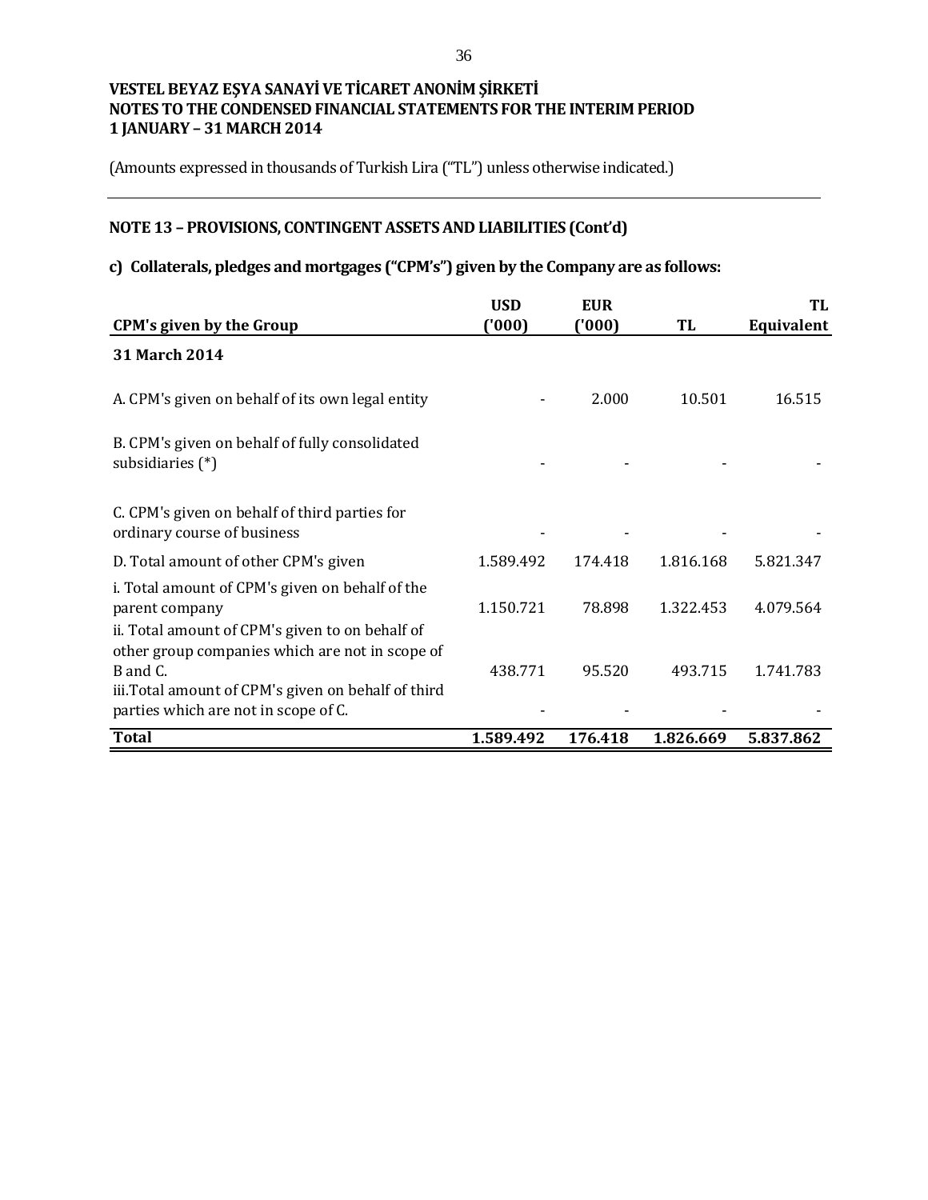**VESTEL BEYAZ EŞYA SANAYİ VE TİCARET ANONİM ŞİRKETİ**
**NOTES TO THE CONDENSED FINANCIAL STATEMENTS FOR THE INTERIM PERIOD**
**1 JANUARY – 31 MARCH 2014**

(Amounts expressed in thousands of Turkish Lira ("TL") unless otherwise indicated.)

## NOTE 13 – PROVISIONS, CONTINGENT ASSETS AND LIABILITIES (Cont'd)

### c) Collaterals, pledges and mortgages ("CPM's") given by the Company are as follows:

| CPM's given by the Group | USD ('000) | EUR ('000) | TL | TL Equivalent |
|---|---|---|---|---|
| **31 March 2014** | | | | |
| A. CPM's given on behalf of its own legal entity | - | 2.000 | 10.501 | 16.515 |
| B. CPM's given on behalf of fully consolidated subsidiaries (*) | - | - | - | - |
| C. CPM's given on behalf of third parties for ordinary course of business | - | - | - | - |
| D. Total amount of other CPM's given | 1.589.492 | 174.418 | 1.816.168 | 5.821.347 |
| i. Total amount of CPM's given on behalf of the parent company | 1.150.721 | 78.898 | 1.322.453 | 4.079.564 |
| ii. Total amount of CPM's given to on behalf of other group companies which are not in scope of B and C. | 438.771 | 95.520 | 493.715 | 1.741.783 |
| iii.Total amount of CPM's given on behalf of third parties which are not in scope of C. | - | - | - | - |
| **Total** | **1.589.492** | **176.418** | **1.826.669** | **5.837.862** |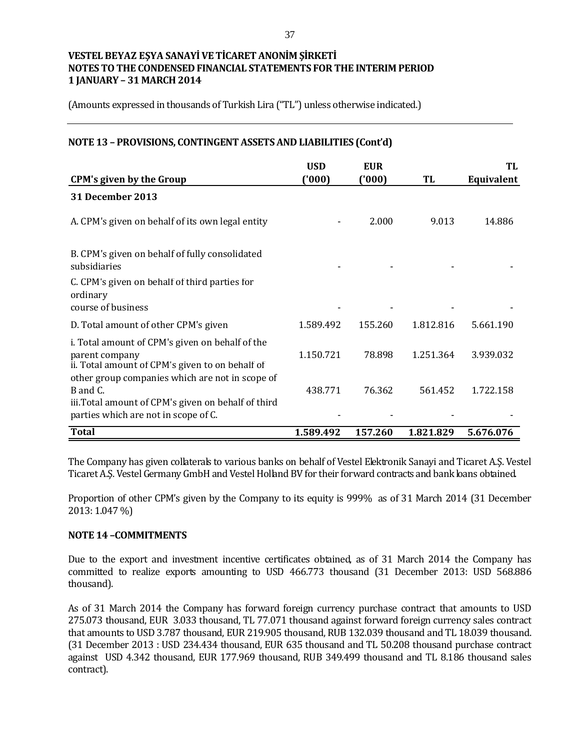(Amounts expressed in thousands of Turkish Lira ("TL") unless otherwise indicated.)

## NOTE 13 – PROVISIONS, CONTINGENT ASSETS AND LIABILITIES (Cont'd)

| CPM's given by the Group | USD ('000) | EUR ('000) | TL | TL Equivalent |
|---|---|---|---|---|
| **31 December 2013** | | | | |
| A. CPM's given on behalf of its own legal entity | - | 2.000 | 9.013 | 14.886 |
| B. CPM's given on behalf of fully consolidated subsidiaries | - | - | - | - |
| C. CPM's given on behalf of third parties for ordinary course of business | - | - | - | - |
| D. Total amount of other CPM's given | 1.589.492 | 155.260 | 1.812.816 | 5.661.190 |
| i. Total amount of CPM's given on behalf of the parent company | 1.150.721 | 78.898 | 1.251.364 | 3.939.032 |
| ii. Total amount of CPM's given to on behalf of other group companies which are not in scope of B and C. | 438.771 | 76.362 | 561.452 | 1.722.158 |
| iii.Total amount of CPM's given on behalf of third parties which are not in scope of C. | - | - | - | - |
| **Total** | **1.589.492** | **157.260** | **1.821.829** | **5.676.076** |

The Company has given collaterals to various banks on behalf of Vestel Elektronik Sanayi and Ticaret A.Ş. Vestel Ticaret A.Ş. Vestel Germany GmbH and Vestel Holland BV for their forward contracts and bank loans obtained.

Proportion of other CPM's given by the Company to its equity is 999% as of 31 March 2014 (31 December 2013: 1.047 %)

## NOTE 14 –COMMITMENTS

Due to the export and investment incentive certificates obtained, as of 31 March 2014 the Company has committed to realize exports amounting to USD 466.773 thousand (31 December 2013: USD 568.886 thousand).

As of 31 March 2014 the Company has forward foreign currency purchase contract that amounts to USD 275.073 thousand, EUR 3.033 thousand, TL 77.071 thousand against forward foreign currency sales contract that amounts to USD 3.787 thousand, EUR 219.905 thousand, RUB 132.039 thousand and TL 18.039 thousand. (31 December 2013 : USD 234.434 thousand, EUR 635 thousand and TL 50.208 thousand purchase contract against USD 4.342 thousand, EUR 177.969 thousand, RUB 349.499 thousand and TL 8.186 thousand sales contract).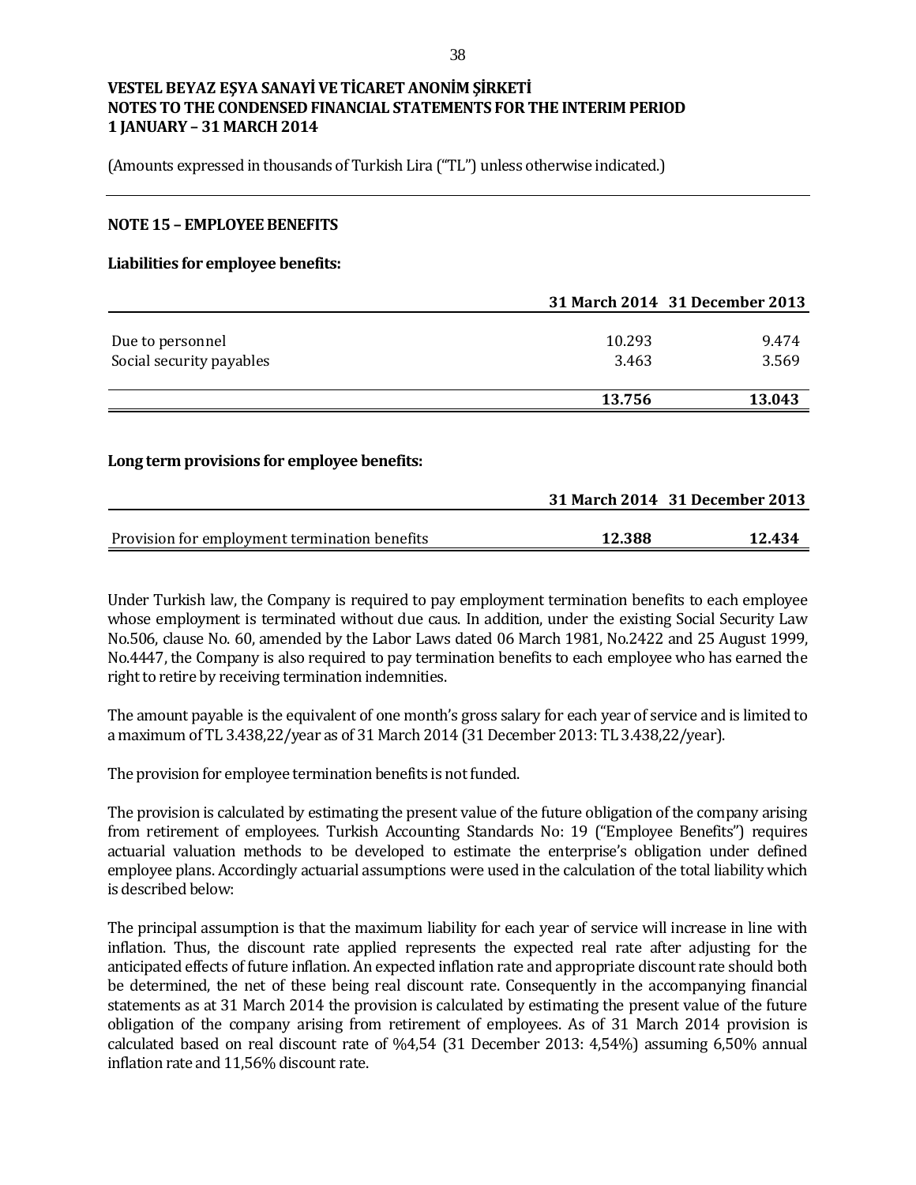**VESTEL BEYAZ EŞYA SANAYİ VE TİCARET ANONİM ŞİRKETİ**
**NOTES TO THE CONDENSED FINANCIAL STATEMENTS FOR THE INTERIM PERIOD**
**1 JANUARY – 31 MARCH 2014**

(Amounts expressed in thousands of Turkish Lira ("TL") unless otherwise indicated.)

## NOTE 15 – EMPLOYEE BENEFITS

**Liabilities for employee benefits:**

| | 31 March 2014 | 31 December 2013 |
|---|---|---|
| Due to personnel | 10.293 | 9.474 |
| Social security payables | 3.463 | 3.569 |
| | **13.756** | **13.043** |

**Long term provisions for employee benefits:**

| | 31 March 2014 | 31 December 2013 |
|---|---|---|
| Provision for employment termination benefits | **12.388** | **12.434** |

Under Turkish law, the Company is required to pay employment termination benefits to each employee whose employment is terminated without due caus. In addition, under the existing Social Security Law No.506, clause No. 60, amended by the Labor Laws dated 06 March 1981, No.2422 and 25 August 1999, No.4447, the Company is also required to pay termination benefits to each employee who has earned the right to retire by receiving termination indemnities.

The amount payable is the equivalent of one month's gross salary for each year of service and is limited to a maximum of TL 3.438,22/year as of 31 March 2014 (31 December 2013: TL 3.438,22/year).

The provision for employee termination benefits is not funded.

The provision is calculated by estimating the present value of the future obligation of the company arising from retirement of employees. Turkish Accounting Standards No: 19 ("Employee Benefits") requires actuarial valuation methods to be developed to estimate the enterprise's obligation under defined employee plans. Accordingly actuarial assumptions were used in the calculation of the total liability which is described below:

The principal assumption is that the maximum liability for each year of service will increase in line with inflation. Thus, the discount rate applied represents the expected real rate after adjusting for the anticipated effects of future inflation. An expected inflation rate and appropriate discount rate should both be determined, the net of these being real discount rate. Consequently in the accompanying financial statements as at 31 March 2014 the provision is calculated by estimating the present value of the future obligation of the company arising from retirement of employees. As of 31 March 2014 provision is calculated based on real discount rate of %4,54 (31 December 2013: 4,54%) assuming 6,50% annual inflation rate and 11,56% discount rate.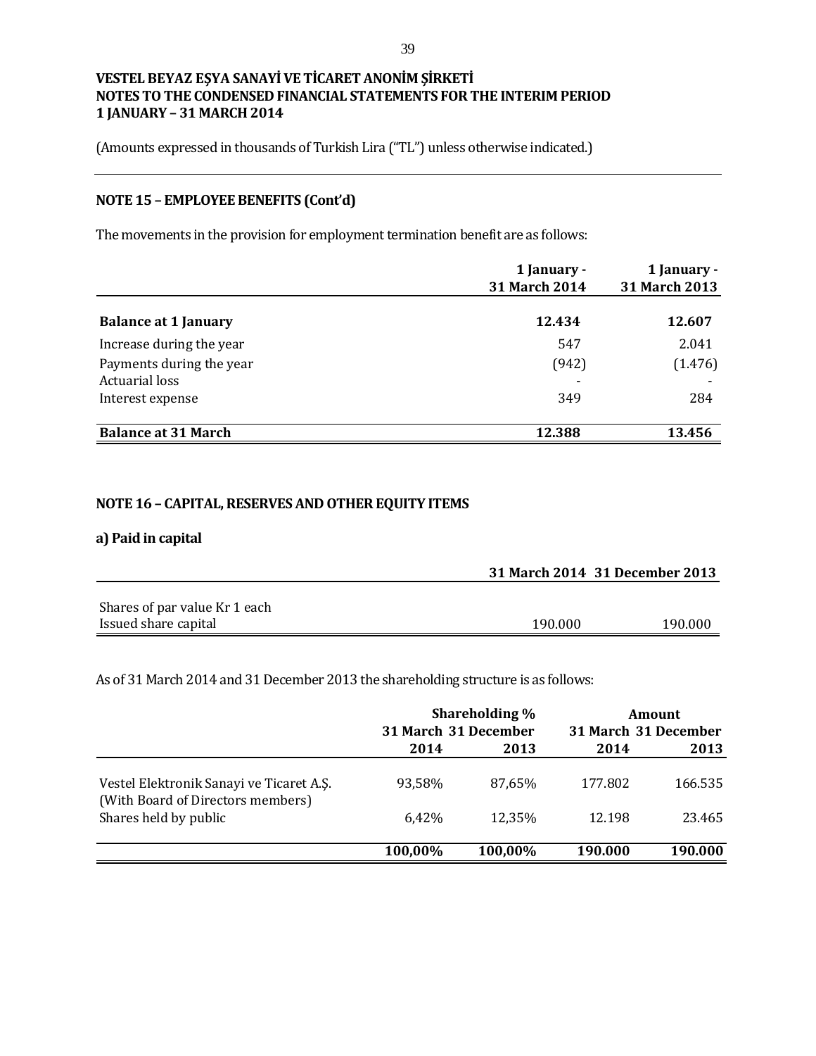VESTEL BEYAZ EŞYA SANAYİ VE TİCARET ANONİM ŞİRKETİ
NOTES TO THE CONDENSED FINANCIAL STATEMENTS FOR THE INTERIM PERIOD
1 JANUARY – 31 MARCH 2014

(Amounts expressed in thousands of Turkish Lira ("TL") unless otherwise indicated.)

## NOTE 15 – EMPLOYEE BENEFITS (Cont'd)

The movements in the provision for employment termination benefit are as follows:

| | 1 January - 31 March 2014 | 1 January - 31 March 2013 |
|---|---|---|
| **Balance at 1 January** | **12.434** | **12.607** |
| Increase during the year | 547 | 2.041 |
| Payments during the year | (942) | (1.476) |
| Actuarial loss | - | - |
| Interest expense | 349 | 284 |
| **Balance at 31 March** | **12.388** | **13.456** |

## NOTE 16 – CAPITAL, RESERVES AND OTHER EQUITY ITEMS

### a) Paid in capital

| | 31 March 2014 | 31 December 2013 |
|---|---|---|
| Shares of par value Kr 1 each | | |
| Issued share capital | 190.000 | 190.000 |

As of 31 March 2014 and 31 December 2013 the shareholding structure is as follows:

| | Shareholding % | | Amount | |
|---|---|---|---|---|
| | 31 March 2014 | 31 December 2013 | 31 March 2014 | 31 December 2013 |
| Vestel Elektronik Sanayi ve Ticaret A.Ş. (With Board of Directors members) | 93,58% | 87,65% | 177.802 | 166.535 |
| Shares held by public | 6,42% | 12,35% | 12.198 | 23.465 |
| | **100,00%** | **100,00%** | **190.000** | **190.000** |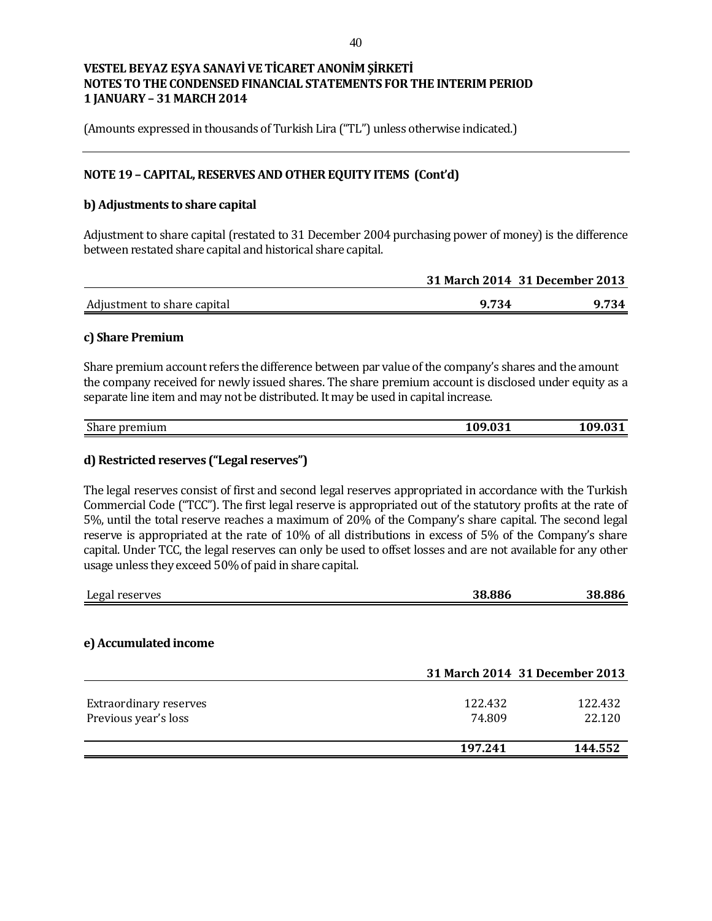# VESTEL BEYAZ EŞYA SANAYİ VE TİCARET ANONİM ŞİRKETİ
# NOTES TO THE CONDENSED FINANCIAL STATEMENTS FOR THE INTERIM PERIOD
# 1 JANUARY – 31 MARCH 2014

(Amounts expressed in thousands of Turkish Lira ("TL") unless otherwise indicated.)

## NOTE 19 – CAPITAL, RESERVES AND OTHER EQUITY ITEMS (Cont'd)

### b) Adjustments to share capital

Adjustment to share capital (restated to 31 December 2004 purchasing power of money) is the difference between restated share capital and historical share capital.

| | 31 March 2014 | 31 December 2013 |
|---|---|---|
| Adjustment to share capital | **9.734** | **9.734** |

### c) Share Premium

Share premium account refers the difference between par value of the company's shares and the amount the company received for newly issued shares. The share premium account is disclosed under equity as a separate line item and may not be distributed. It may be used in capital increase.

| | | |
|---|---|---|
| Share premium | **109.031** | **109.031** |

### d) Restricted reserves ("Legal reserves")

The legal reserves consist of first and second legal reserves appropriated in accordance with the Turkish Commercial Code ("TCC"). The first legal reserve is appropriated out of the statutory profits at the rate of 5%, until the total reserve reaches a maximum of 20% of the Company's share capital. The second legal reserve is appropriated at the rate of 10% of all distributions in excess of 5% of the Company's share capital. Under TCC, the legal reserves can only be used to offset losses and are not available for any other usage unless they exceed 50% of paid in share capital.

| | | |
|---|---|---|
| Legal reserves | **38.886** | **38.886** |

### e) Accumulated income

| | 31 March 2014 | 31 December 2013 |
|---|---|---|
| Extraordinary reserves | 122.432 | 122.432 |
| Previous year's loss | 74.809 | 22.120 |
| | **197.241** | **144.552** |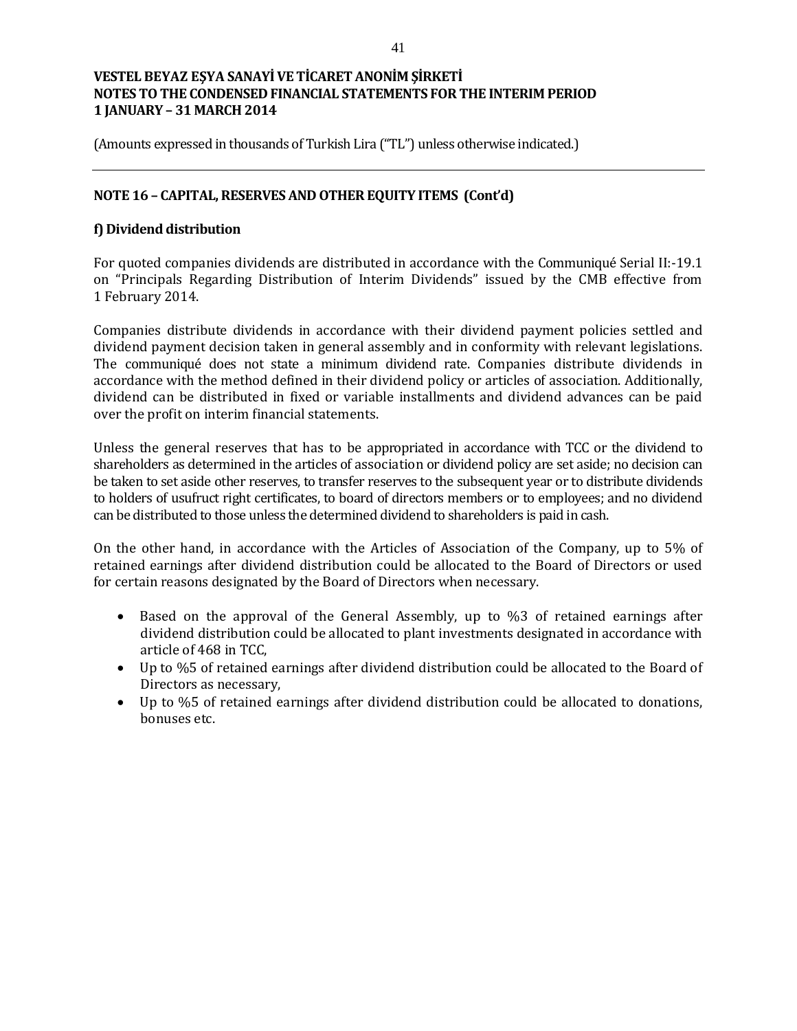(Amounts expressed in thousands of Turkish Lira ("TL") unless otherwise indicated.)

## NOTE 16 – CAPITAL, RESERVES AND OTHER EQUITY ITEMS (Cont'd)

### f) Dividend distribution

For quoted companies dividends are distributed in accordance with the Communiqué Serial II:-19.1 on "Principals Regarding Distribution of Interim Dividends" issued by the CMB effective from 1 February 2014.

Companies distribute dividends in accordance with their dividend payment policies settled and dividend payment decision taken in general assembly and in conformity with relevant legislations. The communiqué does not state a minimum dividend rate. Companies distribute dividends in accordance with the method defined in their dividend policy or articles of association. Additionally, dividend can be distributed in fixed or variable installments and dividend advances can be paid over the profit on interim financial statements.

Unless the general reserves that has to be appropriated in accordance with TCC or the dividend to shareholders as determined in the articles of association or dividend policy are set aside; no decision can be taken to set aside other reserves, to transfer reserves to the subsequent year or to distribute dividends to holders of usufruct right certificates, to board of directors members or to employees; and no dividend can be distributed to those unless the determined dividend to shareholders is paid in cash.

On the other hand, in accordance with the Articles of Association of the Company, up to 5% of retained earnings after dividend distribution could be allocated to the Board of Directors or used for certain reasons designated by the Board of Directors when necessary.

- Based on the approval of the General Assembly, up to %3 of retained earnings after dividend distribution could be allocated to plant investments designated in accordance with article of 468 in TCC,
- Up to %5 of retained earnings after dividend distribution could be allocated to the Board of Directors as necessary,
- Up to %5 of retained earnings after dividend distribution could be allocated to donations, bonuses etc.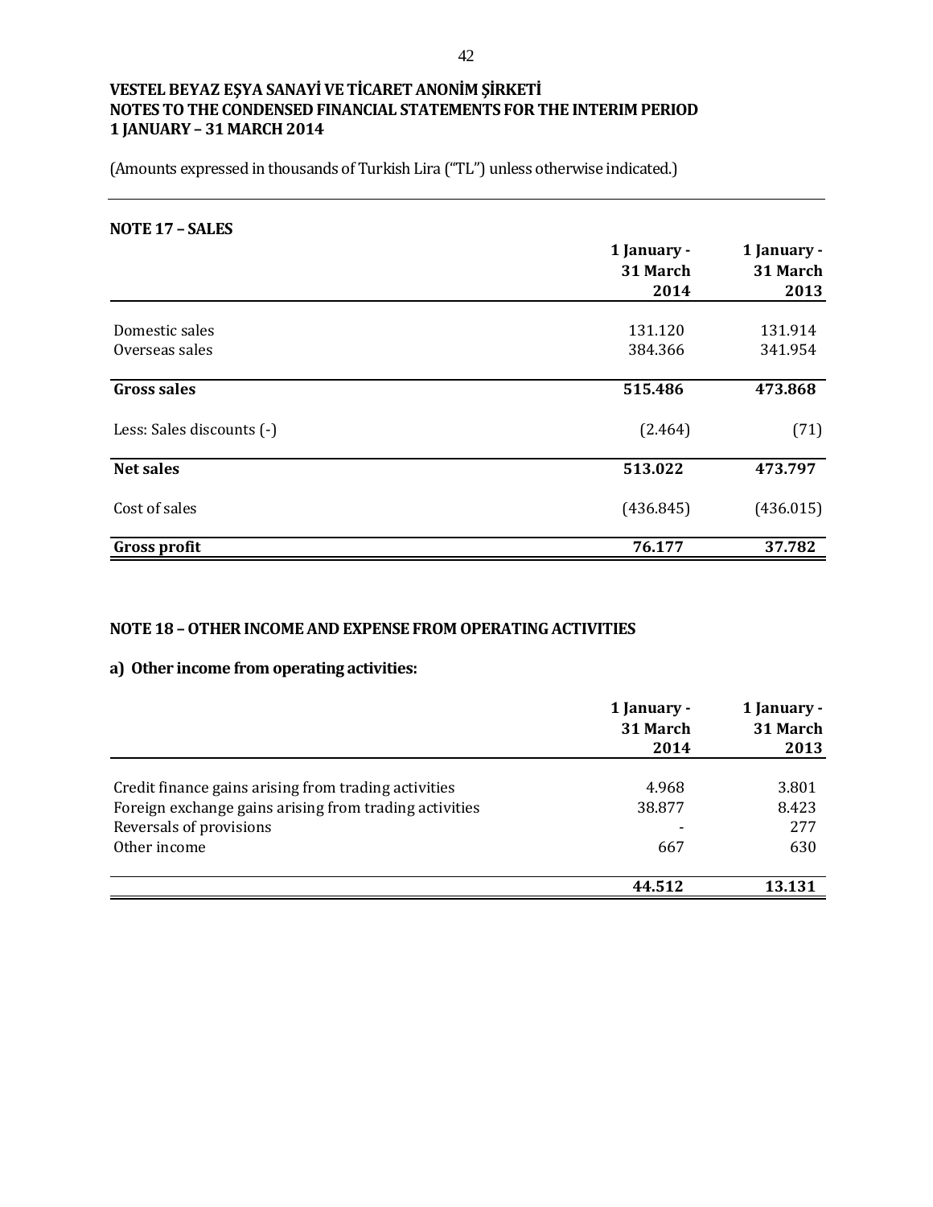# VESTEL BEYAZ EŞYA SANAYİ VE TİCARET ANONİM ŞİRKETİ
# NOTES TO THE CONDENSED FINANCIAL STATEMENTS FOR THE INTERIM PERIOD
# 1 JANUARY – 31 MARCH 2014

(Amounts expressed in thousands of Turkish Lira ("TL") unless otherwise indicated.)

## NOTE 17 – SALES

| | 1 January - 31 March 2014 | 1 January - 31 March 2013 |
|---|---|---|
| Domestic sales | 131.120 | 131.914 |
| Overseas sales | 384.366 | 341.954 |
| **Gross sales** | **515.486** | **473.868** |
| Less: Sales discounts (-) | (2.464) | (71) |
| **Net sales** | **513.022** | **473.797** |
| Cost of sales | (436.845) | (436.015) |
| **Gross profit** | **76.177** | **37.782** |

## NOTE 18 – OTHER INCOME AND EXPENSE FROM OPERATING ACTIVITIES

### a) Other income from operating activities:

| | 1 January - 31 March 2014 | 1 January - 31 March 2013 |
|---|---|---|
| Credit finance gains arising from trading activities | 4.968 | 3.801 |
| Foreign exchange gains arising from trading activities | 38.877 | 8.423 |
| Reversals of provisions | - | 277 |
| Other income | 667 | 630 |
| | **44.512** | **13.131** |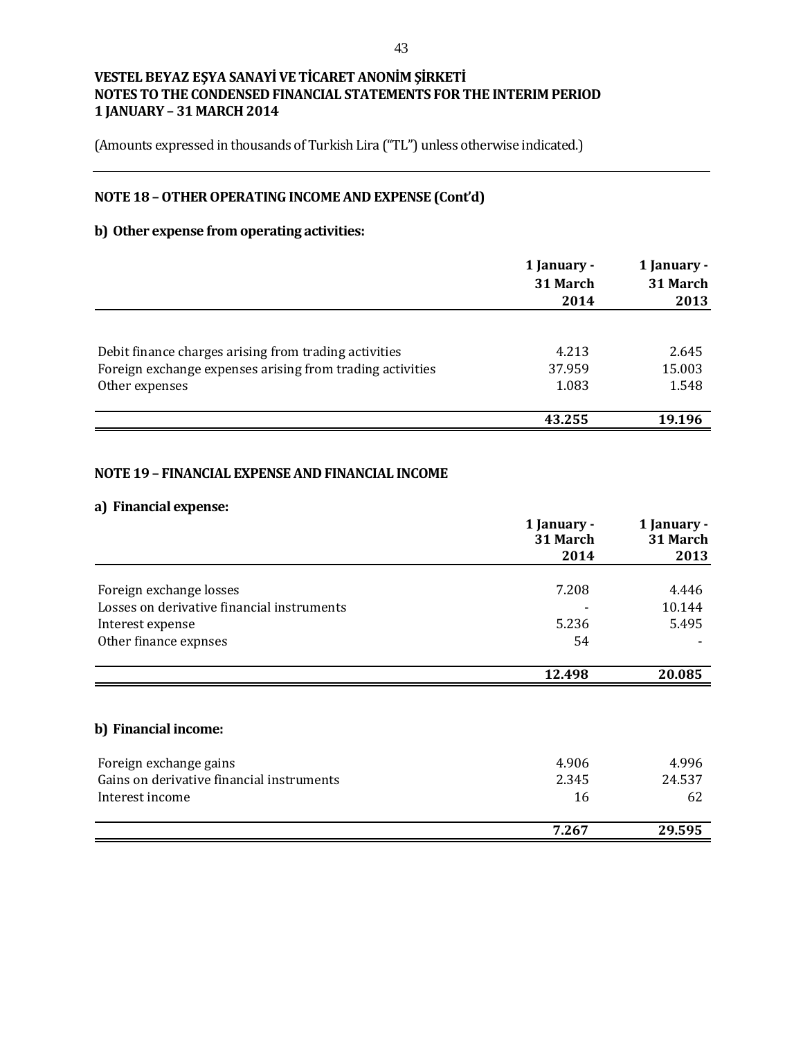**VESTEL BEYAZ EŞYA SANAYİ VE TİCARET ANONİM ŞİRKETİ**
**NOTES TO THE CONDENSED FINANCIAL STATEMENTS FOR THE INTERIM PERIOD**
**1 JANUARY – 31 MARCH 2014**

(Amounts expressed in thousands of Turkish Lira ("TL") unless otherwise indicated.)

## NOTE 18 – OTHER OPERATING INCOME AND EXPENSE (Cont'd)

### b) Other expense from operating activities:

| | 1 January - 31 March 2014 | 1 January - 31 March 2013 |
|---|---|---|
| Debit finance charges arising from trading activities | 4.213 | 2.645 |
| Foreign exchange expenses arising from trading activities | 37.959 | 15.003 |
| Other expenses | 1.083 | 1.548 |
| | **43.255** | **19.196** |

## NOTE 19 – FINANCIAL EXPENSE AND FINANCIAL INCOME

### a) Financial expense:

| | 1 January - 31 March 2014 | 1 January - 31 March 2013 |
|---|---|---|
| Foreign exchange losses | 7.208 | 4.446 |
| Losses on derivative financial instruments | - | 10.144 |
| Interest expense | 5.236 | 5.495 |
| Other finance expnses | 54 | - |
| | **12.498** | **20.085** |

### b) Financial income:

| | 1 January - 31 March 2014 | 1 January - 31 March 2013 |
|---|---|---|
| Foreign exchange gains | 4.906 | 4.996 |
| Gains on derivative financial instruments | 2.345 | 24.537 |
| Interest income | 16 | 62 |
| | **7.267** | **29.595** |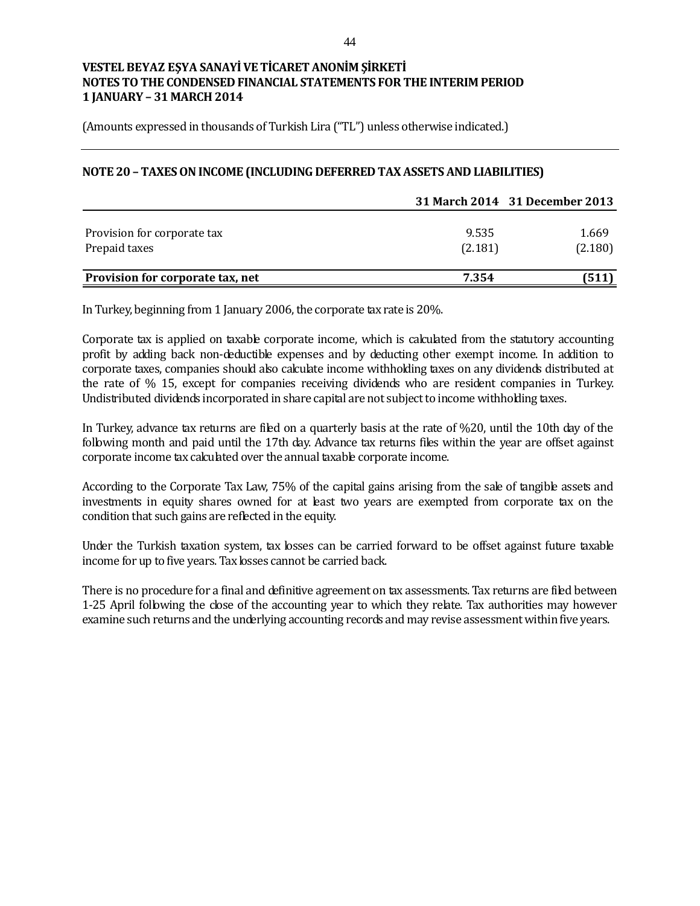**VESTEL BEYAZ EŞYA SANAYİ VE TİCARET ANONİM ŞİRKETİ**
**NOTES TO THE CONDENSED FINANCIAL STATEMENTS FOR THE INTERIM PERIOD**
**1 JANUARY – 31 MARCH 2014**

(Amounts expressed in thousands of Turkish Lira ("TL") unless otherwise indicated.)

## NOTE 20 – TAXES ON INCOME (INCLUDING DEFERRED TAX ASSETS AND LIABILITIES)

| | 31 March 2014 | 31 December 2013 |
|---|---|---|
| Provision for corporate tax | 9.535 | 1.669 |
| Prepaid taxes | (2.181) | (2.180) |
| **Provision for corporate tax, net** | **7.354** | **(511)** |

In Turkey, beginning from 1 January 2006, the corporate tax rate is 20%.

Corporate tax is applied on taxable corporate income, which is calculated from the statutory accounting profit by adding back non-deductible expenses and by deducting other exempt income. In addition to corporate taxes, companies should also calculate income withholding taxes on any dividends distributed at the rate of % 15, except for companies receiving dividends who are resident companies in Turkey. Undistributed dividends incorporated in share capital are not subject to income withholding taxes.

In Turkey, advance tax returns are filed on a quarterly basis at the rate of %20, until the 10th day of the following month and paid until the 17th day. Advance tax returns files within the year are offset against corporate income tax calculated over the annual taxable corporate income.

According to the Corporate Tax Law, 75% of the capital gains arising from the sale of tangible assets and investments in equity shares owned for at least two years are exempted from corporate tax on the condition that such gains are reflected in the equity.

Under the Turkish taxation system, tax losses can be carried forward to be offset against future taxable income for up to five years. Tax losses cannot be carried back.

There is no procedure for a final and definitive agreement on tax assessments. Tax returns are filed between 1-25 April following the close of the accounting year to which they relate. Tax authorities may however examine such returns and the underlying accounting records and may revise assessment within five years.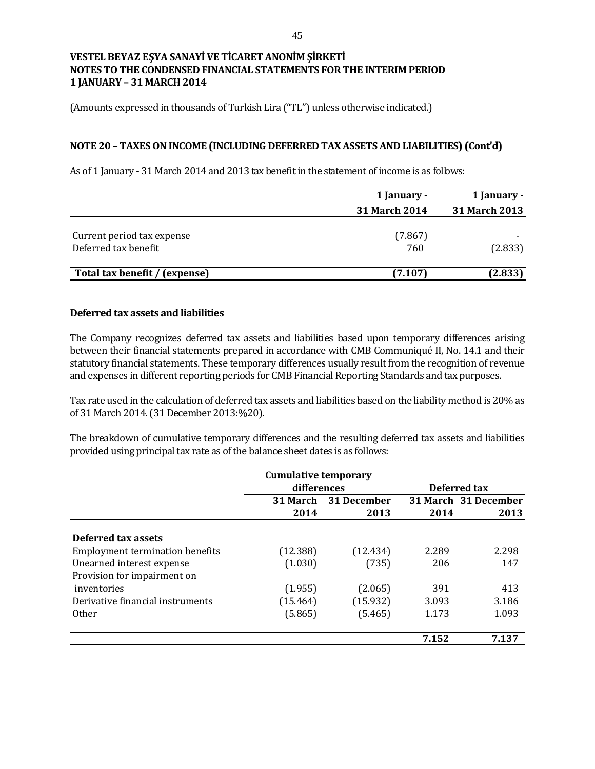**VESTEL BEYAZ EŞYA SANAYİ VE TİCARET ANONİM ŞİRKETİ**
**NOTES TO THE CONDENSED FINANCIAL STATEMENTS FOR THE INTERIM PERIOD**
**1 JANUARY – 31 MARCH 2014**

(Amounts expressed in thousands of Turkish Lira ("TL") unless otherwise indicated.)

## NOTE 20 – TAXES ON INCOME (INCLUDING DEFERRED TAX ASSETS AND LIABILITIES) (Cont'd)

As of 1 January - 31 March 2014 and 2013 tax benefit in the statement of income is as follows:

| | 1 January - 31 March 2014 | 1 January - 31 March 2013 |
|---|---|---|
| Current period tax expense | (7.867) | - |
| Deferred tax benefit | 760 | (2.833) |
| **Total tax benefit / (expense)** | **(7.107)** | **(2.833)** |

### Deferred tax assets and liabilities

The Company recognizes deferred tax assets and liabilities based upon temporary differences arising between their financial statements prepared in accordance with CMB Communiqué II, No. 14.1 and their statutory financial statements. These temporary differences usually result from the recognition of revenue and expenses in different reporting periods for CMB Financial Reporting Standards and tax purposes.

Tax rate used in the calculation of deferred tax assets and liabilities based on the liability method is 20% as of 31 March 2014. (31 December 2013:%20).

The breakdown of cumulative temporary differences and the resulting deferred tax assets and liabilities provided using principal tax rate as of the balance sheet dates is as follows:

| | Cumulative temporary differences | | Deferred tax | |
|---|---|---|---|---|
| | 31 March 2014 | 31 December 2013 | 31 March 2014 | 31 December 2013 |
| **Deferred tax assets** | | | | |
| Employment termination benefits | (12.388) | (12.434) | 2.289 | 2.298 |
| Unearned interest expense | (1.030) | (735) | 206 | 147 |
| Provision for impairment on inventories | (1.955) | (2.065) | 391 | 413 |
| Derivative financial instruments | (15.464) | (15.932) | 3.093 | 3.186 |
| Other | (5.865) | (5.465) | 1.173 | 1.093 |
| | | | **7.152** | **7.137** |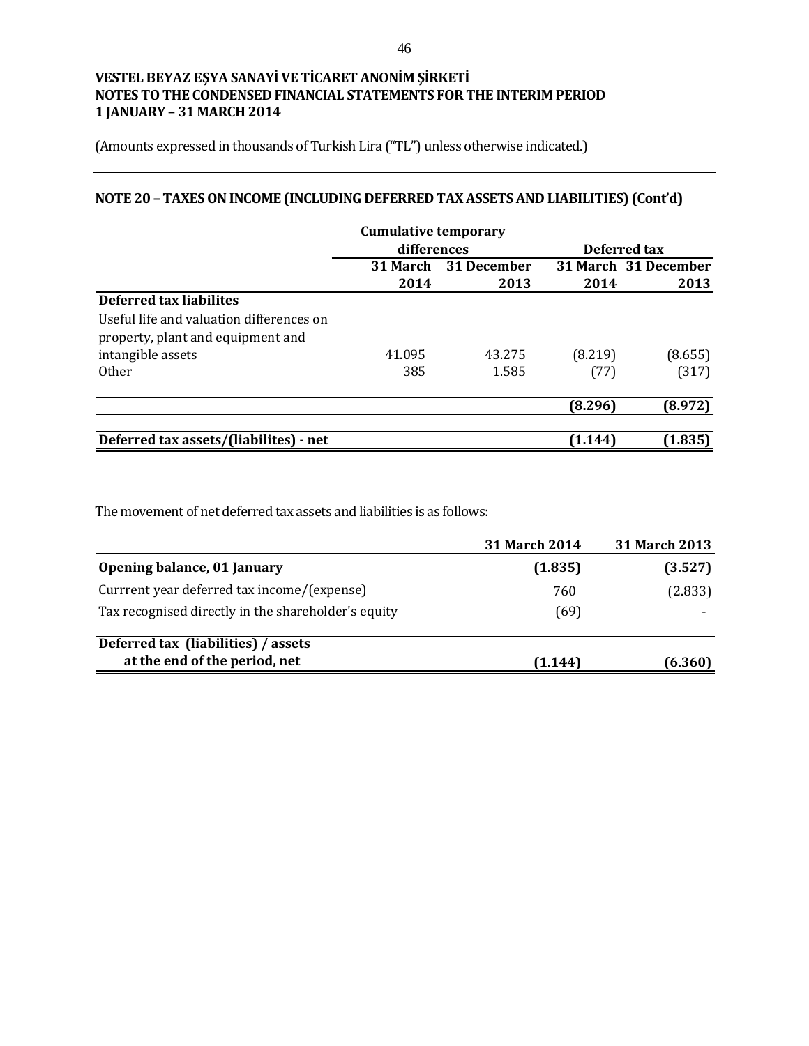**VESTEL BEYAZ EŞYA SANAYİ VE TİCARET ANONİM ŞİRKETİ**
**NOTES TO THE CONDENSED FINANCIAL STATEMENTS FOR THE INTERIM PERIOD**
**1 JANUARY – 31 MARCH 2014**

(Amounts expressed in thousands of Turkish Lira ("TL") unless otherwise indicated.)

## NOTE 20 – TAXES ON INCOME (INCLUDING DEFERRED TAX ASSETS AND LIABILITIES) (Cont'd)

| | Cumulative temporary differences | | Deferred tax | |
|---|---|---|---|---|
| | 31 March 2014 | 31 December 2013 | 31 March 2014 | 31 December 2013 |
| **Deferred tax liabilites** | | | | |
| Useful life and valuation differences on property, plant and equipment and intangible assets | 41.095 | 43.275 | (8.219) | (8.655) |
| Other | 385 | 1.585 | (77) | (317) |
| | | | **(8.296)** | **(8.972)** |
| **Deferred tax assets/(liabilites) - net** | | | **(1.144)** | **(1.835)** |

The movement of net deferred tax assets and liabilities is as follows:

| | 31 March 2014 | 31 March 2013 |
|---|---|---|
| **Opening balance, 01 January** | **(1.835)** | **(3.527)** |
| Currrent year deferred tax income/(expense) | 760 | (2.833) |
| Tax recognised directly in the shareholder's equity | (69) | - |
| **Deferred tax (liabilities) / assets at the end of the period, net** | **(1.144)** | **(6.360)** |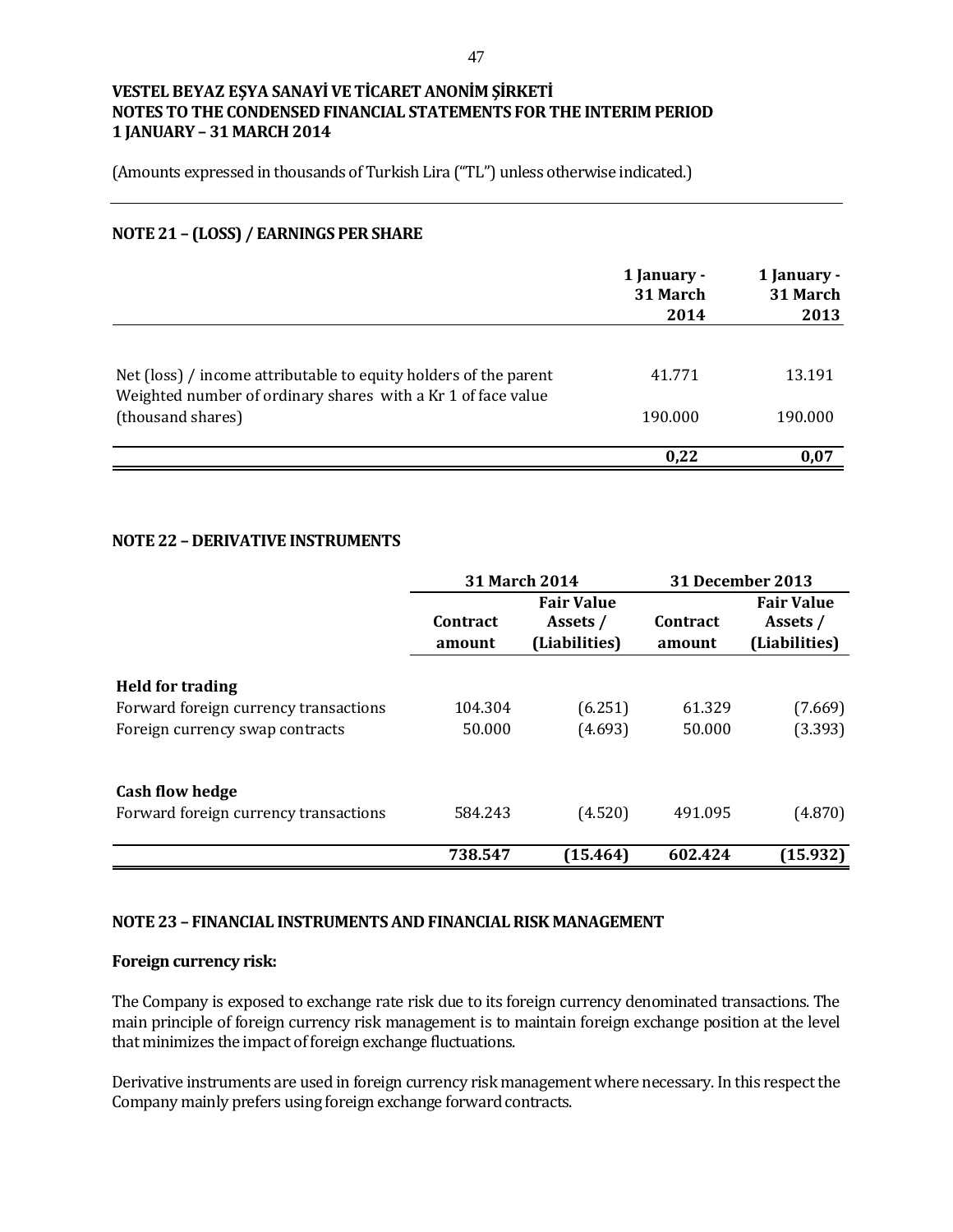**VESTEL BEYAZ EŞYA SANAYİ VE TİCARET ANONİM ŞİRKETİ**
**NOTES TO THE CONDENSED FINANCIAL STATEMENTS FOR THE INTERIM PERIOD**
**1 JANUARY – 31 MARCH 2014**

(Amounts expressed in thousands of Turkish Lira ("TL") unless otherwise indicated.)

## NOTE 21 – (LOSS) / EARNINGS PER SHARE

| | 1 January - 31 March 2014 | 1 January - 31 March 2013 |
|---|---|---|
| Net (loss) / income attributable to equity holders of the parent | 41.771 | 13.191 |
| Weighted number of ordinary shares with a Kr 1 of face value (thousand shares) | 190.000 | 190.000 |
| | **0,22** | **0,07** |

## NOTE 22 – DERIVATIVE INSTRUMENTS

| | 31 March 2014 | | 31 December 2013 | |
|---|---|---|---|---|
| | Contract amount | Fair Value Assets / (Liabilities) | Contract amount | Fair Value Assets / (Liabilities) |
| **Held for trading** | | | | |
| Forward foreign currency transactions | 104.304 | (6.251) | 61.329 | (7.669) |
| Foreign currency swap contracts | 50.000 | (4.693) | 50.000 | (3.393) |
| **Cash flow hedge** | | | | |
| Forward foreign currency transactions | 584.243 | (4.520) | 491.095 | (4.870) |
| | **738.547** | **(15.464)** | **602.424** | **(15.932)** |

## NOTE 23 – FINANCIAL INSTRUMENTS AND FINANCIAL RISK MANAGEMENT

**Foreign currency risk:**

The Company is exposed to exchange rate risk due to its foreign currency denominated transactions. The main principle of foreign currency risk management is to maintain foreign exchange position at the level that minimizes the impact of foreign exchange fluctuations.

Derivative instruments are used in foreign currency risk management where necessary. In this respect the Company mainly prefers using foreign exchange forward contracts.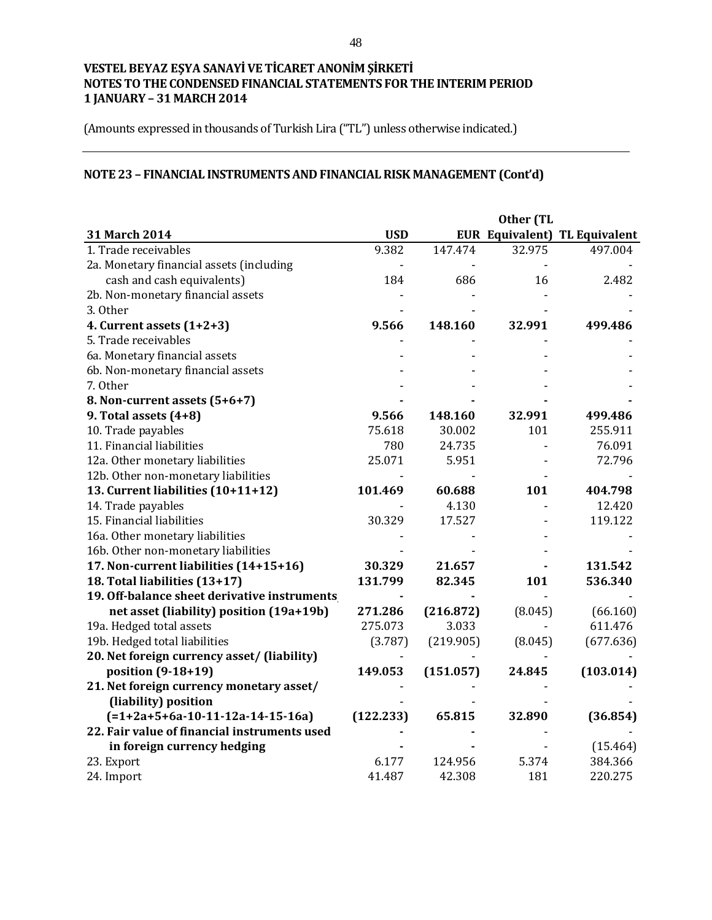# VESTEL BEYAZ EŞYA SANAYİ VE TİCARET ANONİM ŞİRKETİ
## NOTES TO THE CONDENSED FINANCIAL STATEMENTS FOR THE INTERIM PERIOD
## 1 JANUARY – 31 MARCH 2014

(Amounts expressed in thousands of Turkish Lira ("TL") unless otherwise indicated.)

---

## NOTE 23 – FINANCIAL INSTRUMENTS AND FINANCIAL RISK MANAGEMENT (Cont'd)

| 31 March 2014 | USD | EUR | Other (TL Equivalent) | TL Equivalent |
|---|---|---|---|---|
| 1. Trade receivables | 9.382 | 147.474 | 32.975 | 497.004 |
| 2a. Monetary financial assets (including | - | - | - | - |
| cash and cash equivalents) | 184 | 686 | 16 | 2.482 |
| 2b. Non-monetary financial assets | - | - | - | - |
| 3. Other | - | - | - | - |
| **4. Current assets (1+2+3)** | **9.566** | **148.160** | **32.991** | **499.486** |
| 5. Trade receivables | - | - | - | - |
| 6a. Monetary financial assets | - | - | - | - |
| 6b. Non-monetary financial assets | - | - | - | - |
| 7. Other | - | - | - | - |
| **8. Non-current assets (5+6+7)** | **-** | **-** | **-** | **-** |
| **9. Total assets (4+8)** | **9.566** | **148.160** | **32.991** | **499.486** |
| 10. Trade payables | 75.618 | 30.002 | 101 | 255.911 |
| 11. Financial liabilities | 780 | 24.735 | - | 76.091 |
| 12a. Other monetary liabilities | 25.071 | 5.951 | - | 72.796 |
| 12b. Other non-monetary liabilities | - | - | - | - |
| **13. Current liabilities (10+11+12)** | **101.469** | **60.688** | **101** | **404.798** |
| 14. Trade payables | - | 4.130 | - | 12.420 |
| 15. Financial liabilities | 30.329 | 17.527 | - | 119.122 |
| 16a. Other monetary liabilities | - | - | - | - |
| 16b. Other non-monetary liabilities | - | - | - | - |
| **17. Non-current liabilities (14+15+16)** | **30.329** | **21.657** | **-** | **131.542** |
| **18. Total liabilities (13+17)** | **131.799** | **82.345** | **101** | **536.340** |
| **19. Off-balance sheet derivative instruments** | **-** | **-** | - | - |
| **net asset (liability) position (19a+19b)** | **271.286** | **(216.872)** | (8.045) | (66.160) |
| 19a. Hedged total assets | 275.073 | 3.033 | - | 611.476 |
| 19b. Hedged total liabilities | (3.787) | (219.905) | (8.045) | (677.636) |
| **20. Net foreign currency asset/ (liability)** | - | - | - | - |
| **position (9-18+19)** | **149.053** | **(151.057)** | **24.845** | **(103.014)** |
| **21. Net foreign currency monetary asset/** | - | - | - | - |
| **(liability) position** | - | - | - | - |
| **(=1+2a+5+6a-10-11-12a-14-15-16a)** | **(122.233)** | **65.815** | **32.890** | **(36.854)** |
| **22. Fair value of financial instruments used** | **-** | **-** | - | - |
| **in foreign currency hedging** | **-** | **-** | - | (15.464) |
| 23. Export | 6.177 | 124.956 | 5.374 | 384.366 |
| 24. Import | 41.487 | 42.308 | 181 | 220.275 |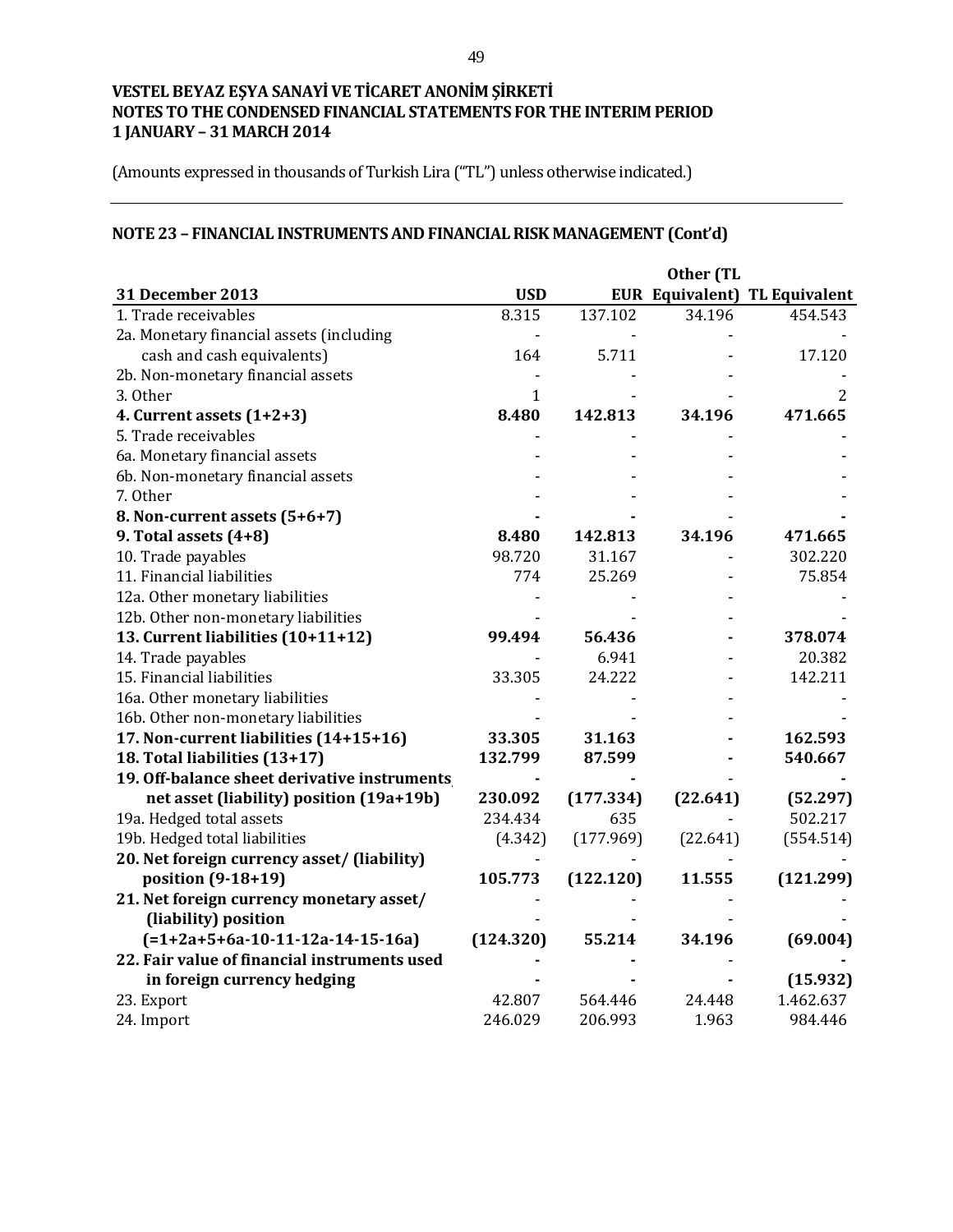**VESTEL BEYAZ EŞYA SANAYİ VE TİCARET ANONİM ŞİRKETİ**
**NOTES TO THE CONDENSED FINANCIAL STATEMENTS FOR THE INTERIM PERIOD**
**1 JANUARY – 31 MARCH 2014**

(Amounts expressed in thousands of Turkish Lira ("TL") unless otherwise indicated.)

## NOTE 23 – FINANCIAL INSTRUMENTS AND FINANCIAL RISK MANAGEMENT (Cont'd)

| 31 December 2013 | USD | EUR | Other (TL Equivalent) | TL Equivalent |
|---|---|---|---|---|
| 1. Trade receivables | 8.315 | 137.102 | 34.196 | 454.543 |
| 2a. Monetary financial assets (including cash and cash equivalents) | 164 | 5.711 | - | 17.120 |
| 2b. Non-monetary financial assets | - | - | - | - |
| 3. Other | 1 | - | - | 2 |
| **4. Current assets (1+2+3)** | **8.480** | **142.813** | **34.196** | **471.665** |
| 5. Trade receivables | - | - | - | - |
| 6a. Monetary financial assets | - | - | - | - |
| 6b. Non-monetary financial assets | - | - | - | - |
| 7. Other | - | - | - | - |
| **8. Non-current assets (5+6+7)** | **-** | **-** | - | **-** |
| **9. Total assets (4+8)** | **8.480** | **142.813** | **34.196** | **471.665** |
| 10. Trade payables | 98.720 | 31.167 | - | 302.220 |
| 11. Financial liabilities | 774 | 25.269 | - | 75.854 |
| 12a. Other monetary liabilities | - | - | - | - |
| 12b. Other non-monetary liabilities | - | - | - | - |
| **13. Current liabilities (10+11+12)** | **99.494** | **56.436** | **-** | **378.074** |
| 14. Trade payables | - | 6.941 | - | 20.382 |
| 15. Financial liabilities | 33.305 | 24.222 | - | 142.211 |
| 16a. Other monetary liabilities | - | - | - | - |
| 16b. Other non-monetary liabilities | - | - | - | - |
| **17. Non-current liabilities (14+15+16)** | **33.305** | **31.163** | **-** | **162.593** |
| **18. Total liabilities (13+17)** | **132.799** | **87.599** | **-** | **540.667** |
| **19. Off-balance sheet derivative instruments net asset (liability) position (19a+19b)** | **230.092** | **(177.334)** | **(22.641)** | **(52.297)** |
| 19a. Hedged total assets | 234.434 | 635 | - | 502.217 |
| 19b. Hedged total liabilities | (4.342) | (177.969) | (22.641) | (554.514) |
| **20. Net foreign currency asset/ (liability) position (9-18+19)** | **105.773** | **(122.120)** | **11.555** | **(121.299)** |
| **21. Net foreign currency monetary asset/ (liability) position (=1+2a+5+6a-10-11-12a-14-15-16a)** | **(124.320)** | **55.214** | **34.196** | **(69.004)** |
| **22. Fair value of financial instruments used in foreign currency hedging** | **-** | **-** | **-** | **(15.932)** |
| 23. Export | 42.807 | 564.446 | 24.448 | 1.462.637 |
| 24. Import | 246.029 | 206.993 | 1.963 | 984.446 |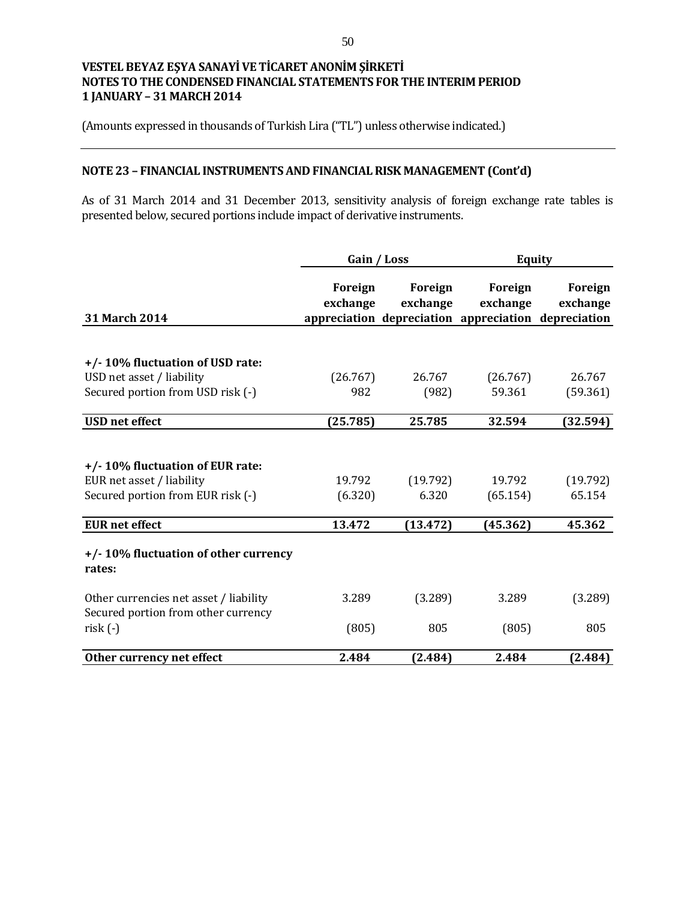**VESTEL BEYAZ EŞYA SANAYİ VE TİCARET ANONİM ŞİRKETİ**
**NOTES TO THE CONDENSED FINANCIAL STATEMENTS FOR THE INTERIM PERIOD**
**1 JANUARY – 31 MARCH 2014**

(Amounts expressed in thousands of Turkish Lira ("TL") unless otherwise indicated.)

## NOTE 23 – FINANCIAL INSTRUMENTS AND FINANCIAL RISK MANAGEMENT (Cont'd)

As of 31 March 2014 and 31 December 2013, sensitivity analysis of foreign exchange rate tables is presented below, secured portions include impact of derivative instruments.

| | Gain / Loss | | Equity | |
|---|---|---|---|---|
| **31 March 2014** | **Foreign exchange appreciation** | **Foreign exchange depreciation** | **Foreign exchange appreciation** | **Foreign exchange depreciation** |
| **+/- 10% fluctuation of USD rate:** | | | | |
| USD net asset / liability | (26.767) | 26.767 | (26.767) | 26.767 |
| Secured portion from USD risk (-) | 982 | (982) | 59.361 | (59.361) |
| **USD net effect** | **(25.785)** | **25.785** | **32.594** | **(32.594)** |
| **+/- 10% fluctuation of EUR rate:** | | | | |
| EUR net asset / liability | 19.792 | (19.792) | 19.792 | (19.792) |
| Secured portion from EUR risk (-) | (6.320) | 6.320 | (65.154) | 65.154 |
| **EUR net effect** | **13.472** | **(13.472)** | **(45.362)** | **45.362** |
| **+/- 10% fluctuation of other currency rates:** | | | | |
| Other currencies net asset / liability | 3.289 | (3.289) | 3.289 | (3.289) |
| Secured portion from other currency risk (-) | (805) | 805 | (805) | 805 |
| **Other currency net effect** | **2.484** | **(2.484)** | **2.484** | **(2.484)** |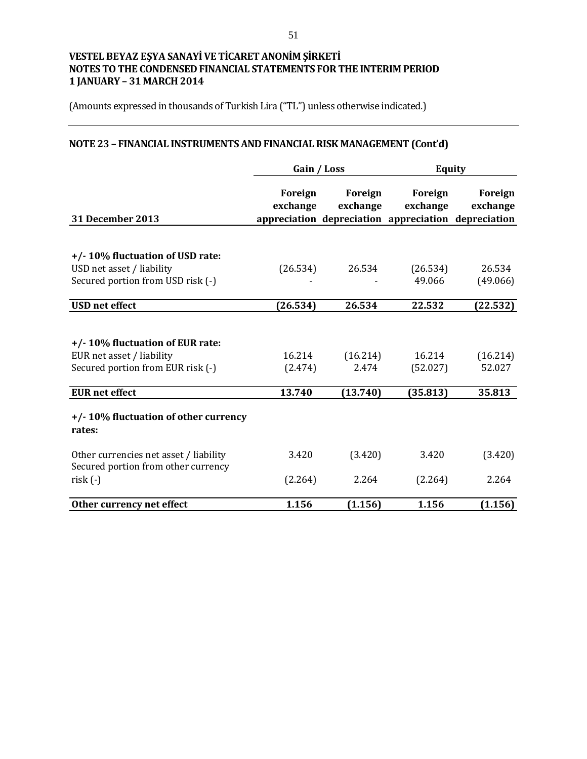**VESTEL BEYAZ EŞYA SANAYİ VE TİCARET ANONİM ŞİRKETİ**
**NOTES TO THE CONDENSED FINANCIAL STATEMENTS FOR THE INTERIM PERIOD**
**1 JANUARY – 31 MARCH 2014**

(Amounts expressed in thousands of Turkish Lira ("TL") unless otherwise indicated.)

## NOTE 23 – FINANCIAL INSTRUMENTS AND FINANCIAL RISK MANAGEMENT (Cont'd)

| | Gain / Loss | | Equity | |
|---|---|---|---|---|
| **31 December 2013** | **Foreign exchange appreciation** | **Foreign exchange depreciation** | **Foreign exchange appreciation** | **Foreign exchange depreciation** |
| **+/- 10% fluctuation of USD rate:** | | | | |
| USD net asset / liability | (26.534) | 26.534 | (26.534) | 26.534 |
| Secured portion from USD risk (-) | - | - | 49.066 | (49.066) |
| **USD net effect** | **(26.534)** | **26.534** | **22.532** | **(22.532)** |
| **+/- 10% fluctuation of EUR rate:** | | | | |
| EUR net asset / liability | 16.214 | (16.214) | 16.214 | (16.214) |
| Secured portion from EUR risk (-) | (2.474) | 2.474 | (52.027) | 52.027 |
| **EUR net effect** | **13.740** | **(13.740)** | **(35.813)** | **35.813** |
| **+/- 10% fluctuation of other currency rates:** | | | | |
| Other currencies net asset / liability | 3.420 | (3.420) | 3.420 | (3.420) |
| Secured portion from other currency risk (-) | (2.264) | 2.264 | (2.264) | 2.264 |
| **Other currency net effect** | **1.156** | **(1.156)** | **1.156** | **(1.156)** |